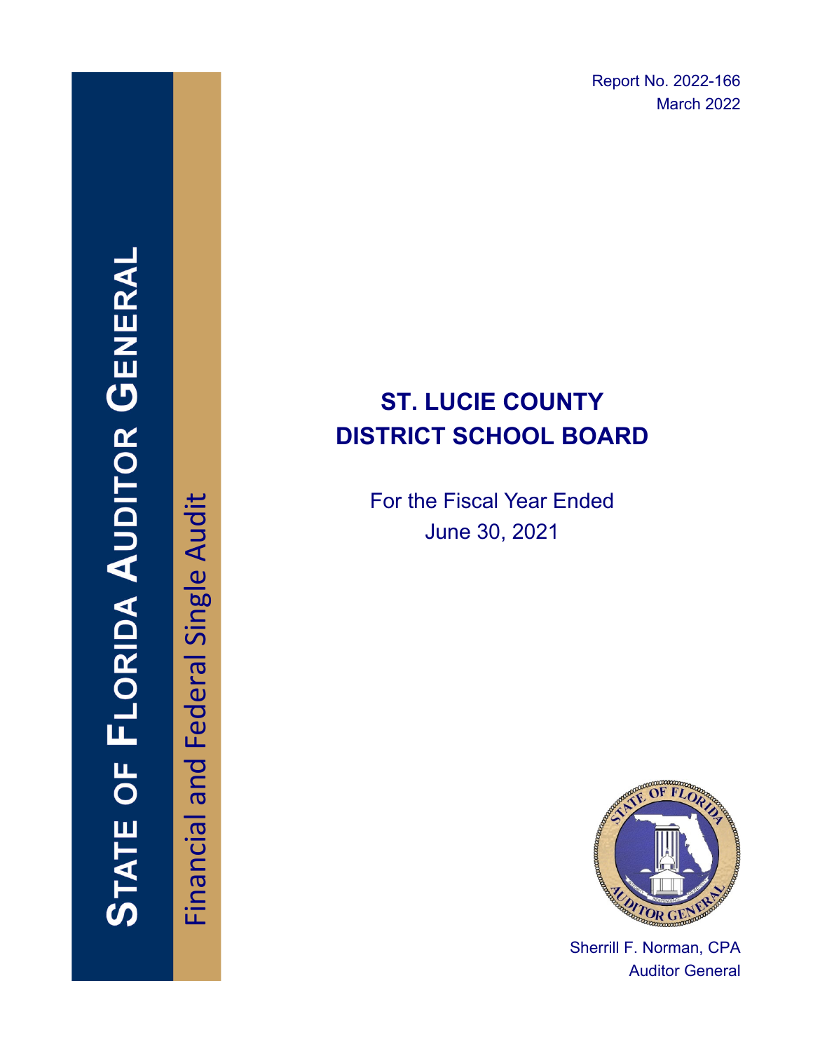STATE OF FLORIDA AUDITOR GENERAL

Financial and Federal Single Audit

Report No. 2022-166
March 2022

# ST. LUCIE COUNTY DISTRICT SCHOOL BOARD

For the Fiscal Year Ended
June 30, 2021

Sherrill F. Norman, CPA
Auditor General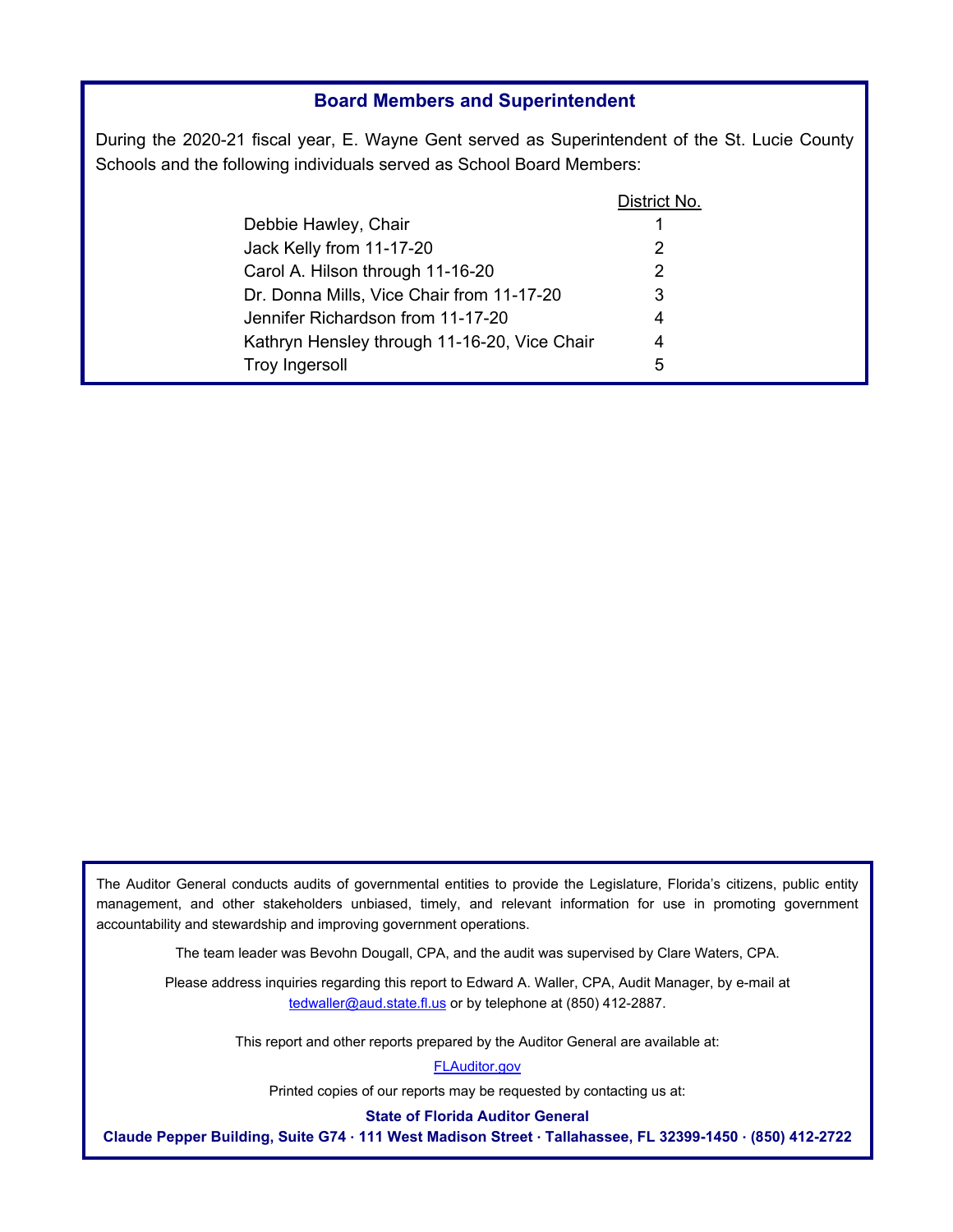## Board Members and Superintendent

During the 2020-21 fiscal year, E. Wayne Gent served as Superintendent of the St. Lucie County Schools and the following individuals served as School Board Members:

| | District No. |
|---|---|
| Debbie Hawley, Chair | 1 |
| Jack Kelly from 11-17-20 | 2 |
| Carol A. Hilson through 11-16-20 | 2 |
| Dr. Donna Mills, Vice Chair from 11-17-20 | 3 |
| Jennifer Richardson from 11-17-20 | 4 |
| Kathryn Hensley through 11-16-20, Vice Chair | 4 |
| Troy Ingersoll | 5 |

The Auditor General conducts audits of governmental entities to provide the Legislature, Florida's citizens, public entity management, and other stakeholders unbiased, timely, and relevant information for use in promoting government accountability and stewardship and improving government operations.

The team leader was Bevohn Dougall, CPA, and the audit was supervised by Clare Waters, CPA.

Please address inquiries regarding this report to Edward A. Waller, CPA, Audit Manager, by e-mail at tedwaller@aud.state.fl.us or by telephone at (850) 412-2887.

This report and other reports prepared by the Auditor General are available at:

FLAuditor.gov

Printed copies of our reports may be requested by contacting us at:

**State of Florida Auditor General**

**Claude Pepper Building, Suite G74 · 111 West Madison Street · Tallahassee, FL 32399-1450 · (850) 412-2722**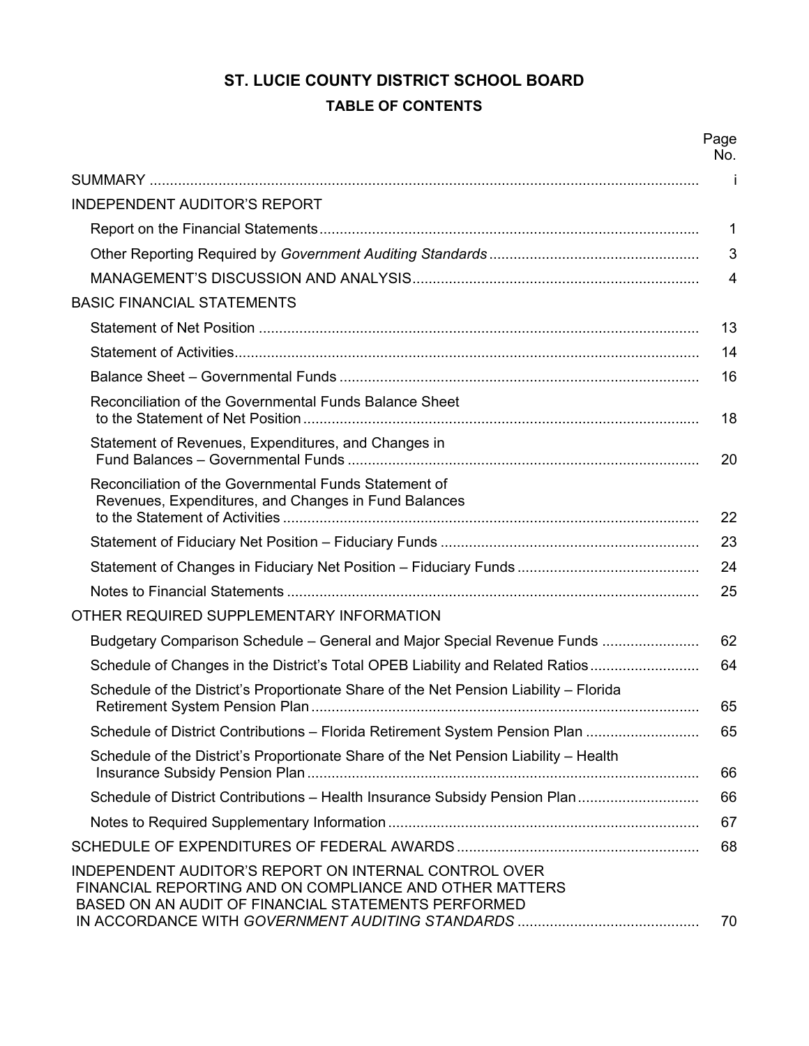# ST. LUCIE COUNTY DISTRICT SCHOOL BOARD

## TABLE OF CONTENTS

| | Page No. |
|---|---|
| SUMMARY | i |
| INDEPENDENT AUDITOR'S REPORT | |
| Report on the Financial Statements | 1 |
| Other Reporting Required by *Government Auditing Standards* | 3 |
| MANAGEMENT'S DISCUSSION AND ANALYSIS | 4 |
| BASIC FINANCIAL STATEMENTS | |
| Statement of Net Position | 13 |
| Statement of Activities | 14 |
| Balance Sheet – Governmental Funds | 16 |
| Reconciliation of the Governmental Funds Balance Sheet to the Statement of Net Position | 18 |
| Statement of Revenues, Expenditures, and Changes in Fund Balances – Governmental Funds | 20 |
| Reconciliation of the Governmental Funds Statement of Revenues, Expenditures, and Changes in Fund Balances to the Statement of Activities | 22 |
| Statement of Fiduciary Net Position – Fiduciary Funds | 23 |
| Statement of Changes in Fiduciary Net Position – Fiduciary Funds | 24 |
| Notes to Financial Statements | 25 |
| OTHER REQUIRED SUPPLEMENTARY INFORMATION | |
| Budgetary Comparison Schedule – General and Major Special Revenue Funds | 62 |
| Schedule of Changes in the District's Total OPEB Liability and Related Ratios | 64 |
| Schedule of the District's Proportionate Share of the Net Pension Liability – Florida Retirement System Pension Plan | 65 |
| Schedule of District Contributions – Florida Retirement System Pension Plan | 65 |
| Schedule of the District's Proportionate Share of the Net Pension Liability – Health Insurance Subsidy Pension Plan | 66 |
| Schedule of District Contributions – Health Insurance Subsidy Pension Plan | 66 |
| Notes to Required Supplementary Information | 67 |
| SCHEDULE OF EXPENDITURES OF FEDERAL AWARDS | 68 |
| INDEPENDENT AUDITOR'S REPORT ON INTERNAL CONTROL OVER FINANCIAL REPORTING AND ON COMPLIANCE AND OTHER MATTERS BASED ON AN AUDIT OF FINANCIAL STATEMENTS PERFORMED IN ACCORDANCE WITH *GOVERNMENT AUDITING STANDARDS* | 70 |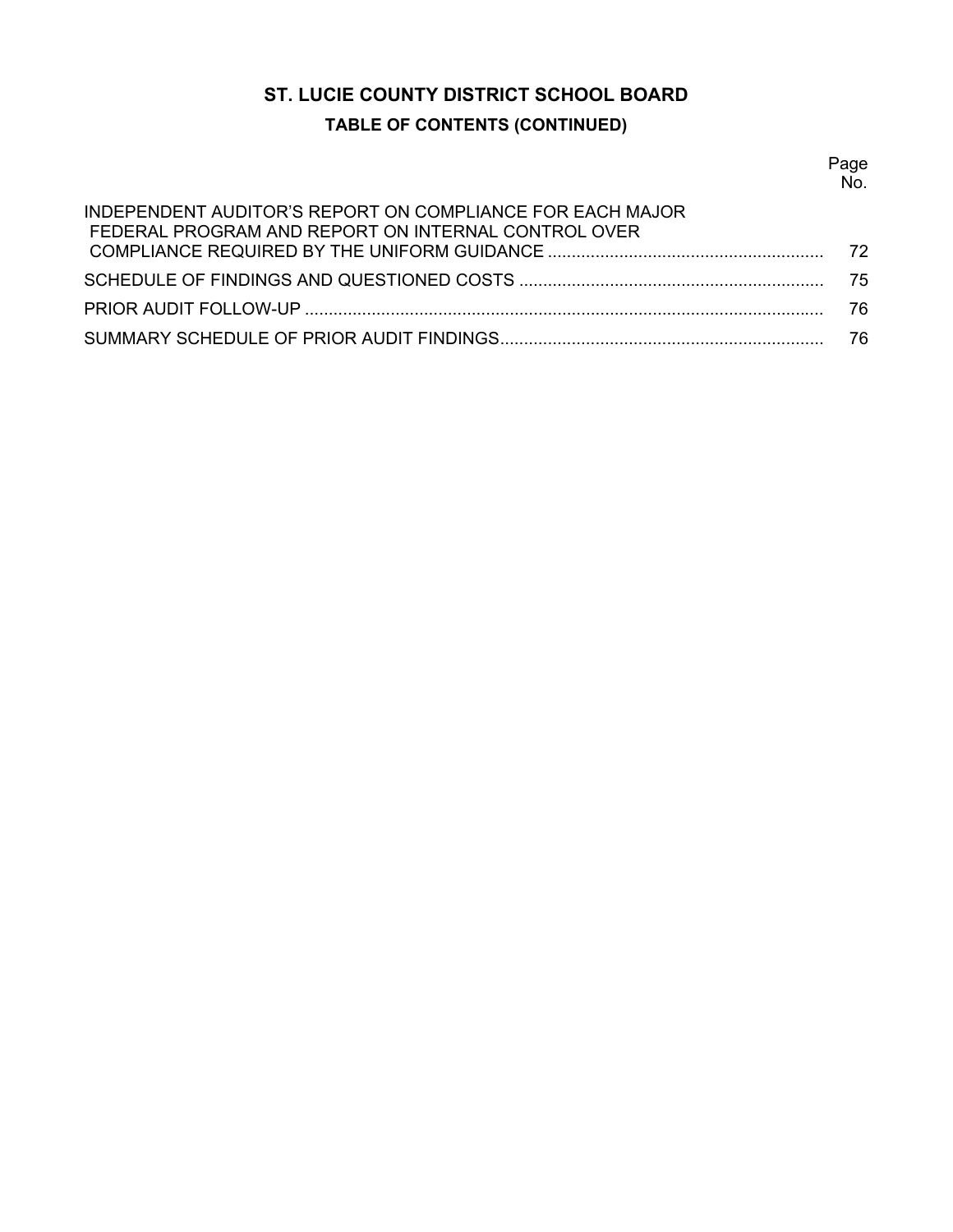# ST. LUCIE COUNTY DISTRICT SCHOOL BOARD

## TABLE OF CONTENTS (CONTINUED)

| | Page No. |
|---|---|
| INDEPENDENT AUDITOR'S REPORT ON COMPLIANCE FOR EACH MAJOR FEDERAL PROGRAM AND REPORT ON INTERNAL CONTROL OVER COMPLIANCE REQUIRED BY THE UNIFORM GUIDANCE | 72 |
| SCHEDULE OF FINDINGS AND QUESTIONED COSTS | 75 |
| PRIOR AUDIT FOLLOW-UP | 76 |
| SUMMARY SCHEDULE OF PRIOR AUDIT FINDINGS | 76 |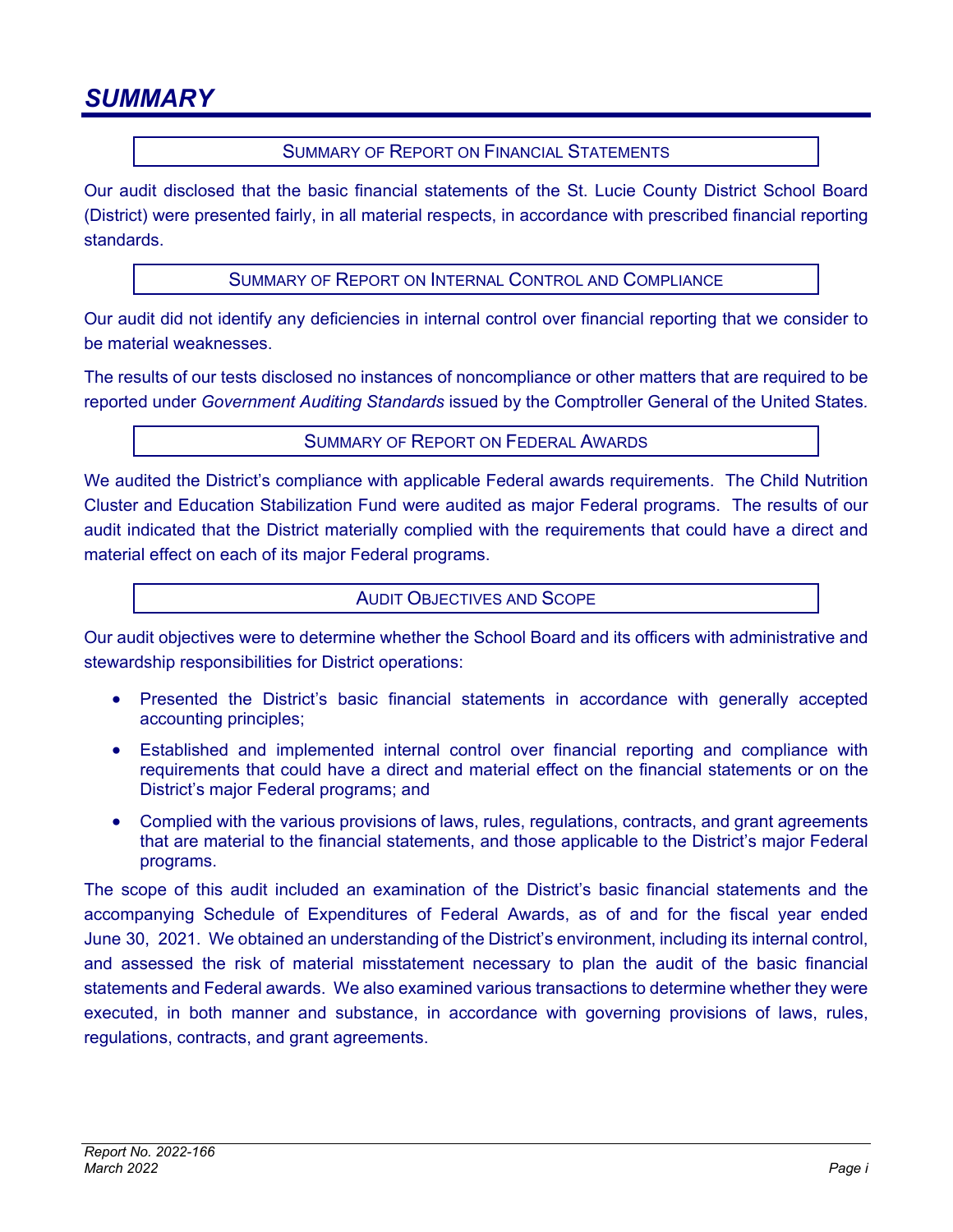# SUMMARY

### SUMMARY OF REPORT ON FINANCIAL STATEMENTS

Our audit disclosed that the basic financial statements of the St. Lucie County District School Board (District) were presented fairly, in all material respects, in accordance with prescribed financial reporting standards.

### SUMMARY OF REPORT ON INTERNAL CONTROL AND COMPLIANCE

Our audit did not identify any deficiencies in internal control over financial reporting that we consider to be material weaknesses.

The results of our tests disclosed no instances of noncompliance or other matters that are required to be reported under *Government Auditing Standards* issued by the Comptroller General of the United States.

### SUMMARY OF REPORT ON FEDERAL AWARDS

We audited the District's compliance with applicable Federal awards requirements. The Child Nutrition Cluster and Education Stabilization Fund were audited as major Federal programs. The results of our audit indicated that the District materially complied with the requirements that could have a direct and material effect on each of its major Federal programs.

### AUDIT OBJECTIVES AND SCOPE

Our audit objectives were to determine whether the School Board and its officers with administrative and stewardship responsibilities for District operations:

- Presented the District's basic financial statements in accordance with generally accepted accounting principles;
- Established and implemented internal control over financial reporting and compliance with requirements that could have a direct and material effect on the financial statements or on the District's major Federal programs; and
- Complied with the various provisions of laws, rules, regulations, contracts, and grant agreements that are material to the financial statements, and those applicable to the District's major Federal programs.

The scope of this audit included an examination of the District's basic financial statements and the accompanying Schedule of Expenditures of Federal Awards, as of and for the fiscal year ended June 30, 2021. We obtained an understanding of the District's environment, including its internal control, and assessed the risk of material misstatement necessary to plan the audit of the basic financial statements and Federal awards. We also examined various transactions to determine whether they were executed, in both manner and substance, in accordance with governing provisions of laws, rules, regulations, contracts, and grant agreements.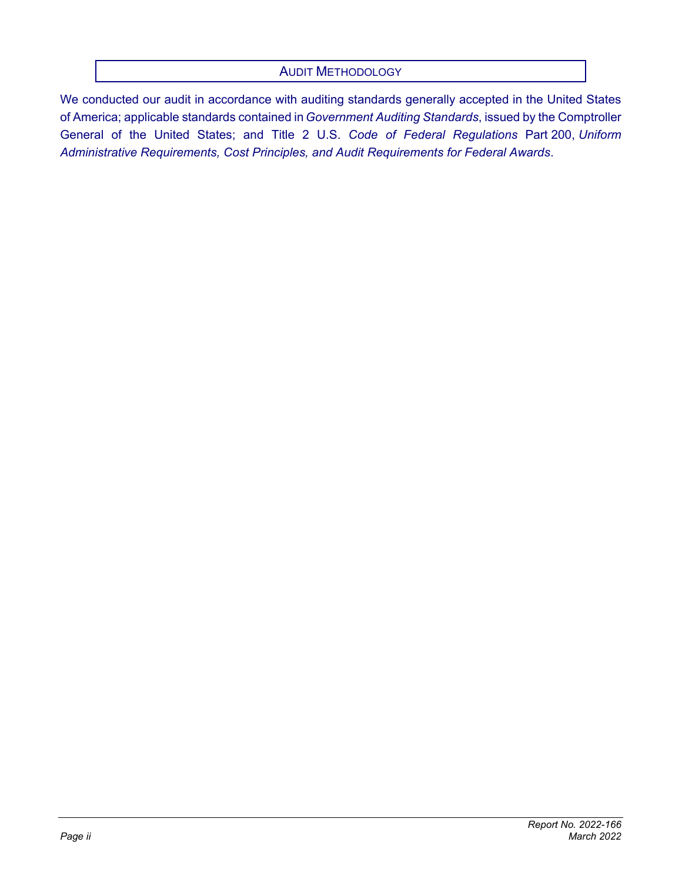## AUDIT METHODOLOGY

We conducted our audit in accordance with auditing standards generally accepted in the United States of America; applicable standards contained in *Government Auditing Standards*, issued by the Comptroller General of the United States; and Title 2 U.S. *Code of Federal Regulations* Part 200, *Uniform Administrative Requirements, Cost Principles, and Audit Requirements for Federal Awards*.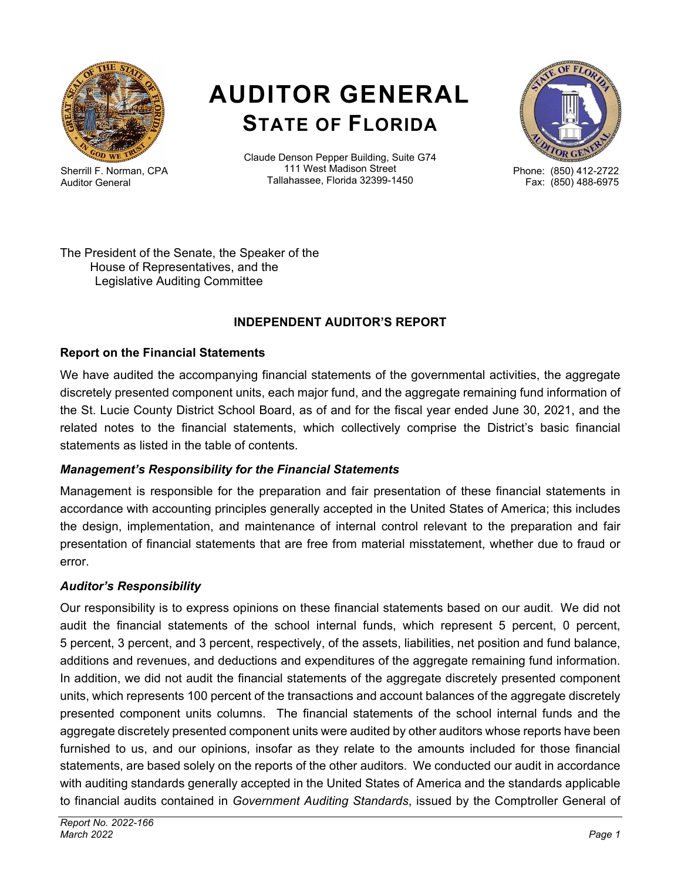# AUDITOR GENERAL
## STATE OF FLORIDA

Sherrill F. Norman, CPA
Auditor General

Claude Denson Pepper Building, Suite G74
111 West Madison Street
Tallahassee, Florida 32399-1450

Phone: (850) 412-2722
Fax: (850) 488-6975

The President of the Senate, the Speaker of the
House of Representatives, and the
Legislative Auditing Committee

**INDEPENDENT AUDITOR'S REPORT**

**Report on the Financial Statements**

We have audited the accompanying financial statements of the governmental activities, the aggregate discretely presented component units, each major fund, and the aggregate remaining fund information of the St. Lucie County District School Board, as of and for the fiscal year ended June 30, 2021, and the related notes to the financial statements, which collectively comprise the District's basic financial statements as listed in the table of contents.

***Management's Responsibility for the Financial Statements***

Management is responsible for the preparation and fair presentation of these financial statements in accordance with accounting principles generally accepted in the United States of America; this includes the design, implementation, and maintenance of internal control relevant to the preparation and fair presentation of financial statements that are free from material misstatement, whether due to fraud or error.

***Auditor's Responsibility***

Our responsibility is to express opinions on these financial statements based on our audit. We did not audit the financial statements of the school internal funds, which represent 5 percent, 0 percent, 5 percent, 3 percent, and 3 percent, respectively, of the assets, liabilities, net position and fund balance, additions and revenues, and deductions and expenditures of the aggregate remaining fund information. In addition, we did not audit the financial statements of the aggregate discretely presented component units, which represents 100 percent of the transactions and account balances of the aggregate discretely presented component units columns. The financial statements of the school internal funds and the aggregate discretely presented component units were audited by other auditors whose reports have been furnished to us, and our opinions, insofar as they relate to the amounts included for those financial statements, are based solely on the reports of the other auditors. We conducted our audit in accordance with auditing standards generally accepted in the United States of America and the standards applicable to financial audits contained in *Government Auditing Standards*, issued by the Comptroller General of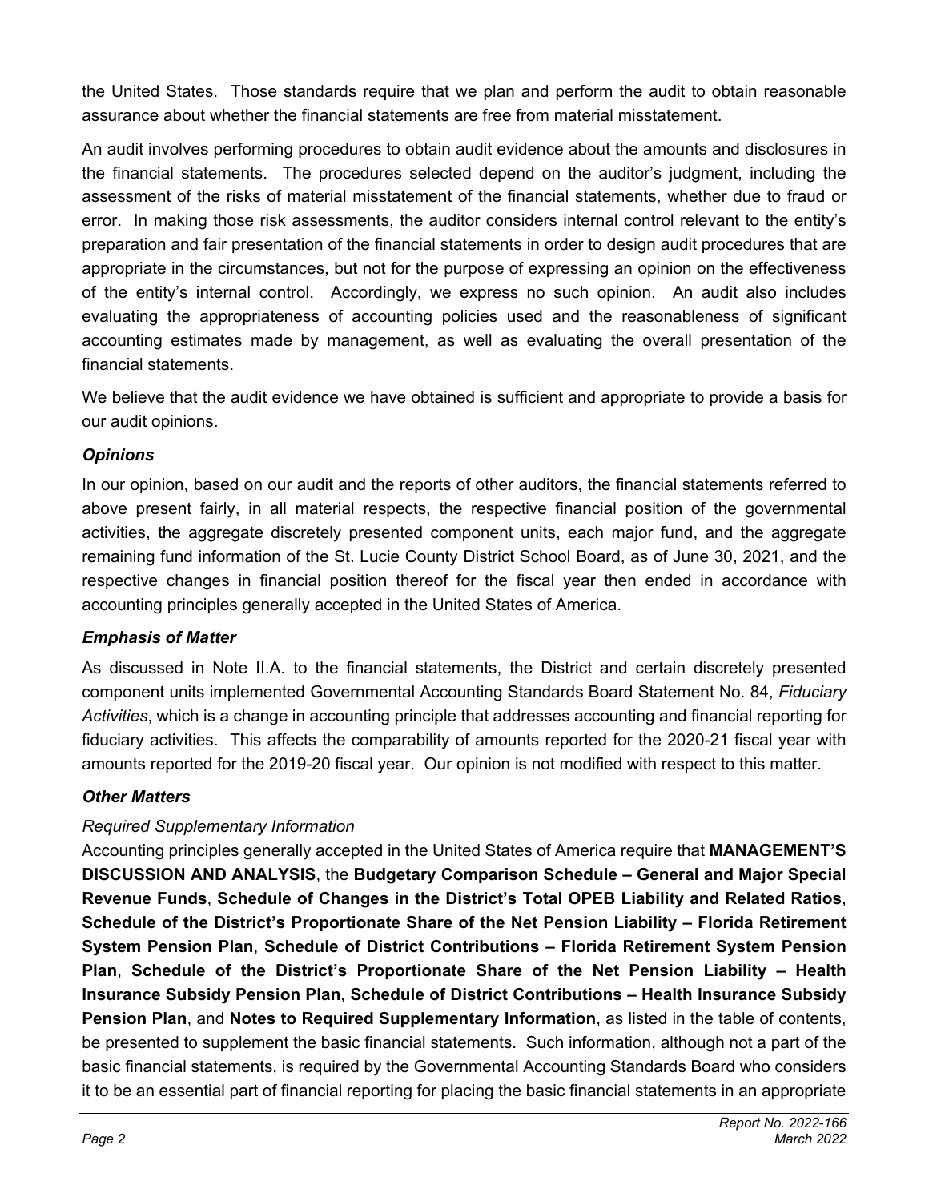the United States. Those standards require that we plan and perform the audit to obtain reasonable assurance about whether the financial statements are free from material misstatement.

An audit involves performing procedures to obtain audit evidence about the amounts and disclosures in the financial statements. The procedures selected depend on the auditor's judgment, including the assessment of the risks of material misstatement of the financial statements, whether due to fraud or error. In making those risk assessments, the auditor considers internal control relevant to the entity's preparation and fair presentation of the financial statements in order to design audit procedures that are appropriate in the circumstances, but not for the purpose of expressing an opinion on the effectiveness of the entity's internal control. Accordingly, we express no such opinion. An audit also includes evaluating the appropriateness of accounting policies used and the reasonableness of significant accounting estimates made by management, as well as evaluating the overall presentation of the financial statements.

We believe that the audit evidence we have obtained is sufficient and appropriate to provide a basis for our audit opinions.

### *Opinions*

In our opinion, based on our audit and the reports of other auditors, the financial statements referred to above present fairly, in all material respects, the respective financial position of the governmental activities, the aggregate discretely presented component units, each major fund, and the aggregate remaining fund information of the St. Lucie County District School Board, as of June 30, 2021, and the respective changes in financial position thereof for the fiscal year then ended in accordance with accounting principles generally accepted in the United States of America.

### *Emphasis of Matter*

As discussed in Note II.A. to the financial statements, the District and certain discretely presented component units implemented Governmental Accounting Standards Board Statement No. 84, *Fiduciary Activities*, which is a change in accounting principle that addresses accounting and financial reporting for fiduciary activities. This affects the comparability of amounts reported for the 2020-21 fiscal year with amounts reported for the 2019-20 fiscal year. Our opinion is not modified with respect to this matter.

### *Other Matters*

*Required Supplementary Information*

Accounting principles generally accepted in the United States of America require that **MANAGEMENT'S DISCUSSION AND ANALYSIS**, the **Budgetary Comparison Schedule – General and Major Special Revenue Funds**, **Schedule of Changes in the District's Total OPEB Liability and Related Ratios**, **Schedule of the District's Proportionate Share of the Net Pension Liability – Florida Retirement System Pension Plan**, **Schedule of District Contributions – Florida Retirement System Pension Plan**, **Schedule of the District's Proportionate Share of the Net Pension Liability – Health Insurance Subsidy Pension Plan**, **Schedule of District Contributions – Health Insurance Subsidy Pension Plan**, and **Notes to Required Supplementary Information**, as listed in the table of contents, be presented to supplement the basic financial statements. Such information, although not a part of the basic financial statements, is required by the Governmental Accounting Standards Board who considers it to be an essential part of financial reporting for placing the basic financial statements in an appropriate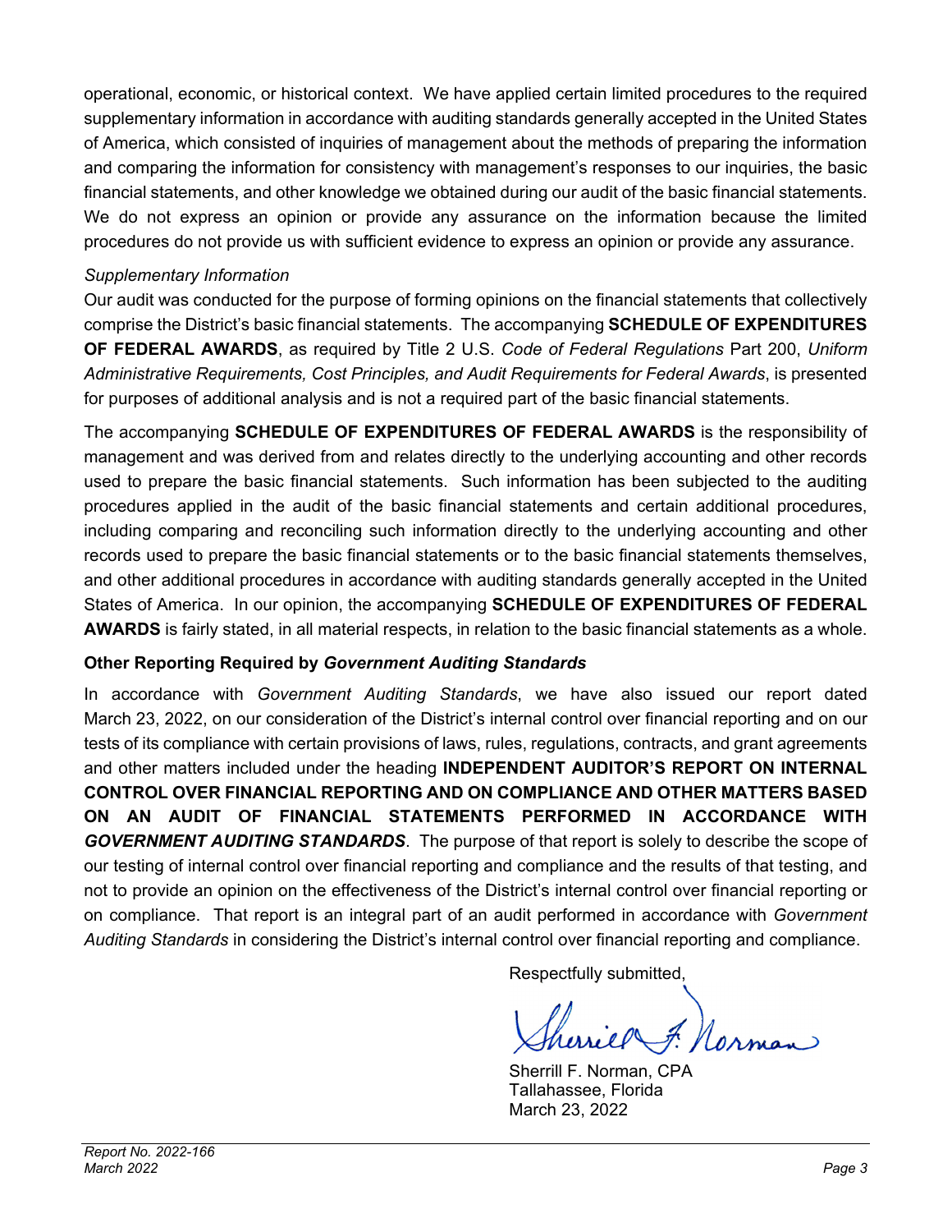operational, economic, or historical context. We have applied certain limited procedures to the required supplementary information in accordance with auditing standards generally accepted in the United States of America, which consisted of inquiries of management about the methods of preparing the information and comparing the information for consistency with management's responses to our inquiries, the basic financial statements, and other knowledge we obtained during our audit of the basic financial statements. We do not express an opinion or provide any assurance on the information because the limited procedures do not provide us with sufficient evidence to express an opinion or provide any assurance.

*Supplementary Information*

Our audit was conducted for the purpose of forming opinions on the financial statements that collectively comprise the District's basic financial statements. The accompanying **SCHEDULE OF EXPENDITURES OF FEDERAL AWARDS**, as required by Title 2 U.S. *Code of Federal Regulations* Part 200, *Uniform Administrative Requirements, Cost Principles, and Audit Requirements for Federal Awards*, is presented for purposes of additional analysis and is not a required part of the basic financial statements.

The accompanying **SCHEDULE OF EXPENDITURES OF FEDERAL AWARDS** is the responsibility of management and was derived from and relates directly to the underlying accounting and other records used to prepare the basic financial statements. Such information has been subjected to the auditing procedures applied in the audit of the basic financial statements and certain additional procedures, including comparing and reconciling such information directly to the underlying accounting and other records used to prepare the basic financial statements or to the basic financial statements themselves, and other additional procedures in accordance with auditing standards generally accepted in the United States of America. In our opinion, the accompanying **SCHEDULE OF EXPENDITURES OF FEDERAL AWARDS** is fairly stated, in all material respects, in relation to the basic financial statements as a whole.

**Other Reporting Required by *Government Auditing Standards***

In accordance with *Government Auditing Standards*, we have also issued our report dated March 23, 2022, on our consideration of the District's internal control over financial reporting and on our tests of its compliance with certain provisions of laws, rules, regulations, contracts, and grant agreements and other matters included under the heading **INDEPENDENT AUDITOR'S REPORT ON INTERNAL CONTROL OVER FINANCIAL REPORTING AND ON COMPLIANCE AND OTHER MATTERS BASED ON AN AUDIT OF FINANCIAL STATEMENTS PERFORMED IN ACCORDANCE WITH *GOVERNMENT AUDITING STANDARDS***. The purpose of that report is solely to describe the scope of our testing of internal control over financial reporting and compliance and the results of that testing, and not to provide an opinion on the effectiveness of the District's internal control over financial reporting or on compliance. That report is an integral part of an audit performed in accordance with *Government Auditing Standards* in considering the District's internal control over financial reporting and compliance.

Respectfully submitted,

Sherrill F. Norman, CPA
Tallahassee, Florida
March 23, 2022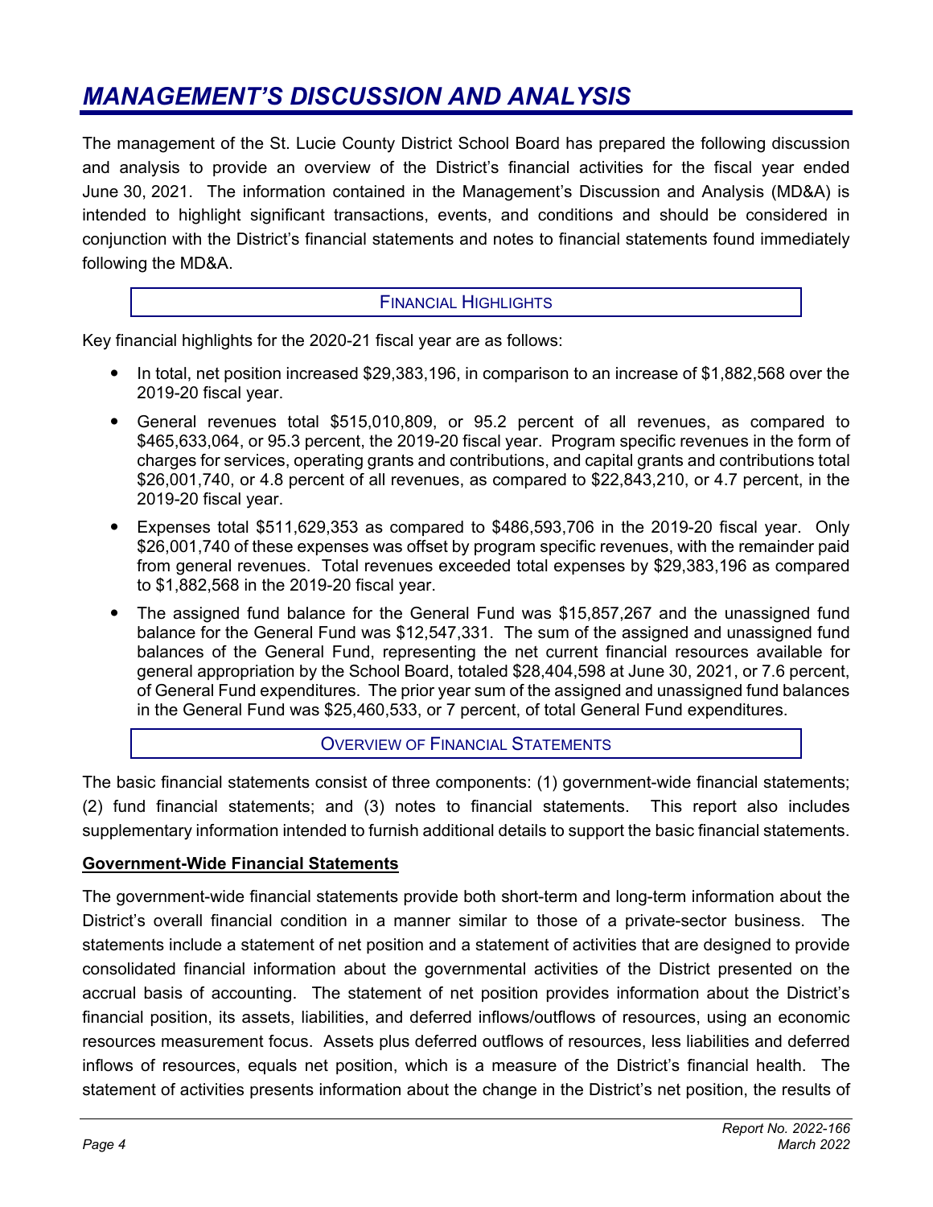# *MANAGEMENT'S DISCUSSION AND ANALYSIS*

The management of the St. Lucie County District School Board has prepared the following discussion and analysis to provide an overview of the District's financial activities for the fiscal year ended June 30, 2021. The information contained in the Management's Discussion and Analysis (MD&A) is intended to highlight significant transactions, events, and conditions and should be considered in conjunction with the District's financial statements and notes to financial statements found immediately following the MD&A.

## FINANCIAL HIGHLIGHTS

Key financial highlights for the 2020-21 fiscal year are as follows:

- In total, net position increased $29,383,196, in comparison to an increase of $1,882,568 over the 2019-20 fiscal year.
- General revenues total $515,010,809, or 95.2 percent of all revenues, as compared to $465,633,064, or 95.3 percent, the 2019-20 fiscal year. Program specific revenues in the form of charges for services, operating grants and contributions, and capital grants and contributions total $26,001,740, or 4.8 percent of all revenues, as compared to $22,843,210, or 4.7 percent, in the 2019-20 fiscal year.
- Expenses total $511,629,353 as compared to $486,593,706 in the 2019-20 fiscal year. Only $26,001,740 of these expenses was offset by program specific revenues, with the remainder paid from general revenues. Total revenues exceeded total expenses by $29,383,196 as compared to $1,882,568 in the 2019-20 fiscal year.
- The assigned fund balance for the General Fund was $15,857,267 and the unassigned fund balance for the General Fund was $12,547,331. The sum of the assigned and unassigned fund balances of the General Fund, representing the net current financial resources available for general appropriation by the School Board, totaled $28,404,598 at June 30, 2021, or 7.6 percent, of General Fund expenditures. The prior year sum of the assigned and unassigned fund balances in the General Fund was $25,460,533, or 7 percent, of total General Fund expenditures.

## OVERVIEW OF FINANCIAL STATEMENTS

The basic financial statements consist of three components: (1) government-wide financial statements; (2) fund financial statements; and (3) notes to financial statements. This report also includes supplementary information intended to furnish additional details to support the basic financial statements.

### Government-Wide Financial Statements

The government-wide financial statements provide both short-term and long-term information about the District's overall financial condition in a manner similar to those of a private-sector business. The statements include a statement of net position and a statement of activities that are designed to provide consolidated financial information about the governmental activities of the District presented on the accrual basis of accounting. The statement of net position provides information about the District's financial position, its assets, liabilities, and deferred inflows/outflows of resources, using an economic resources measurement focus. Assets plus deferred outflows of resources, less liabilities and deferred inflows of resources, equals net position, which is a measure of the District's financial health. The statement of activities presents information about the change in the District's net position, the results of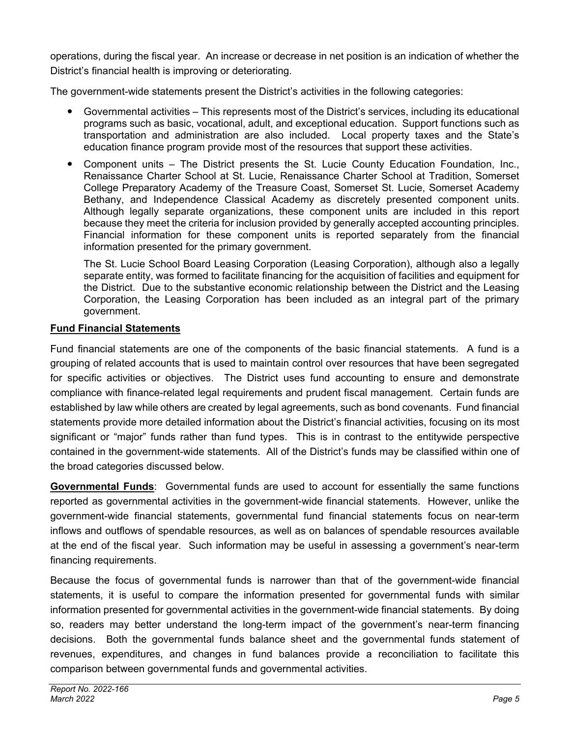operations, during the fiscal year. An increase or decrease in net position is an indication of whether the District's financial health is improving or deteriorating.

The government-wide statements present the District's activities in the following categories:

- Governmental activities – This represents most of the District's services, including its educational programs such as basic, vocational, adult, and exceptional education. Support functions such as transportation and administration are also included. Local property taxes and the State's education finance program provide most of the resources that support these activities.
- Component units – The District presents the St. Lucie County Education Foundation, Inc., Renaissance Charter School at St. Lucie, Renaissance Charter School at Tradition, Somerset College Preparatory Academy of the Treasure Coast, Somerset St. Lucie, Somerset Academy Bethany, and Independence Classical Academy as discretely presented component units. Although legally separate organizations, these component units are included in this report because they meet the criteria for inclusion provided by generally accepted accounting principles. Financial information for these component units is reported separately from the financial information presented for the primary government.

  The St. Lucie School Board Leasing Corporation (Leasing Corporation), although also a legally separate entity, was formed to facilitate financing for the acquisition of facilities and equipment for the District. Due to the substantive economic relationship between the District and the Leasing Corporation, the Leasing Corporation has been included as an integral part of the primary government.

**Fund Financial Statements**

Fund financial statements are one of the components of the basic financial statements. A fund is a grouping of related accounts that is used to maintain control over resources that have been segregated for specific activities or objectives. The District uses fund accounting to ensure and demonstrate compliance with finance-related legal requirements and prudent fiscal management. Certain funds are established by law while others are created by legal agreements, such as bond covenants. Fund financial statements provide more detailed information about the District's financial activities, focusing on its most significant or "major" funds rather than fund types. This is in contrast to the entitywide perspective contained in the government-wide statements. All of the District's funds may be classified within one of the broad categories discussed below.

**Governmental Funds**: Governmental funds are used to account for essentially the same functions reported as governmental activities in the government-wide financial statements. However, unlike the government-wide financial statements, governmental fund financial statements focus on near-term inflows and outflows of spendable resources, as well as on balances of spendable resources available at the end of the fiscal year. Such information may be useful in assessing a government's near-term financing requirements.

Because the focus of governmental funds is narrower than that of the government-wide financial statements, it is useful to compare the information presented for governmental funds with similar information presented for governmental activities in the government-wide financial statements. By doing so, readers may better understand the long-term impact of the government's near-term financing decisions. Both the governmental funds balance sheet and the governmental funds statement of revenues, expenditures, and changes in fund balances provide a reconciliation to facilitate this comparison between governmental funds and governmental activities.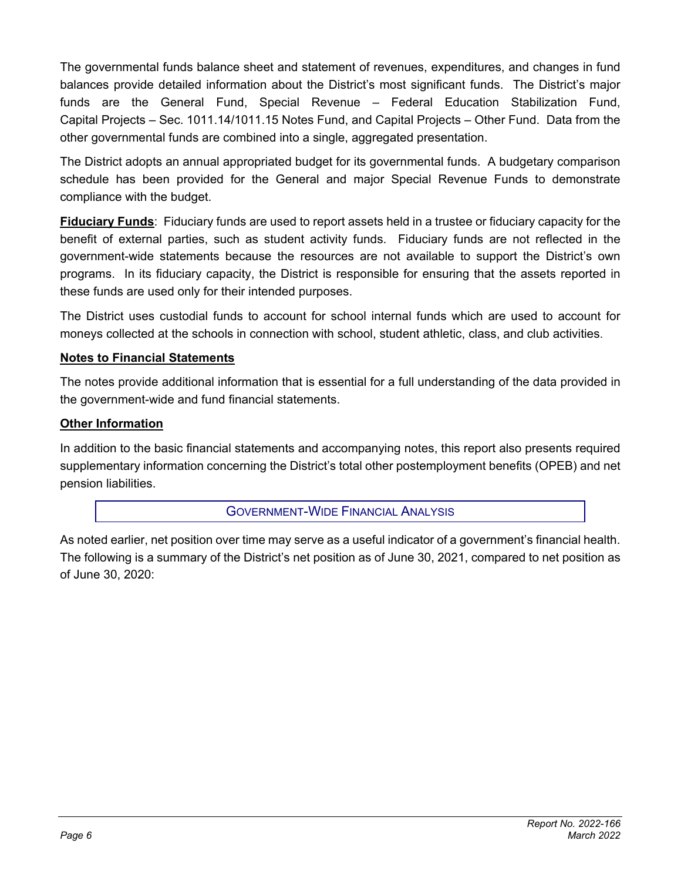The governmental funds balance sheet and statement of revenues, expenditures, and changes in fund balances provide detailed information about the District's most significant funds. The District's major funds are the General Fund, Special Revenue – Federal Education Stabilization Fund, Capital Projects – Sec. 1011.14/1011.15 Notes Fund, and Capital Projects – Other Fund. Data from the other governmental funds are combined into a single, aggregated presentation.

The District adopts an annual appropriated budget for its governmental funds. A budgetary comparison schedule has been provided for the General and major Special Revenue Funds to demonstrate compliance with the budget.

**Fiduciary Funds**: Fiduciary funds are used to report assets held in a trustee or fiduciary capacity for the benefit of external parties, such as student activity funds. Fiduciary funds are not reflected in the government-wide statements because the resources are not available to support the District's own programs. In its fiduciary capacity, the District is responsible for ensuring that the assets reported in these funds are used only for their intended purposes.

The District uses custodial funds to account for school internal funds which are used to account for moneys collected at the schools in connection with school, student athletic, class, and club activities.

**Notes to Financial Statements**

The notes provide additional information that is essential for a full understanding of the data provided in the government-wide and fund financial statements.

**Other Information**

In addition to the basic financial statements and accompanying notes, this report also presents required supplementary information concerning the District's total other postemployment benefits (OPEB) and net pension liabilities.

## GOVERNMENT-WIDE FINANCIAL ANALYSIS

As noted earlier, net position over time may serve as a useful indicator of a government's financial health. The following is a summary of the District's net position as of June 30, 2021, compared to net position as of June 30, 2020: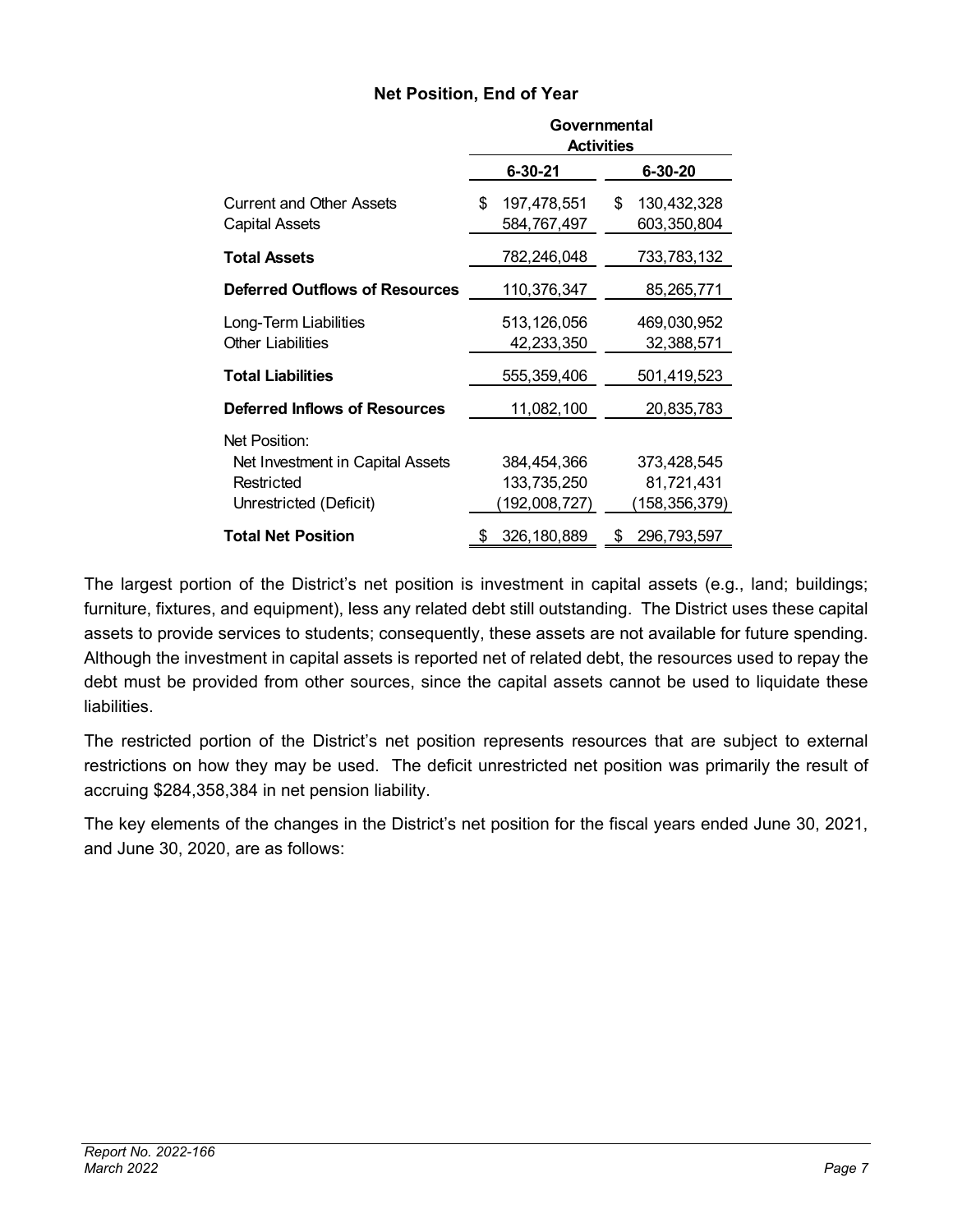### Net Position, End of Year

| | Governmental Activities | |
|---|---|---|
| | **6-30-21** | **6-30-20** |
| Current and Other Assets | $ 197,478,551 | $ 130,432,328 |
| Capital Assets | 584,767,497 | 603,350,804 |
| **Total Assets** | 782,246,048 | 733,783,132 |
| **Deferred Outflows of Resources** | 110,376,347 | 85,265,771 |
| Long-Term Liabilities | 513,126,056 | 469,030,952 |
| Other Liabilities | 42,233,350 | 32,388,571 |
| **Total Liabilities** | 555,359,406 | 501,419,523 |
| **Deferred Inflows of Resources** | 11,082,100 | 20,835,783 |
| Net Position: | | |
| Net Investment in Capital Assets | 384,454,366 | 373,428,545 |
| Restricted | 133,735,250 | 81,721,431 |
| Unrestricted (Deficit) | (192,008,727) | (158,356,379) |
| **Total Net Position** | $ 326,180,889 | $ 296,793,597 |

The largest portion of the District's net position is investment in capital assets (e.g., land; buildings; furniture, fixtures, and equipment), less any related debt still outstanding. The District uses these capital assets to provide services to students; consequently, these assets are not available for future spending. Although the investment in capital assets is reported net of related debt, the resources used to repay the debt must be provided from other sources, since the capital assets cannot be used to liquidate these liabilities.

The restricted portion of the District's net position represents resources that are subject to external restrictions on how they may be used. The deficit unrestricted net position was primarily the result of accruing $284,358,384 in net pension liability.

The key elements of the changes in the District's net position for the fiscal years ended June 30, 2021, and June 30, 2020, are as follows: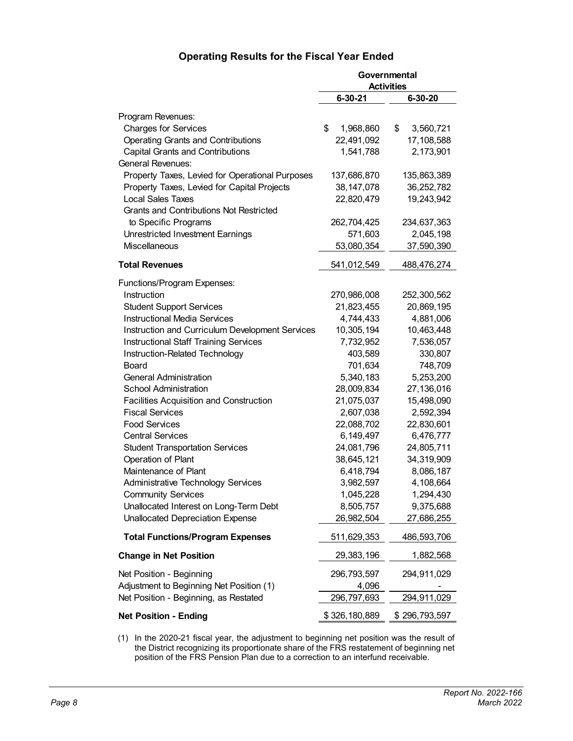## Operating Results for the Fiscal Year Ended

| | Governmental Activities | |
|---|---|---|
| | 6-30-21 | 6-30-20 |
| Program Revenues: | | |
| Charges for Services | $ 1,968,860 | $ 3,560,721 |
| Operating Grants and Contributions | 22,491,092 | 17,108,588 |
| Capital Grants and Contributions | 1,541,788 | 2,173,901 |
| General Revenues: | | |
| Property Taxes, Levied for Operational Purposes | 137,686,870 | 135,863,389 |
| Property Taxes, Levied for Capital Projects | 38,147,078 | 36,252,782 |
| Local Sales Taxes | 22,820,479 | 19,243,942 |
| Grants and Contributions Not Restricted to Specific Programs | 262,704,425 | 234,637,363 |
| Unrestricted Investment Earnings | 571,603 | 2,045,198 |
| Miscellaneous | 53,080,354 | 37,590,390 |
| **Total Revenues** | 541,012,549 | 488,476,274 |
| Functions/Program Expenses: | | |
| Instruction | 270,986,008 | 252,300,562 |
| Student Support Services | 21,823,455 | 20,869,195 |
| Instructional Media Services | 4,744,433 | 4,881,006 |
| Instruction and Curriculum Development Services | 10,305,194 | 10,463,448 |
| Instructional Staff Training Services | 7,732,952 | 7,536,057 |
| Instruction-Related Technology | 403,589 | 330,807 |
| Board | 701,634 | 748,709 |
| General Administration | 5,340,183 | 5,253,200 |
| School Administration | 28,009,834 | 27,136,016 |
| Facilities Acquisition and Construction | 21,075,037 | 15,498,090 |
| Fiscal Services | 2,607,038 | 2,592,394 |
| Food Services | 22,088,702 | 22,830,601 |
| Central Services | 6,149,497 | 6,476,777 |
| Student Transportation Services | 24,081,796 | 24,805,711 |
| Operation of Plant | 38,645,121 | 34,319,909 |
| Maintenance of Plant | 6,418,794 | 8,086,187 |
| Administrative Technology Services | 3,982,597 | 4,108,664 |
| Community Services | 1,045,228 | 1,294,430 |
| Unallocated Interest on Long-Term Debt | 8,505,757 | 9,375,688 |
| Unallocated Depreciation Expense | 26,982,504 | 27,686,255 |
| **Total Functions/Program Expenses** | 511,629,353 | 486,593,706 |
| **Change in Net Position** | 29,383,196 | 1,882,568 |
| Net Position - Beginning | 296,793,597 | 294,911,029 |
| Adjustment to Beginning Net Position (1) | 4,096 | - |
| Net Position - Beginning, as Restated | 296,797,693 | 294,911,029 |
| **Net Position - Ending** | $ 326,180,889 | $ 296,793,597 |

(1) In the 2020-21 fiscal year, the adjustment to beginning net position was the result of the District recognizing its proportionate share of the FRS restatement of beginning net position of the FRS Pension Plan due to a correction to an interfund receivable.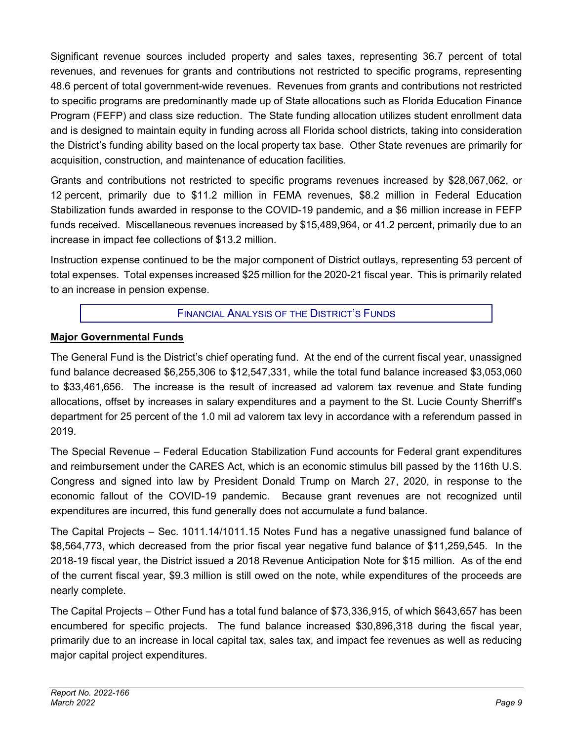Significant revenue sources included property and sales taxes, representing 36.7 percent of total revenues, and revenues for grants and contributions not restricted to specific programs, representing 48.6 percent of total government-wide revenues. Revenues from grants and contributions not restricted to specific programs are predominantly made up of State allocations such as Florida Education Finance Program (FEFP) and class size reduction. The State funding allocation utilizes student enrollment data and is designed to maintain equity in funding across all Florida school districts, taking into consideration the District's funding ability based on the local property tax base. Other State revenues are primarily for acquisition, construction, and maintenance of education facilities.

Grants and contributions not restricted to specific programs revenues increased by $28,067,062, or 12 percent, primarily due to $11.2 million in FEMA revenues, $8.2 million in Federal Education Stabilization funds awarded in response to the COVID-19 pandemic, and a $6 million increase in FEFP funds received. Miscellaneous revenues increased by $15,489,964, or 41.2 percent, primarily due to an increase in impact fee collections of $13.2 million.

Instruction expense continued to be the major component of District outlays, representing 53 percent of total expenses. Total expenses increased $25 million for the 2020-21 fiscal year. This is primarily related to an increase in pension expense.

## FINANCIAL ANALYSIS OF THE DISTRICT'S FUNDS

### Major Governmental Funds

The General Fund is the District's chief operating fund. At the end of the current fiscal year, unassigned fund balance decreased $6,255,306 to $12,547,331, while the total fund balance increased $3,053,060 to $33,461,656. The increase is the result of increased ad valorem tax revenue and State funding allocations, offset by increases in salary expenditures and a payment to the St. Lucie County Sherriff's department for 25 percent of the 1.0 mil ad valorem tax levy in accordance with a referendum passed in 2019.

The Special Revenue – Federal Education Stabilization Fund accounts for Federal grant expenditures and reimbursement under the CARES Act, which is an economic stimulus bill passed by the 116th U.S. Congress and signed into law by President Donald Trump on March 27, 2020, in response to the economic fallout of the COVID-19 pandemic. Because grant revenues are not recognized until expenditures are incurred, this fund generally does not accumulate a fund balance.

The Capital Projects – Sec. 1011.14/1011.15 Notes Fund has a negative unassigned fund balance of $8,564,773, which decreased from the prior fiscal year negative fund balance of $11,259,545. In the 2018-19 fiscal year, the District issued a 2018 Revenue Anticipation Note for $15 million. As of the end of the current fiscal year, $9.3 million is still owed on the note, while expenditures of the proceeds are nearly complete.

The Capital Projects – Other Fund has a total fund balance of $73,336,915, of which $643,657 has been encumbered for specific projects. The fund balance increased $30,896,318 during the fiscal year, primarily due to an increase in local capital tax, sales tax, and impact fee revenues as well as reducing major capital project expenditures.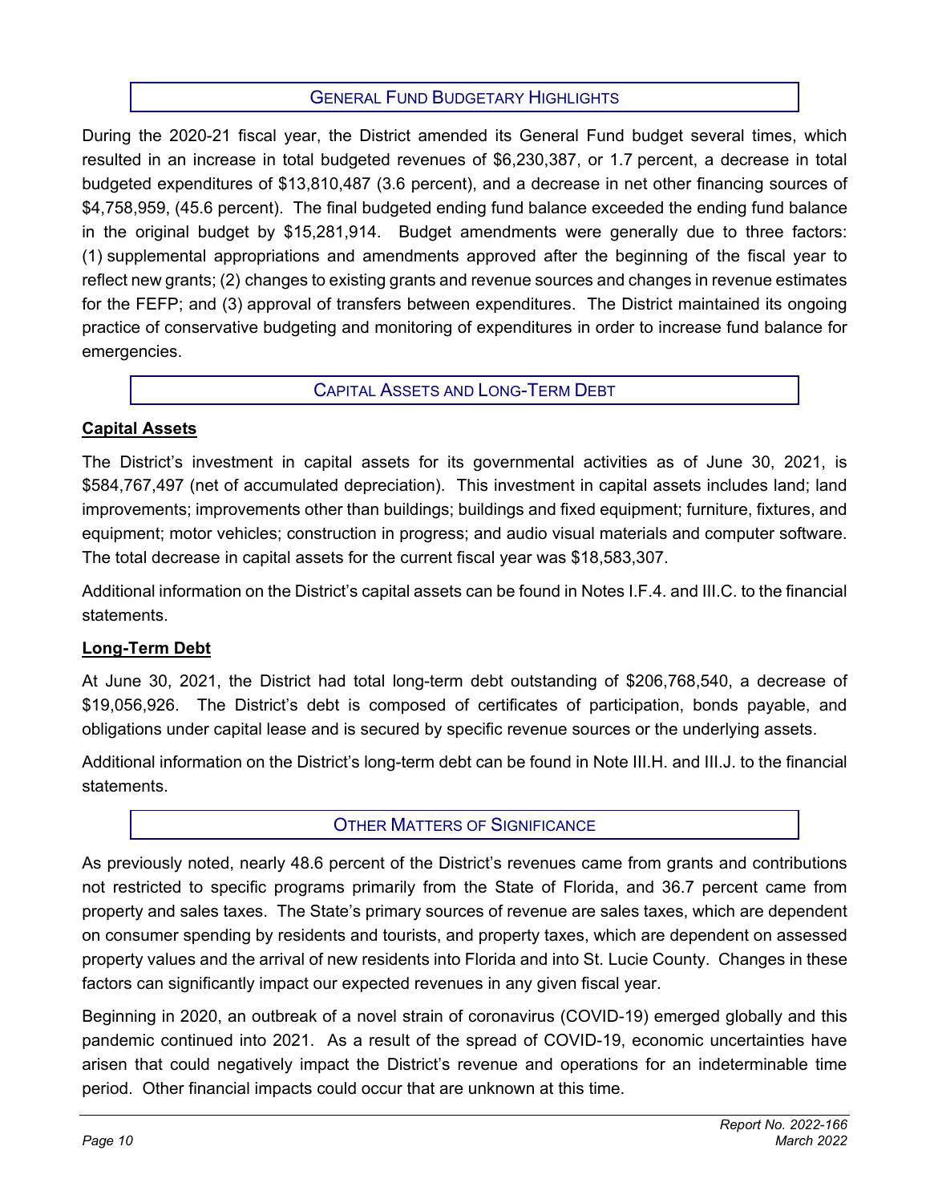## General Fund Budgetary Highlights

During the 2020-21 fiscal year, the District amended its General Fund budget several times, which resulted in an increase in total budgeted revenues of $6,230,387, or 1.7 percent, a decrease in total budgeted expenditures of $13,810,487 (3.6 percent), and a decrease in net other financing sources of $4,758,959, (45.6 percent). The final budgeted ending fund balance exceeded the ending fund balance in the original budget by $15,281,914. Budget amendments were generally due to three factors: (1) supplemental appropriations and amendments approved after the beginning of the fiscal year to reflect new grants; (2) changes to existing grants and revenue sources and changes in revenue estimates for the FEFP; and (3) approval of transfers between expenditures. The District maintained its ongoing practice of conservative budgeting and monitoring of expenditures in order to increase fund balance for emergencies.

## Capital Assets and Long-Term Debt

**Capital Assets**

The District's investment in capital assets for its governmental activities as of June 30, 2021, is $584,767,497 (net of accumulated depreciation). This investment in capital assets includes land; land improvements; improvements other than buildings; buildings and fixed equipment; furniture, fixtures, and equipment; motor vehicles; construction in progress; and audio visual materials and computer software. The total decrease in capital assets for the current fiscal year was $18,583,307.

Additional information on the District's capital assets can be found in Notes I.F.4. and III.C. to the financial statements.

**Long-Term Debt**

At June 30, 2021, the District had total long-term debt outstanding of $206,768,540, a decrease of $19,056,926. The District's debt is composed of certificates of participation, bonds payable, and obligations under capital lease and is secured by specific revenue sources or the underlying assets.

Additional information on the District's long-term debt can be found in Note III.H. and III.J. to the financial statements.

## Other Matters of Significance

As previously noted, nearly 48.6 percent of the District's revenues came from grants and contributions not restricted to specific programs primarily from the State of Florida, and 36.7 percent came from property and sales taxes. The State's primary sources of revenue are sales taxes, which are dependent on consumer spending by residents and tourists, and property taxes, which are dependent on assessed property values and the arrival of new residents into Florida and into St. Lucie County. Changes in these factors can significantly impact our expected revenues in any given fiscal year.

Beginning in 2020, an outbreak of a novel strain of coronavirus (COVID-19) emerged globally and this pandemic continued into 2021. As a result of the spread of COVID-19, economic uncertainties have arisen that could negatively impact the District's revenue and operations for an indeterminable time period. Other financial impacts could occur that are unknown at this time.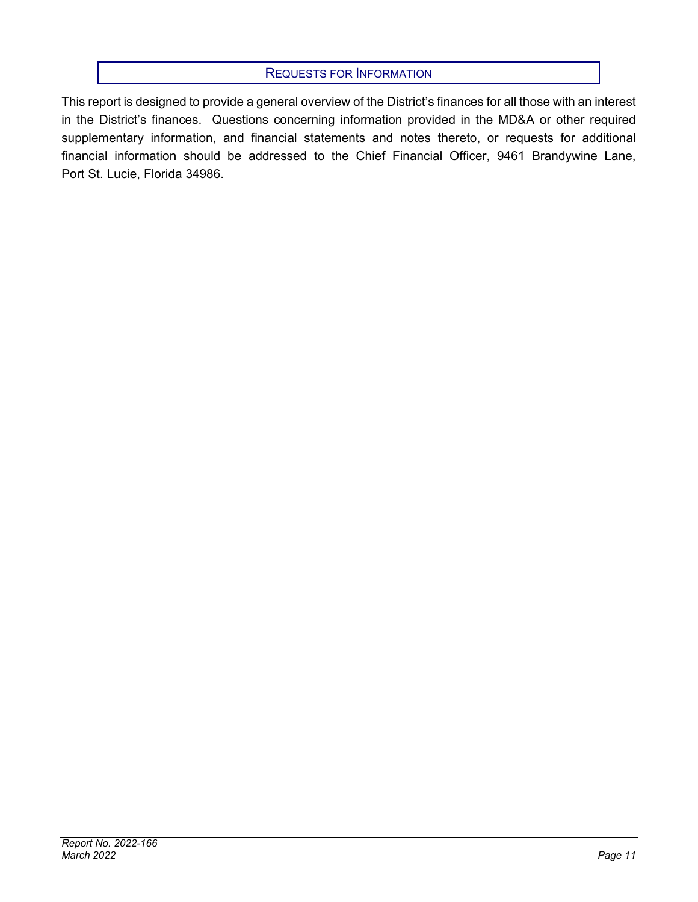## Requests for Information

This report is designed to provide a general overview of the District's finances for all those with an interest in the District's finances. Questions concerning information provided in the MD&A or other required supplementary information, and financial statements and notes thereto, or requests for additional financial information should be addressed to the Chief Financial Officer, 9461 Brandywine Lane, Port St. Lucie, Florida 34986.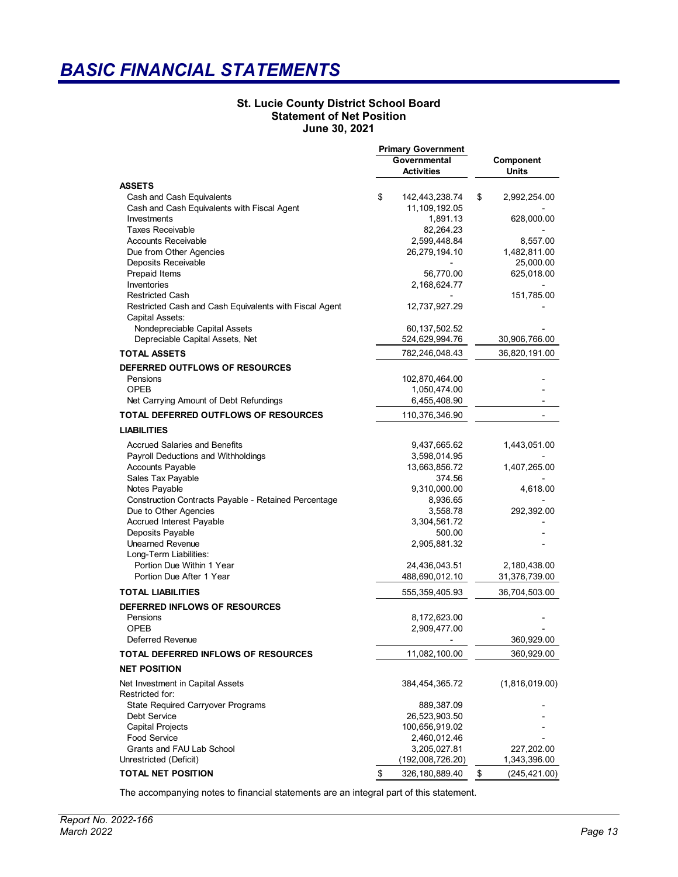# BASIC FINANCIAL STATEMENTS

**St. Lucie County District School Board**
**Statement of Net Position**
**June 30, 2021**

| | Primary Government Governmental Activities | Component Units |
|---|---|---|
| **ASSETS** | | |
| Cash and Cash Equivalents | $ 142,443,238.74 | $ 2,992,254.00 |
| Cash and Cash Equivalents with Fiscal Agent | 11,109,192.05 | - |
| Investments | 1,891.13 | 628,000.00 |
| Taxes Receivable | 82,264.23 | - |
| Accounts Receivable | 2,599,448.84 | 8,557.00 |
| Due from Other Agencies | 26,279,194.10 | 1,482,811.00 |
| Deposits Receivable | - | 25,000.00 |
| Prepaid Items | 56,770.00 | 625,018.00 |
| Inventories | 2,168,624.77 | - |
| Restricted Cash | - | 151,785.00 |
| Restricted Cash and Cash Equivalents with Fiscal Agent | 12,737,927.29 | - |
| Capital Assets: | | |
| Nondepreciable Capital Assets | 60,137,502.52 | - |
| Depreciable Capital Assets, Net | 524,629,994.76 | 30,906,766.00 |
| **TOTAL ASSETS** | 782,246,048.43 | 36,820,191.00 |
| **DEFERRED OUTFLOWS OF RESOURCES** | | |
| Pensions | 102,870,464.00 | - |
| OPEB | 1,050,474.00 | - |
| Net Carrying Amount of Debt Refundings | 6,455,408.90 | - |
| **TOTAL DEFERRED OUTFLOWS OF RESOURCES** | 110,376,346.90 | - |
| **LIABILITIES** | | |
| Accrued Salaries and Benefits | 9,437,665.62 | 1,443,051.00 |
| Payroll Deductions and Withholdings | 3,598,014.95 | - |
| Accounts Payable | 13,663,856.72 | 1,407,265.00 |
| Sales Tax Payable | 374.56 | - |
| Notes Payable | 9,310,000.00 | 4,618.00 |
| Construction Contracts Payable - Retained Percentage | 8,936.65 | - |
| Due to Other Agencies | 3,558.78 | 292,392.00 |
| Accrued Interest Payable | 3,304,561.72 | - |
| Deposits Payable | 500.00 | - |
| Unearned Revenue | 2,905,881.32 | - |
| Long-Term Liabilities: | | |
| Portion Due Within 1 Year | 24,436,043.51 | 2,180,438.00 |
| Portion Due After 1 Year | 488,690,012.10 | 31,376,739.00 |
| **TOTAL LIABILITIES** | 555,359,405.93 | 36,704,503.00 |
| **DEFERRED INFLOWS OF RESOURCES** | | |
| Pensions | 8,172,623.00 | - |
| OPEB | 2,909,477.00 | - |
| Deferred Revenue | - | 360,929.00 |
| **TOTAL DEFERRED INFLOWS OF RESOURCES** | 11,082,100.00 | 360,929.00 |
| **NET POSITION** | | |
| Net Investment in Capital Assets | 384,454,365.72 | (1,816,019.00) |
| Restricted for: | | |
| State Required Carryover Programs | 889,387.09 | - |
| Debt Service | 26,523,903.50 | - |
| Capital Projects | 100,656,919.02 | - |
| Food Service | 2,460,012.46 | - |
| Grants and FAU Lab School | 3,205,027.81 | 227,202.00 |
| Unrestricted (Deficit) | (192,008,726.20) | 1,343,396.00 |
| **TOTAL NET POSITION** | $ 326,180,889.40 | $ (245,421.00) |

The accompanying notes to financial statements are an integral part of this statement.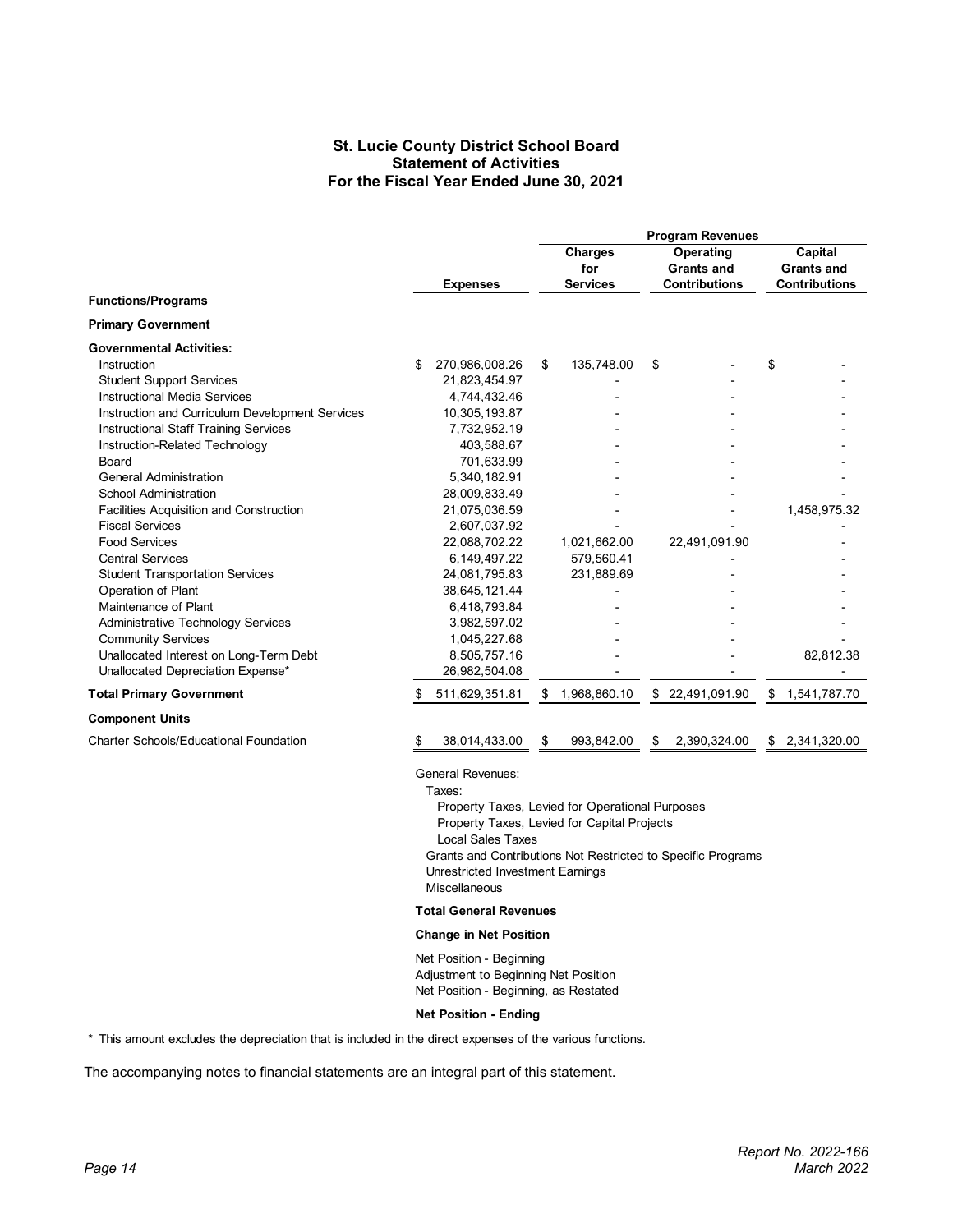# St. Lucie County District School Board
## Statement of Activities
### For the Fiscal Year Ended June 30, 2021

| | | Program Revenues | | |
|---|---|---|---|---|
| **Functions/Programs** | **Expenses** | **Charges for Services** | **Operating Grants and Contributions** | **Capital Grants and Contributions** |
| **Primary Government** | | | | |
| **Governmental Activities:** | | | | |
| Instruction | $ 270,986,008.26 | $ 135,748.00 | $ - | $ - |
| Student Support Services | 21,823,454.97 | - | - | - |
| Instructional Media Services | 4,744,432.46 | - | - | - |
| Instruction and Curriculum Development Services | 10,305,193.87 | - | - | - |
| Instructional Staff Training Services | 7,732,952.19 | - | - | - |
| Instruction-Related Technology | 403,588.67 | - | - | - |
| Board | 701,633.99 | - | - | - |
| General Administration | 5,340,182.91 | - | - | - |
| School Administration | 28,009,833.49 | - | - | - |
| Facilities Acquisition and Construction | 21,075,036.59 | - | - | 1,458,975.32 |
| Fiscal Services | 2,607,037.92 | - | - | - |
| Food Services | 22,088,702.22 | 1,021,662.00 | 22,491,091.90 | - |
| Central Services | 6,149,497.22 | 579,560.41 | - | - |
| Student Transportation Services | 24,081,795.83 | 231,889.69 | - | - |
| Operation of Plant | 38,645,121.44 | - | - | - |
| Maintenance of Plant | 6,418,793.84 | - | - | - |
| Administrative Technology Services | 3,982,597.02 | - | - | - |
| Community Services | 1,045,227.68 | - | - | - |
| Unallocated Interest on Long-Term Debt | 8,505,757.16 | - | - | 82,812.38 |
| Unallocated Depreciation Expense* | 26,982,504.08 | - | - | - |
| **Total Primary Government** | $ 511,629,351.81 | $ 1,968,860.10 | $ 22,491,091.90 | $ 1,541,787.70 |
| **Component Units** | | | | |
| Charter Schools/Educational Foundation | $ 38,014,433.00 | $ 993,842.00 | $ 2,390,324.00 | $ 2,341,320.00 |

General Revenues:
- Taxes:
  - Property Taxes, Levied for Operational Purposes
  - Property Taxes, Levied for Capital Projects
  - Local Sales Taxes
- Grants and Contributions Not Restricted to Specific Programs
- Unrestricted Investment Earnings
- Miscellaneous

**Total General Revenues**

**Change in Net Position**

Net Position - Beginning
Adjustment to Beginning Net Position
Net Position - Beginning, as Restated

**Net Position - Ending**

\* This amount excludes the depreciation that is included in the direct expenses of the various functions.

The accompanying notes to financial statements are an integral part of this statement.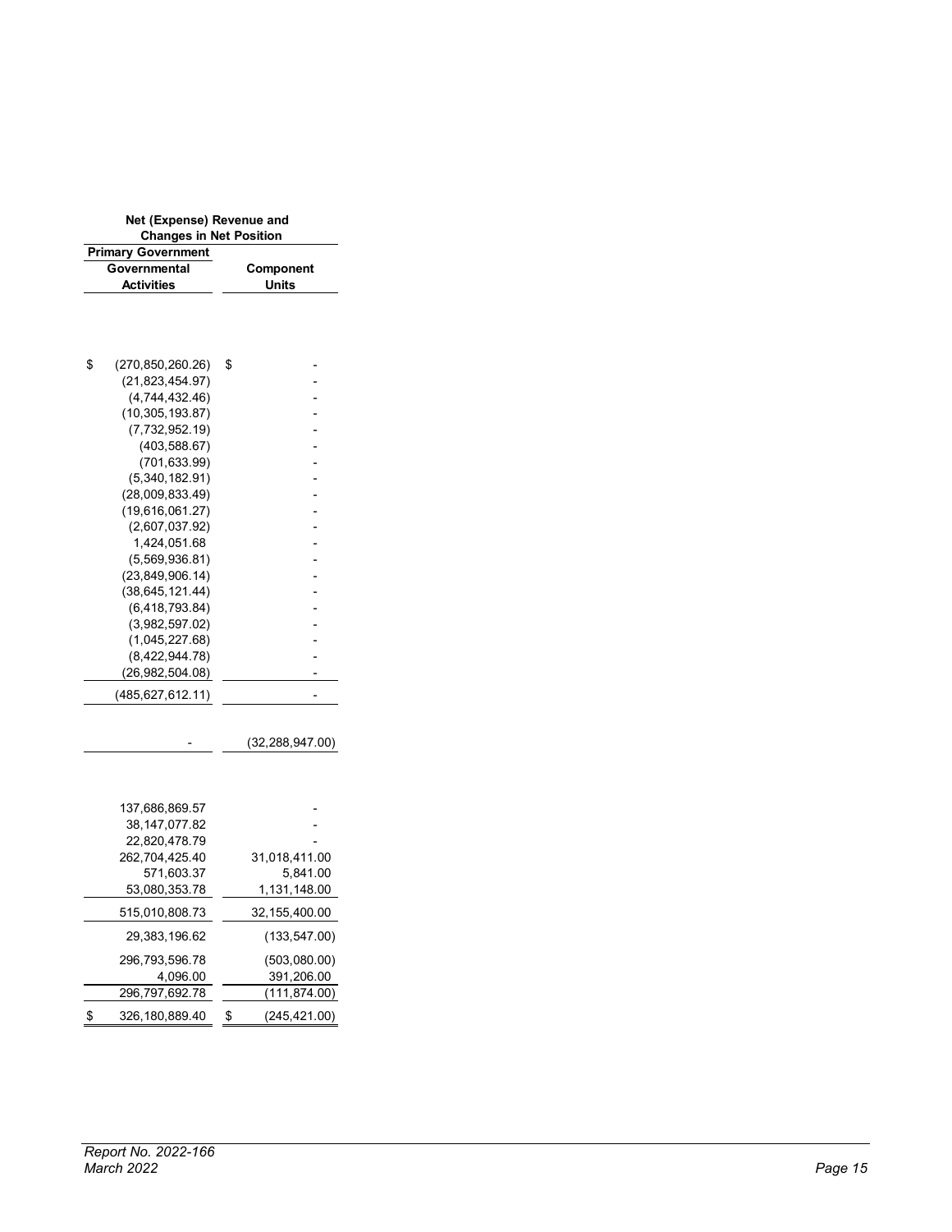| Net (Expense) Revenue and Changes in Net Position | |
|---|---|
| **Primary Government** | |
| **Governmental Activities** | **Component Units** |
| $ (270,850,260.26) | $ - |
| (21,823,454.97) | - |
| (4,744,432.46) | - |
| (10,305,193.87) | - |
| (7,732,952.19) | - |
| (403,588.67) | - |
| (701,633.99) | - |
| (5,340,182.91) | - |
| (28,009,833.49) | - |
| (19,616,061.27) | - |
| (2,607,037.92) | - |
| 1,424,051.68 | - |
| (5,569,936.81) | - |
| (23,849,906.14) | - |
| (38,645,121.44) | - |
| (6,418,793.84) | - |
| (3,982,597.02) | - |
| (1,045,227.68) | - |
| (8,422,944.78) | - |
| (26,982,504.08) | - |
| (485,627,612.11) | - |
| | |
| - | (32,288,947.00) |
| | |
| 137,686,869.57 | - |
| 38,147,077.82 | - |
| 22,820,478.79 | - |
| 262,704,425.40 | 31,018,411.00 |
| 571,603.37 | 5,841.00 |
| 53,080,353.78 | 1,131,148.00 |
| 515,010,808.73 | 32,155,400.00 |
| 29,383,196.62 | (133,547.00) |
| 296,793,596.78 | (503,080.00) |
| 4,096.00 | 391,206.00 |
| 296,797,692.78 | (111,874.00) |
| $ 326,180,889.40 | $ (245,421.00) |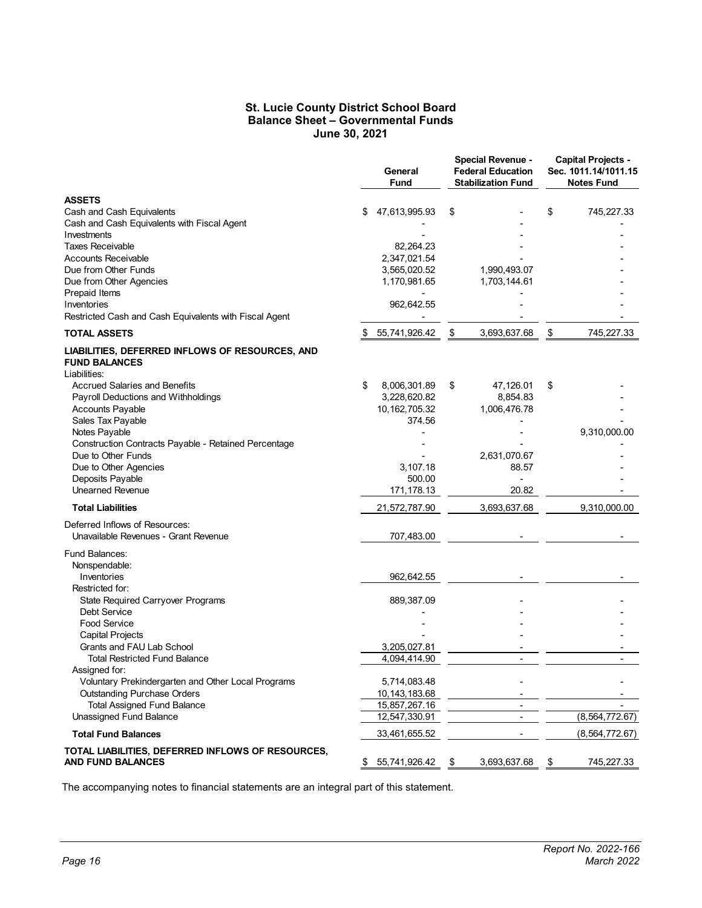# St. Lucie County District School Board
## Balance Sheet – Governmental Funds
### June 30, 2021

| | General Fund | Special Revenue - Federal Education Stabilization Fund | Capital Projects - Sec. 1011.14/1011.15 Notes Fund |
|---|---|---|---|
| **ASSETS** | | | |
| Cash and Cash Equivalents | $ 47,613,995.93 | $ - | $ 745,227.33 |
| Cash and Cash Equivalents with Fiscal Agent | - | - | - |
| Investments | - | - | - |
| Taxes Receivable | 82,264.23 | - | - |
| Accounts Receivable | 2,347,021.54 | - | - |
| Due from Other Funds | 3,565,020.52 | 1,990,493.07 | - |
| Due from Other Agencies | 1,170,981.65 | 1,703,144.61 | - |
| Prepaid Items | - | - | - |
| Inventories | 962,642.55 | - | - |
| Restricted Cash and Cash Equivalents with Fiscal Agent | - | - | - |
| **TOTAL ASSETS** | $ 55,741,926.42 | $ 3,693,637.68 | $ 745,227.33 |
| **LIABILITIES, DEFERRED INFLOWS OF RESOURCES, AND FUND BALANCES** | | | |
| Liabilities: | | | |
| Accrued Salaries and Benefits | $ 8,006,301.89 | $ 47,126.01 | $ - |
| Payroll Deductions and Withholdings | 3,228,620.82 | 8,854.83 | - |
| Accounts Payable | 10,162,705.32 | 1,006,476.78 | - |
| Sales Tax Payable | 374.56 | - | - |
| Notes Payable | - | - | 9,310,000.00 |
| Construction Contracts Payable - Retained Percentage | - | - | - |
| Due to Other Funds | - | 2,631,070.67 | - |
| Due to Other Agencies | 3,107.18 | 88.57 | - |
| Deposits Payable | 500.00 | - | - |
| Unearned Revenue | 171,178.13 | 20.82 | - |
| **Total Liabilities** | 21,572,787.90 | 3,693,637.68 | 9,310,000.00 |
| Deferred Inflows of Resources: | | | |
| Unavailable Revenues - Grant Revenue | 707,483.00 | - | - |
| Fund Balances: | | | |
| Nonspendable: | | | |
| Inventories | 962,642.55 | - | - |
| Restricted for: | | | |
| State Required Carryover Programs | 889,387.09 | - | - |
| Debt Service | - | - | - |
| Food Service | - | - | - |
| Capital Projects | - | - | - |
| Grants and FAU Lab School | 3,205,027.81 | - | - |
| Total Restricted Fund Balance | 4,094,414.90 | - | - |
| Assigned for: | | | |
| Voluntary Prekindergarten and Other Local Programs | 5,714,083.48 | - | - |
| Outstanding Purchase Orders | 10,143,183.68 | - | - |
| Total Assigned Fund Balance | 15,857,267.16 | - | - |
| Unassigned Fund Balance | 12,547,330.91 | - | (8,564,772.67) |
| **Total Fund Balances** | 33,461,655.52 | - | (8,564,772.67) |
| **TOTAL LIABILITIES, DEFERRED INFLOWS OF RESOURCES, AND FUND BALANCES** | $ 55,741,926.42 | $ 3,693,637.68 | $ 745,227.33 |

The accompanying notes to financial statements are an integral part of this statement.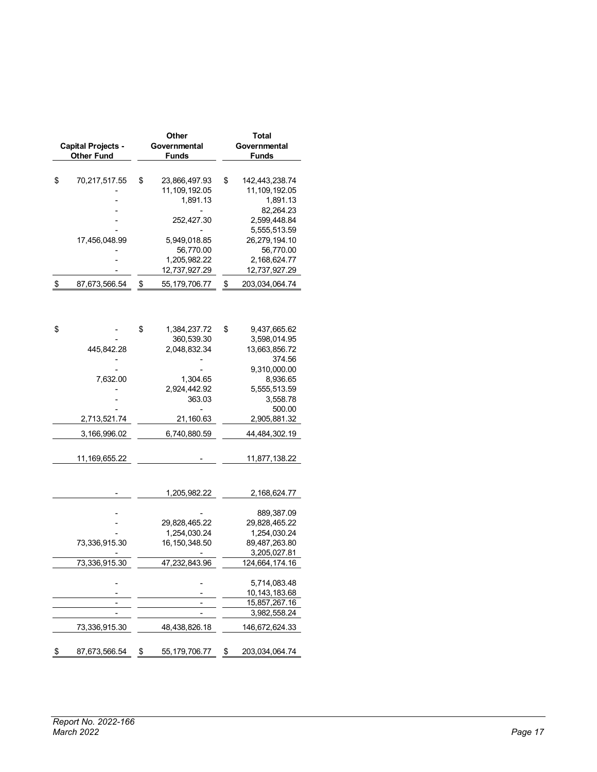| Capital Projects - Other Fund | Other Governmental Funds | Total Governmental Funds |
|---|---|---|
| $ 70,217,517.55 | $ 23,866,497.93 | $ 142,443,238.74 |
| - | 11,109,192.05 | 11,109,192.05 |
| - | 1,891.13 | 1,891.13 |
| - | - | 82,264.23 |
| - | 252,427.30 | 2,599,448.84 |
| - | - | 5,555,513.59 |
| 17,456,048.99 | 5,949,018.85 | 26,279,194.10 |
| - | 56,770.00 | 56,770.00 |
| - | 1,205,982.22 | 2,168,624.77 |
| - | 12,737,927.29 | 12,737,927.29 |
| $ 87,673,566.54 | $ 55,179,706.77 | $ 203,034,064.74 |
| | | |
| $ - | $ 1,384,237.72 | $ 9,437,665.62 |
| - | 360,539.30 | 3,598,014.95 |
| 445,842.28 | 2,048,832.34 | 13,663,856.72 |
| - | - | 374.56 |
| - | - | 9,310,000.00 |
| 7,632.00 | 1,304.65 | 8,936.65 |
| - | 2,924,442.92 | 5,555,513.59 |
| - | 363.03 | 3,558.78 |
| - | - | 500.00 |
| 2,713,521.74 | 21,160.63 | 2,905,881.32 |
| 3,166,996.02 | 6,740,880.59 | 44,484,302.19 |
| | | |
| 11,169,655.22 | - | 11,877,138.22 |
| | | |
| - | 1,205,982.22 | 2,168,624.77 |
| | | |
| - | - | 889,387.09 |
| - | 29,828,465.22 | 29,828,465.22 |
| - | 1,254,030.24 | 1,254,030.24 |
| 73,336,915.30 | 16,150,348.50 | 89,487,263.80 |
| - | - | 3,205,027.81 |
| 73,336,915.30 | 47,232,843.96 | 124,664,174.16 |
| | | |
| - | - | 5,714,083.48 |
| - | - | 10,143,183.68 |
| - | - | 15,857,267.16 |
| - | - | 3,982,558.24 |
| 73,336,915.30 | 48,438,826.18 | 146,672,624.33 |
| | | |
| $ 87,673,566.54 | $ 55,179,706.77 | $ 203,034,064.74 |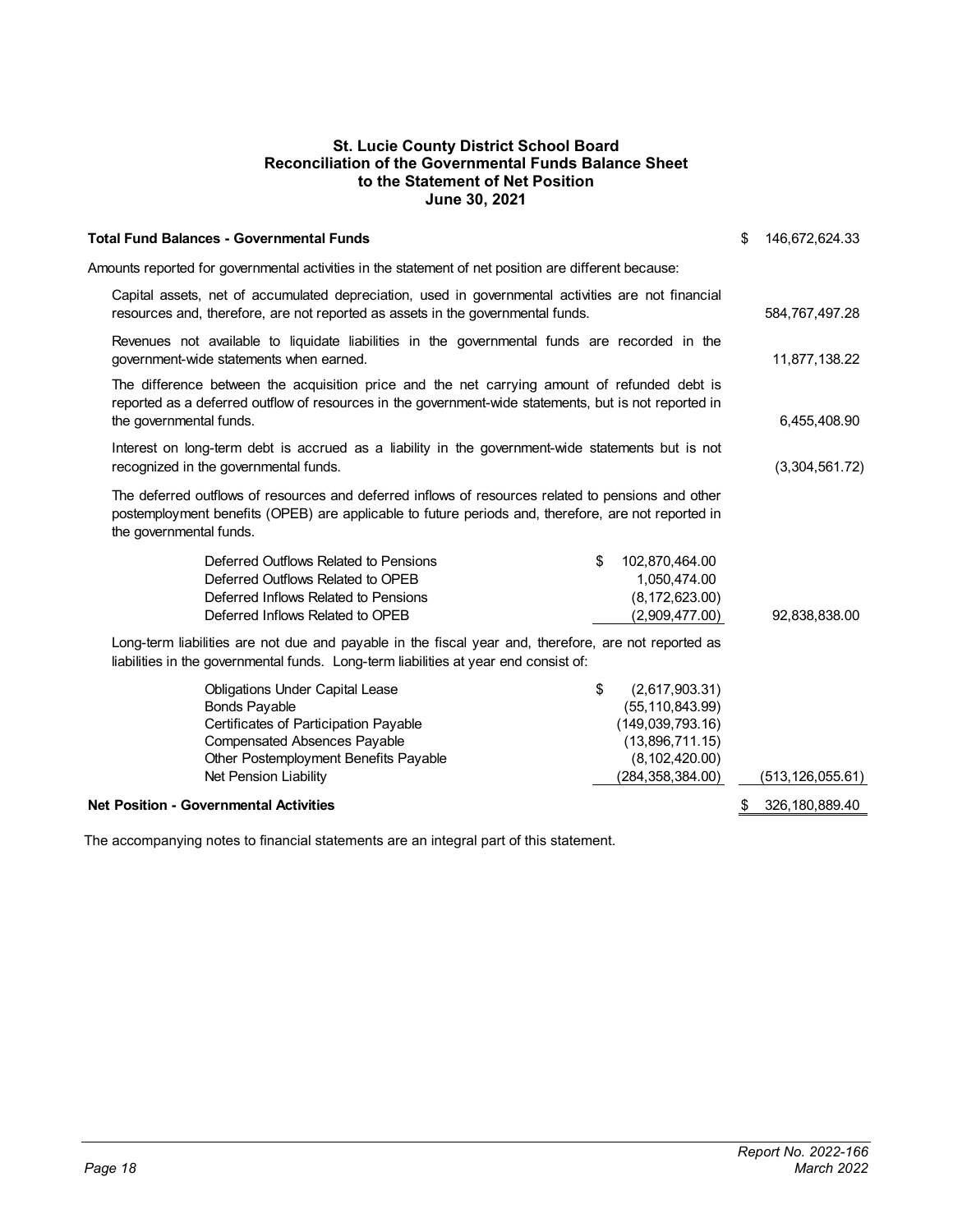# St. Lucie County District School Board
## Reconciliation of the Governmental Funds Balance Sheet to the Statement of Net Position
### June 30, 2021

| | | |
|---|---|---|
| **Total Fund Balances - Governmental Funds** | | $ 146,672,624.33 |
| Amounts reported for governmental activities in the statement of net position are different because: | | |
| Capital assets, net of accumulated depreciation, used in governmental activities are not financial resources and, therefore, are not reported as assets in the governmental funds. | | 584,767,497.28 |
| Revenues not available to liquidate liabilities in the governmental funds are recorded in the government-wide statements when earned. | | 11,877,138.22 |
| The difference between the acquisition price and the net carrying amount of refunded debt is reported as a deferred outflow of resources in the government-wide statements, but is not reported in the governmental funds. | | 6,455,408.90 |
| Interest on long-term debt is accrued as a liability in the government-wide statements but is not recognized in the governmental funds. | | (3,304,561.72) |
| The deferred outflows of resources and deferred inflows of resources related to pensions and other postemployment benefits (OPEB) are applicable to future periods and, therefore, are not reported in the governmental funds. | | |
| Deferred Outflows Related to Pensions | $ 102,870,464.00 | |
| Deferred Outflows Related to OPEB | 1,050,474.00 | |
| Deferred Inflows Related to Pensions | (8,172,623.00) | |
| Deferred Inflows Related to OPEB | (2,909,477.00) | 92,838,838.00 |
| Long-term liabilities are not due and payable in the fiscal year and, therefore, are not reported as liabilities in the governmental funds. Long-term liabilities at year end consist of: | | |
| Obligations Under Capital Lease | $ (2,617,903.31) | |
| Bonds Payable | (55,110,843.99) | |
| Certificates of Participation Payable | (149,039,793.16) | |
| Compensated Absences Payable | (13,896,711.15) | |
| Other Postemployment Benefits Payable | (8,102,420.00) | |
| Net Pension Liability | (284,358,384.00) | (513,126,055.61) |
| **Net Position - Governmental Activities** | | $ 326,180,889.40 |

The accompanying notes to financial statements are an integral part of this statement.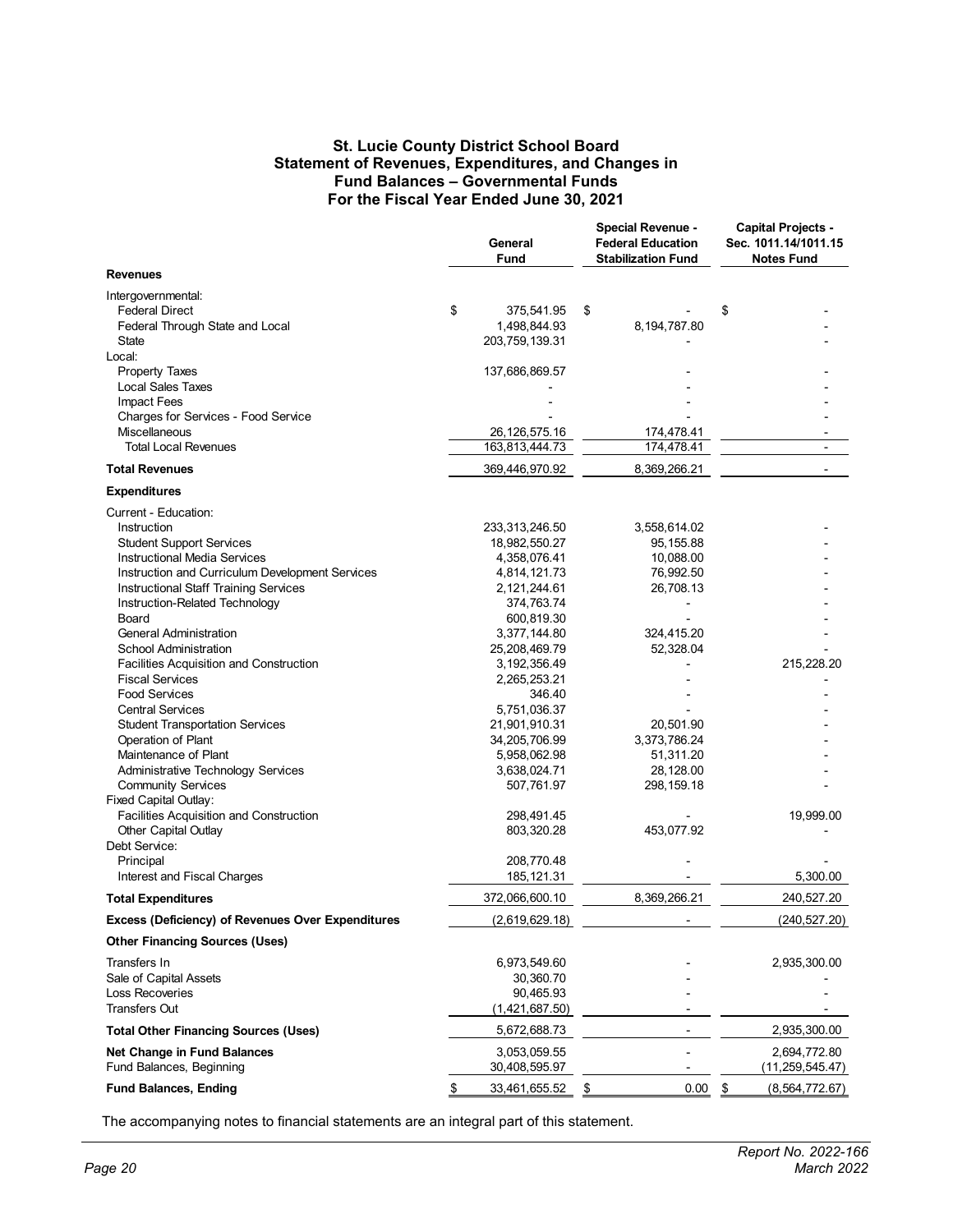# St. Lucie County District School Board
## Statement of Revenues, Expenditures, and Changes in Fund Balances – Governmental Funds
### For the Fiscal Year Ended June 30, 2021

| | General Fund | Special Revenue - Federal Education Stabilization Fund | Capital Projects - Sec. 1011.14/1011.15 Notes Fund |
|---|---|---|---|
| **Revenues** | | | |
| Intergovernmental: | | | |
| Federal Direct | $ 375,541.95 | $ - | $ - |
| Federal Through State and Local | 1,498,844.93 | 8,194,787.80 | - |
| State | 203,759,139.31 | - | - |
| Local: | | | |
| Property Taxes | 137,686,869.57 | - | - |
| Local Sales Taxes | - | - | - |
| Impact Fees | - | - | - |
| Charges for Services - Food Service | - | - | - |
| Miscellaneous | 26,126,575.16 | 174,478.41 | - |
| Total Local Revenues | 163,813,444.73 | 174,478.41 | - |
| **Total Revenues** | 369,446,970.92 | 8,369,266.21 | - |
| **Expenditures** | | | |
| Current - Education: | | | |
| Instruction | 233,313,246.50 | 3,558,614.02 | - |
| Student Support Services | 18,982,550.27 | 95,155.88 | - |
| Instructional Media Services | 4,358,076.41 | 10,088.00 | - |
| Instruction and Curriculum Development Services | 4,814,121.73 | 76,992.50 | - |
| Instructional Staff Training Services | 2,121,244.61 | 26,708.13 | - |
| Instruction-Related Technology | 374,763.74 | - | - |
| Board | 600,819.30 | - | - |
| General Administration | 3,377,144.80 | 324,415.20 | - |
| School Administration | 25,208,469.79 | 52,328.04 | - |
| Facilities Acquisition and Construction | 3,192,356.49 | - | 215,228.20 |
| Fiscal Services | 2,265,253.21 | - | - |
| Food Services | 346.40 | - | - |
| Central Services | 5,751,036.37 | - | - |
| Student Transportation Services | 21,901,910.31 | 20,501.90 | - |
| Operation of Plant | 34,205,706.99 | 3,373,786.24 | - |
| Maintenance of Plant | 5,958,062.98 | 51,311.20 | - |
| Administrative Technology Services | 3,638,024.71 | 28,128.00 | - |
| Community Services | 507,761.97 | 298,159.18 | - |
| Fixed Capital Outlay: | | | |
| Facilities Acquisition and Construction | 298,491.45 | - | 19,999.00 |
| Other Capital Outlay | 803,320.28 | 453,077.92 | - |
| Debt Service: | | | |
| Principal | 208,770.48 | - | - |
| Interest and Fiscal Charges | 185,121.31 | - | 5,300.00 |
| **Total Expenditures** | 372,066,600.10 | 8,369,266.21 | 240,527.20 |
| **Excess (Deficiency) of Revenues Over Expenditures** | (2,619,629.18) | - | (240,527.20) |
| **Other Financing Sources (Uses)** | | | |
| Transfers In | 6,973,549.60 | - | 2,935,300.00 |
| Sale of Capital Assets | 30,360.70 | - | - |
| Loss Recoveries | 90,465.93 | - | - |
| Transfers Out | (1,421,687.50) | - | - |
| **Total Other Financing Sources (Uses)** | 5,672,688.73 | - | 2,935,300.00 |
| **Net Change in Fund Balances** | 3,053,059.55 | - | 2,694,772.80 |
| Fund Balances, Beginning | 30,408,595.97 | - | (11,259,545.47) |
| **Fund Balances, Ending** | $ 33,461,655.52 | $ 0.00 | $ (8,564,772.67) |

The accompanying notes to financial statements are an integral part of this statement.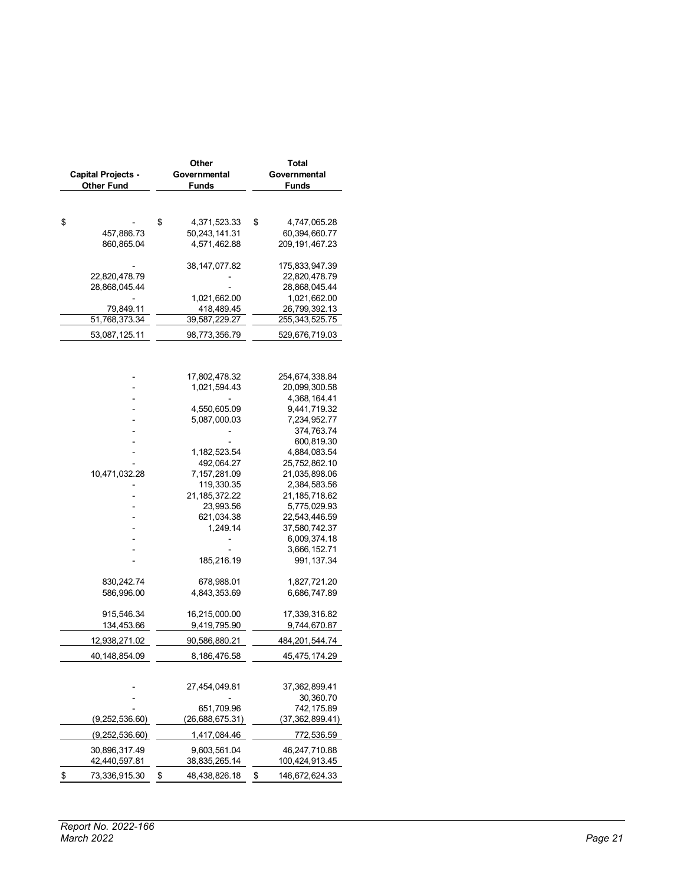| Capital Projects - Other Fund | Other Governmental Funds | Total Governmental Funds |
|---|---|---|
| | | |
| $ - | $ 4,371,523.33 | $ 4,747,065.28 |
| 457,886.73 | 50,243,141.31 | 60,394,660.77 |
| 860,865.04 | 4,571,462.88 | 209,191,467.23 |
| | | |
| - | 38,147,077.82 | 175,833,947.39 |
| 22,820,478.79 | - | 22,820,478.79 |
| 28,868,045.44 | - | 28,868,045.44 |
| - | 1,021,662.00 | 1,021,662.00 |
| 79,849.11 | 418,489.45 | 26,799,392.13 |
| 51,768,373.34 | 39,587,229.27 | 255,343,525.75 |
| 53,087,125.11 | 98,773,356.79 | 529,676,719.03 |
| | | |
| - | 17,802,478.32 | 254,674,338.84 |
| - | 1,021,594.43 | 20,099,300.58 |
| - | - | 4,368,164.41 |
| - | 4,550,605.09 | 9,441,719.32 |
| - | 5,087,000.03 | 7,234,952.77 |
| - | - | 374,763.74 |
| - | - | 600,819.30 |
| - | 1,182,523.54 | 4,884,083.54 |
| - | 492,064.27 | 25,752,862.10 |
| 10,471,032.28 | 7,157,281.09 | 21,035,898.06 |
| - | 119,330.35 | 2,384,583.56 |
| - | 21,185,372.22 | 21,185,718.62 |
| - | 23,993.56 | 5,775,029.93 |
| - | 621,034.38 | 22,543,446.59 |
| - | 1,249.14 | 37,580,742.37 |
| - | - | 6,009,374.18 |
| - | - | 3,666,152.71 |
| - | 185,216.19 | 991,137.34 |
| | | |
| 830,242.74 | 678,988.01 | 1,827,721.20 |
| 586,996.00 | 4,843,353.69 | 6,686,747.89 |
| | | |
| 915,546.34 | 16,215,000.00 | 17,339,316.82 |
| 134,453.66 | 9,419,795.90 | 9,744,670.87 |
| 12,938,271.02 | 90,586,880.21 | 484,201,544.74 |
| 40,148,854.09 | 8,186,476.58 | 45,475,174.29 |
| | | |
| - | 27,454,049.81 | 37,362,899.41 |
| - | - | 30,360.70 |
| - | 651,709.96 | 742,175.89 |
| (9,252,536.60) | (26,688,675.31) | (37,362,899.41) |
| (9,252,536.60) | 1,417,084.46 | 772,536.59 |
| 30,896,317.49 | 9,603,561.04 | 46,247,710.88 |
| 42,440,597.81 | 38,835,265.14 | 100,424,913.45 |
| $ 73,336,915.30 | $ 48,438,826.18 | $ 146,672,624.33 |

*Report No. 2022-166*
*March 2022*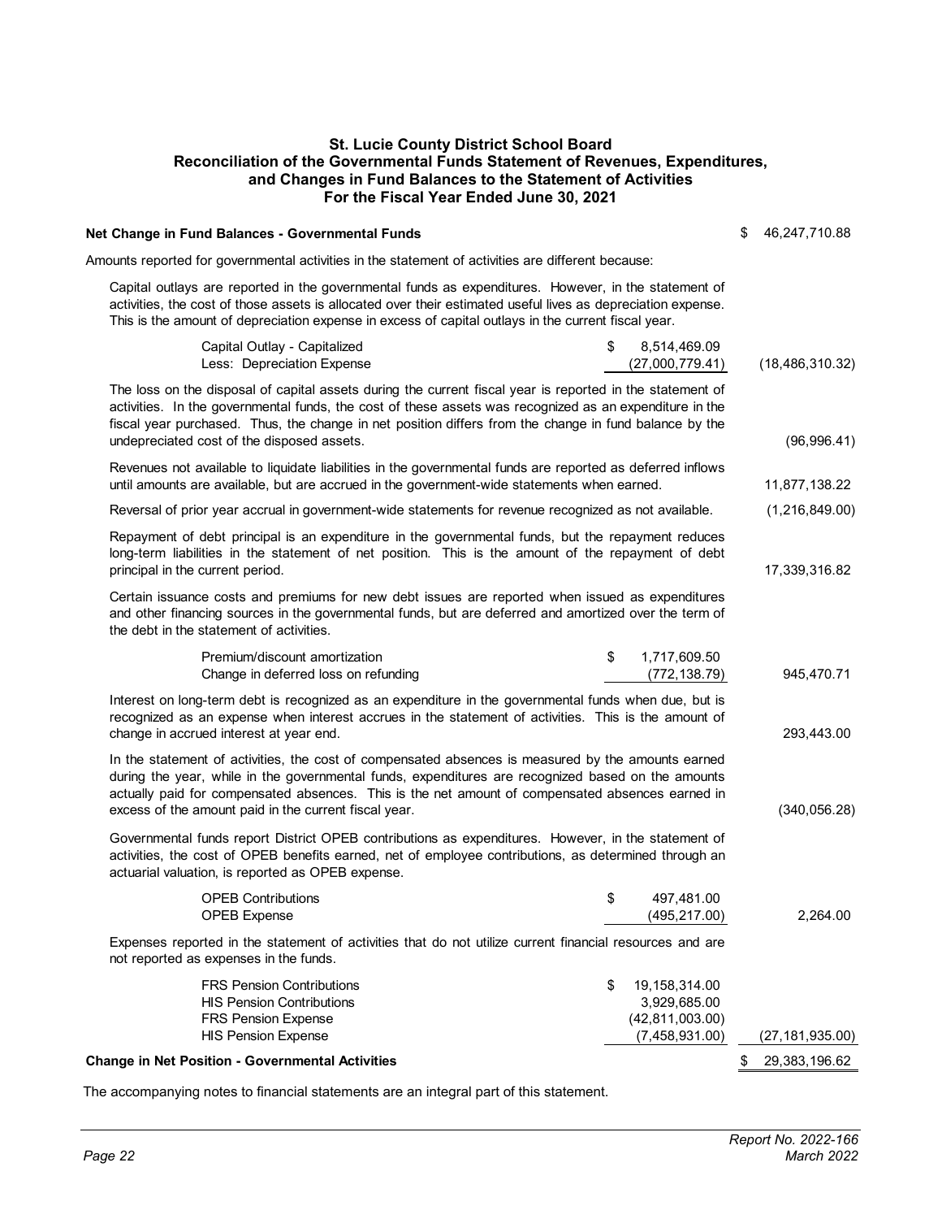# St. Lucie County District School Board
## Reconciliation of the Governmental Funds Statement of Revenues, Expenditures, and Changes in Fund Balances to the Statement of Activities
### For the Fiscal Year Ended June 30, 2021

| | | |
|---|---|---|
| **Net Change in Fund Balances - Governmental Funds** | | $ 46,247,710.88 |
| Amounts reported for governmental activities in the statement of activities are different because: | | |
| Capital outlays are reported in the governmental funds as expenditures. However, in the statement of activities, the cost of those assets is allocated over their estimated useful lives as depreciation expense. This is the amount of depreciation expense in excess of capital outlays in the current fiscal year. | | |
| Capital Outlay - Capitalized | $ 8,514,469.09 | |
| Less: Depreciation Expense | (27,000,779.41) | (18,486,310.32) |
| The loss on the disposal of capital assets during the current fiscal year is reported in the statement of activities. In the governmental funds, the cost of these assets was recognized as an expenditure in the fiscal year purchased. Thus, the change in net position differs from the change in fund balance by the undepreciated cost of the disposed assets. | | (96,996.41) |
| Revenues not available to liquidate liabilities in the governmental funds are reported as deferred inflows until amounts are available, but are accrued in the government-wide statements when earned. | | 11,877,138.22 |
| Reversal of prior year accrual in government-wide statements for revenue recognized as not available. | | (1,216,849.00) |
| Repayment of debt principal is an expenditure in the governmental funds, but the repayment reduces long-term liabilities in the statement of net position. This is the amount of the repayment of debt principal in the current period. | | 17,339,316.82 |
| Certain issuance costs and premiums for new debt issues are reported when issued as expenditures and other financing sources in the governmental funds, but are deferred and amortized over the term of the debt in the statement of activities. | | |
| Premium/discount amortization | $ 1,717,609.50 | |
| Change in deferred loss on refunding | (772,138.79) | 945,470.71 |
| Interest on long-term debt is recognized as an expenditure in the governmental funds when due, but is recognized as an expense when interest accrues in the statement of activities. This is the amount of change in accrued interest at year end. | | 293,443.00 |
| In the statement of activities, the cost of compensated absences is measured by the amounts earned during the year, while in the governmental funds, expenditures are recognized based on the amounts actually paid for compensated absences. This is the net amount of compensated absences earned in excess of the amount paid in the current fiscal year. | | (340,056.28) |
| Governmental funds report District OPEB contributions as expenditures. However, in the statement of activities, the cost of OPEB benefits earned, net of employee contributions, as determined through an actuarial valuation, is reported as OPEB expense. | | |
| OPEB Contributions | $ 497,481.00 | |
| OPEB Expense | (495,217.00) | 2,264.00 |
| Expenses reported in the statement of activities that do not utilize current financial resources and are not reported as expenses in the funds. | | |
| FRS Pension Contributions | $ 19,158,314.00 | |
| HIS Pension Contributions | 3,929,685.00 | |
| FRS Pension Expense | (42,811,003.00) | |
| HIS Pension Expense | (7,458,931.00) | (27,181,935.00) |
| **Change in Net Position - Governmental Activities** | | $ 29,383,196.62 |

The accompanying notes to financial statements are an integral part of this statement.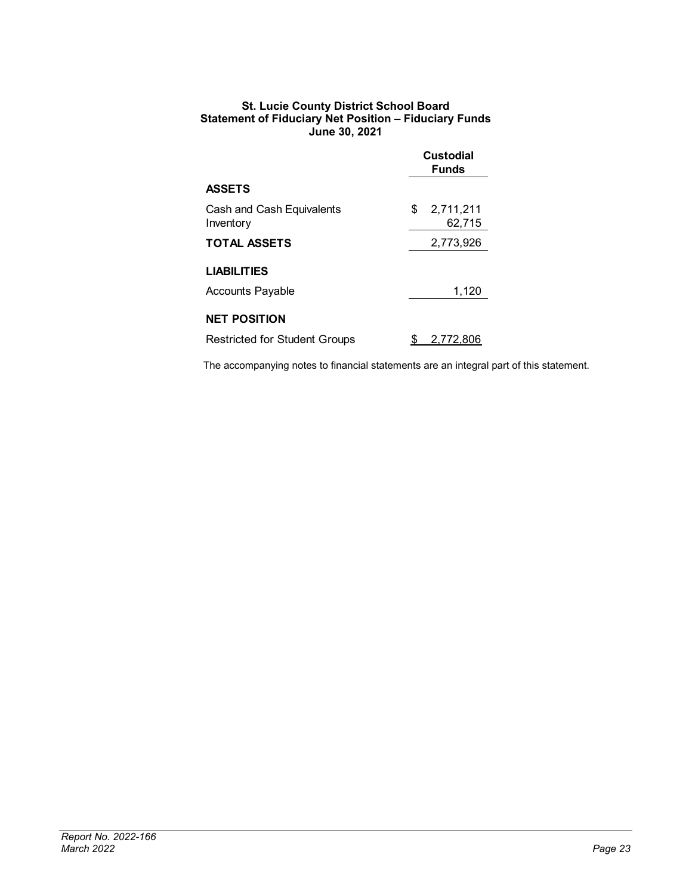**St. Lucie County District School Board**
**Statement of Fiduciary Net Position – Fiduciary Funds**
**June 30, 2021**

| | Custodial Funds |
|---|---|
| **ASSETS** | |
| Cash and Cash Equivalents | $ 2,711,211 |
| Inventory | 62,715 |
| **TOTAL ASSETS** | 2,773,926 |
| **LIABILITIES** | |
| Accounts Payable | 1,120 |
| **NET POSITION** | |
| Restricted for Student Groups | $ 2,772,806 |

The accompanying notes to financial statements are an integral part of this statement.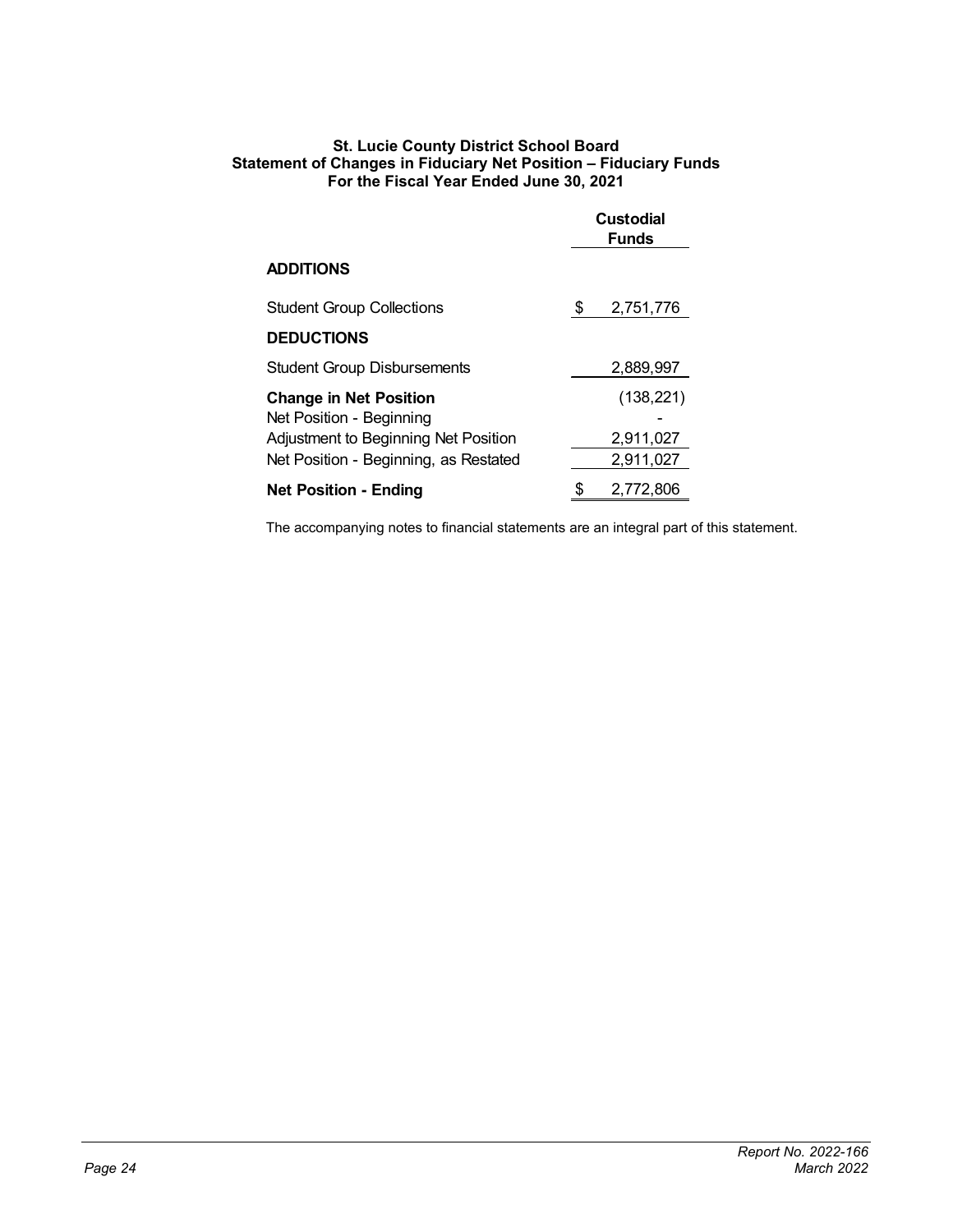**St. Lucie County District School Board**
**Statement of Changes in Fiduciary Net Position – Fiduciary Funds**
**For the Fiscal Year Ended June 30, 2021**

| | Custodial Funds |
|---|---|
| **ADDITIONS** | |
| Student Group Collections | $ 2,751,776 |
| **DEDUCTIONS** | |
| Student Group Disbursements | 2,889,997 |
| **Change in Net Position** | (138,221) |
| Net Position - Beginning | - |
| Adjustment to Beginning Net Position | 2,911,027 |
| Net Position - Beginning, as Restated | 2,911,027 |
| **Net Position - Ending** | $ 2,772,806 |

The accompanying notes to financial statements are an integral part of this statement.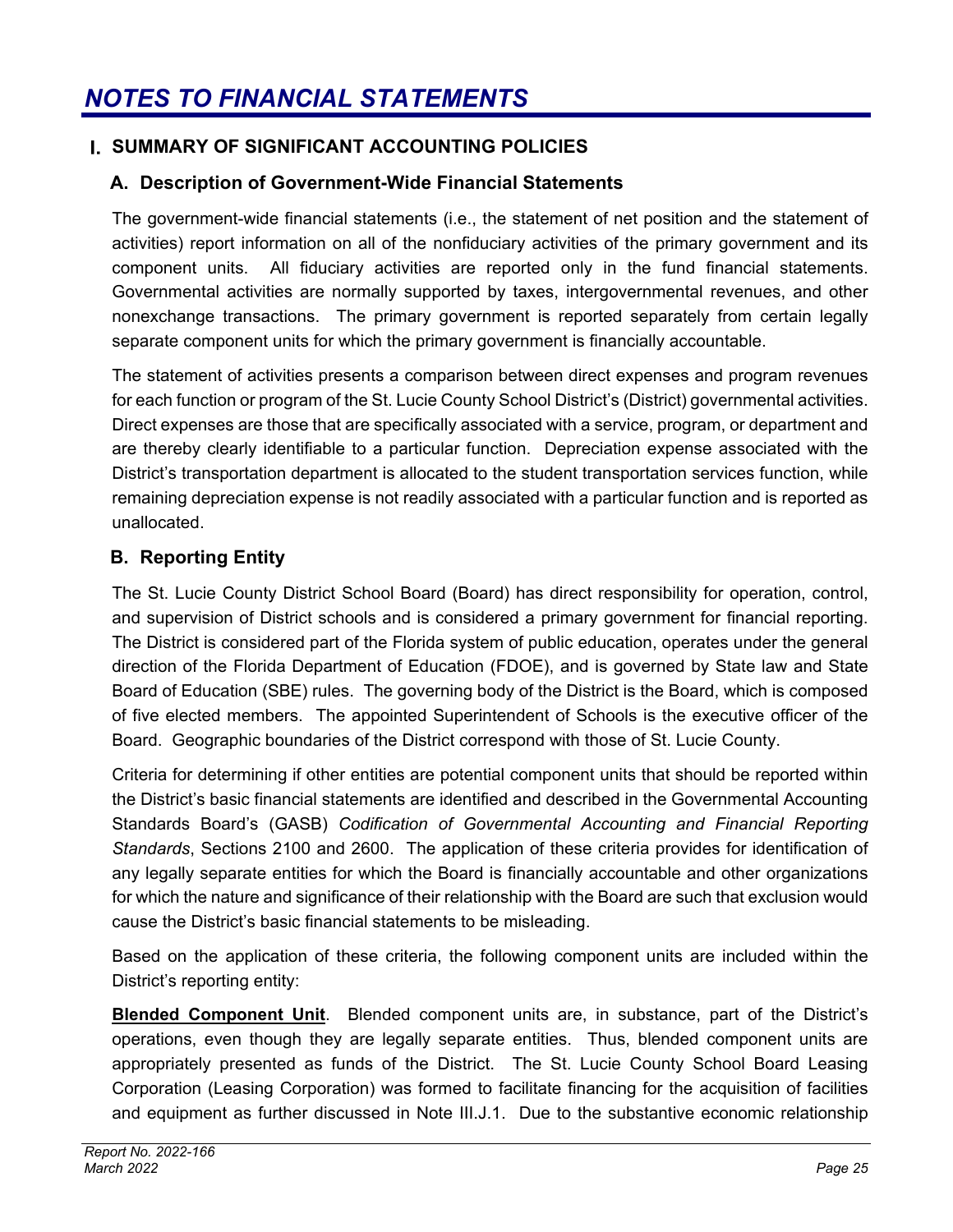# *NOTES TO FINANCIAL STATEMENTS*

## I. SUMMARY OF SIGNIFICANT ACCOUNTING POLICIES

### A. Description of Government-Wide Financial Statements

The government-wide financial statements (i.e., the statement of net position and the statement of activities) report information on all of the nonfiduciary activities of the primary government and its component units. All fiduciary activities are reported only in the fund financial statements. Governmental activities are normally supported by taxes, intergovernmental revenues, and other nonexchange transactions. The primary government is reported separately from certain legally separate component units for which the primary government is financially accountable.

The statement of activities presents a comparison between direct expenses and program revenues for each function or program of the St. Lucie County School District's (District) governmental activities. Direct expenses are those that are specifically associated with a service, program, or department and are thereby clearly identifiable to a particular function. Depreciation expense associated with the District's transportation department is allocated to the student transportation services function, while remaining depreciation expense is not readily associated with a particular function and is reported as unallocated.

### B. Reporting Entity

The St. Lucie County District School Board (Board) has direct responsibility for operation, control, and supervision of District schools and is considered a primary government for financial reporting. The District is considered part of the Florida system of public education, operates under the general direction of the Florida Department of Education (FDOE), and is governed by State law and State Board of Education (SBE) rules. The governing body of the District is the Board, which is composed of five elected members. The appointed Superintendent of Schools is the executive officer of the Board. Geographic boundaries of the District correspond with those of St. Lucie County.

Criteria for determining if other entities are potential component units that should be reported within the District's basic financial statements are identified and described in the Governmental Accounting Standards Board's (GASB) *Codification of Governmental Accounting and Financial Reporting Standards*, Sections 2100 and 2600. The application of these criteria provides for identification of any legally separate entities for which the Board is financially accountable and other organizations for which the nature and significance of their relationship with the Board are such that exclusion would cause the District's basic financial statements to be misleading.

Based on the application of these criteria, the following component units are included within the District's reporting entity:

**Blended Component Unit**. Blended component units are, in substance, part of the District's operations, even though they are legally separate entities. Thus, blended component units are appropriately presented as funds of the District. The St. Lucie County School Board Leasing Corporation (Leasing Corporation) was formed to facilitate financing for the acquisition of facilities and equipment as further discussed in Note III.J.1. Due to the substantive economic relationship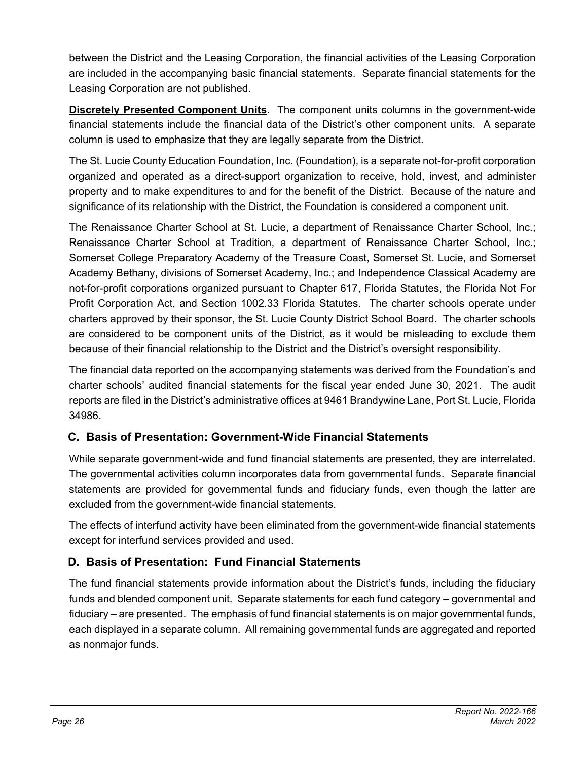between the District and the Leasing Corporation, the financial activities of the Leasing Corporation are included in the accompanying basic financial statements. Separate financial statements for the Leasing Corporation are not published.

**Discretely Presented Component Units**. The component units columns in the government-wide financial statements include the financial data of the District's other component units. A separate column is used to emphasize that they are legally separate from the District.

The St. Lucie County Education Foundation, Inc. (Foundation), is a separate not-for-profit corporation organized and operated as a direct-support organization to receive, hold, invest, and administer property and to make expenditures to and for the benefit of the District. Because of the nature and significance of its relationship with the District, the Foundation is considered a component unit.

The Renaissance Charter School at St. Lucie, a department of Renaissance Charter School, Inc.; Renaissance Charter School at Tradition, a department of Renaissance Charter School, Inc.; Somerset College Preparatory Academy of the Treasure Coast, Somerset St. Lucie, and Somerset Academy Bethany, divisions of Somerset Academy, Inc.; and Independence Classical Academy are not-for-profit corporations organized pursuant to Chapter 617, Florida Statutes, the Florida Not For Profit Corporation Act, and Section 1002.33 Florida Statutes. The charter schools operate under charters approved by their sponsor, the St. Lucie County District School Board. The charter schools are considered to be component units of the District, as it would be misleading to exclude them because of their financial relationship to the District and the District's oversight responsibility.

The financial data reported on the accompanying statements was derived from the Foundation's and charter schools' audited financial statements for the fiscal year ended June 30, 2021. The audit reports are filed in the District's administrative offices at 9461 Brandywine Lane, Port St. Lucie, Florida 34986.

## C. Basis of Presentation: Government-Wide Financial Statements

While separate government-wide and fund financial statements are presented, they are interrelated. The governmental activities column incorporates data from governmental funds. Separate financial statements are provided for governmental funds and fiduciary funds, even though the latter are excluded from the government-wide financial statements.

The effects of interfund activity have been eliminated from the government-wide financial statements except for interfund services provided and used.

## D. Basis of Presentation: Fund Financial Statements

The fund financial statements provide information about the District's funds, including the fiduciary funds and blended component unit. Separate statements for each fund category – governmental and fiduciary – are presented. The emphasis of fund financial statements is on major governmental funds, each displayed in a separate column. All remaining governmental funds are aggregated and reported as nonmajor funds.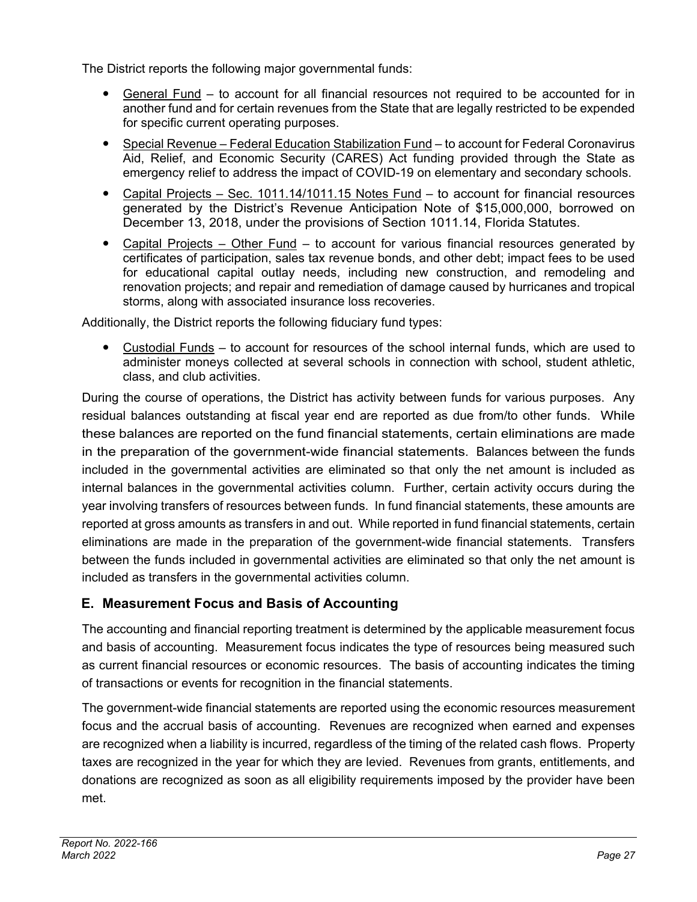The District reports the following major governmental funds:

- General Fund – to account for all financial resources not required to be accounted for in another fund and for certain revenues from the State that are legally restricted to be expended for specific current operating purposes.
- Special Revenue – Federal Education Stabilization Fund – to account for Federal Coronavirus Aid, Relief, and Economic Security (CARES) Act funding provided through the State as emergency relief to address the impact of COVID-19 on elementary and secondary schools.
- Capital Projects – Sec. 1011.14/1011.15 Notes Fund – to account for financial resources generated by the District's Revenue Anticipation Note of $15,000,000, borrowed on December 13, 2018, under the provisions of Section 1011.14, Florida Statutes.
- Capital Projects – Other Fund – to account for various financial resources generated by certificates of participation, sales tax revenue bonds, and other debt; impact fees to be used for educational capital outlay needs, including new construction, and remodeling and renovation projects; and repair and remediation of damage caused by hurricanes and tropical storms, along with associated insurance loss recoveries.

Additionally, the District reports the following fiduciary fund types:

- Custodial Funds – to account for resources of the school internal funds, which are used to administer moneys collected at several schools in connection with school, student athletic, class, and club activities.

During the course of operations, the District has activity between funds for various purposes. Any residual balances outstanding at fiscal year end are reported as due from/to other funds. While these balances are reported on the fund financial statements, certain eliminations are made in the preparation of the government-wide financial statements. Balances between the funds included in the governmental activities are eliminated so that only the net amount is included as internal balances in the governmental activities column. Further, certain activity occurs during the year involving transfers of resources between funds. In fund financial statements, these amounts are reported at gross amounts as transfers in and out. While reported in fund financial statements, certain eliminations are made in the preparation of the government-wide financial statements. Transfers between the funds included in governmental activities are eliminated so that only the net amount is included as transfers in the governmental activities column.

## E. Measurement Focus and Basis of Accounting

The accounting and financial reporting treatment is determined by the applicable measurement focus and basis of accounting. Measurement focus indicates the type of resources being measured such as current financial resources or economic resources. The basis of accounting indicates the timing of transactions or events for recognition in the financial statements.

The government-wide financial statements are reported using the economic resources measurement focus and the accrual basis of accounting. Revenues are recognized when earned and expenses are recognized when a liability is incurred, regardless of the timing of the related cash flows. Property taxes are recognized in the year for which they are levied. Revenues from grants, entitlements, and donations are recognized as soon as all eligibility requirements imposed by the provider have been met.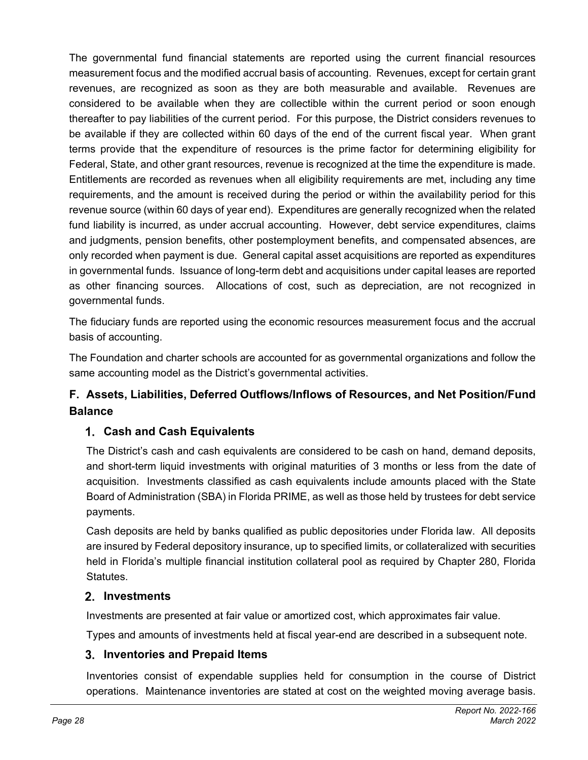The governmental fund financial statements are reported using the current financial resources measurement focus and the modified accrual basis of accounting. Revenues, except for certain grant revenues, are recognized as soon as they are both measurable and available. Revenues are considered to be available when they are collectible within the current period or soon enough thereafter to pay liabilities of the current period. For this purpose, the District considers revenues to be available if they are collected within 60 days of the end of the current fiscal year. When grant terms provide that the expenditure of resources is the prime factor for determining eligibility for Federal, State, and other grant resources, revenue is recognized at the time the expenditure is made. Entitlements are recorded as revenues when all eligibility requirements are met, including any time requirements, and the amount is received during the period or within the availability period for this revenue source (within 60 days of year end). Expenditures are generally recognized when the related fund liability is incurred, as under accrual accounting. However, debt service expenditures, claims and judgments, pension benefits, other postemployment benefits, and compensated absences, are only recorded when payment is due. General capital asset acquisitions are reported as expenditures in governmental funds. Issuance of long-term debt and acquisitions under capital leases are reported as other financing sources. Allocations of cost, such as depreciation, are not recognized in governmental funds.

The fiduciary funds are reported using the economic resources measurement focus and the accrual basis of accounting.

The Foundation and charter schools are accounted for as governmental organizations and follow the same accounting model as the District's governmental activities.

## F. Assets, Liabilities, Deferred Outflows/Inflows of Resources, and Net Position/Fund Balance

### 1. Cash and Cash Equivalents

The District's cash and cash equivalents are considered to be cash on hand, demand deposits, and short-term liquid investments with original maturities of 3 months or less from the date of acquisition. Investments classified as cash equivalents include amounts placed with the State Board of Administration (SBA) in Florida PRIME, as well as those held by trustees for debt service payments.

Cash deposits are held by banks qualified as public depositories under Florida law. All deposits are insured by Federal depository insurance, up to specified limits, or collateralized with securities held in Florida's multiple financial institution collateral pool as required by Chapter 280, Florida Statutes.

### 2. Investments

Investments are presented at fair value or amortized cost, which approximates fair value.

Types and amounts of investments held at fiscal year-end are described in a subsequent note.

### 3. Inventories and Prepaid Items

Inventories consist of expendable supplies held for consumption in the course of District operations. Maintenance inventories are stated at cost on the weighted moving average basis.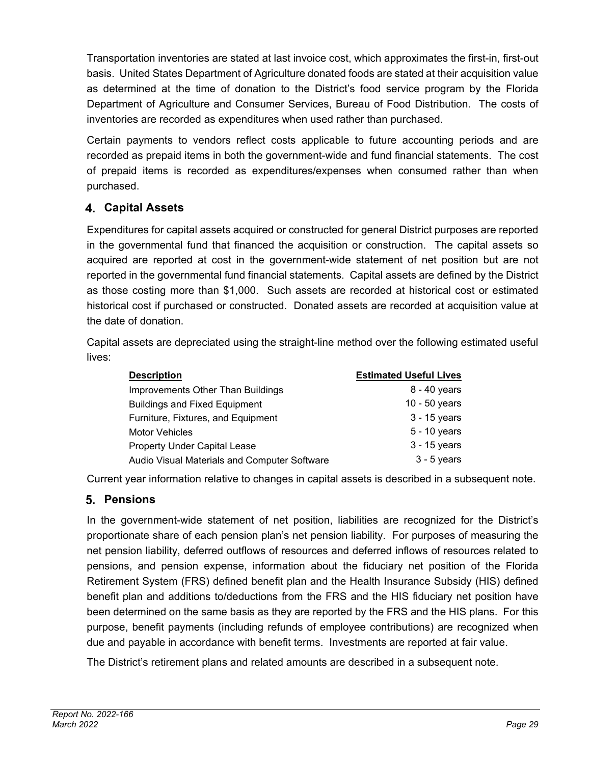Transportation inventories are stated at last invoice cost, which approximates the first-in, first-out basis. United States Department of Agriculture donated foods are stated at their acquisition value as determined at the time of donation to the District's food service program by the Florida Department of Agriculture and Consumer Services, Bureau of Food Distribution. The costs of inventories are recorded as expenditures when used rather than purchased.

Certain payments to vendors reflect costs applicable to future accounting periods and are recorded as prepaid items in both the government-wide and fund financial statements. The cost of prepaid items is recorded as expenditures/expenses when consumed rather than when purchased.

### 4. Capital Assets

Expenditures for capital assets acquired or constructed for general District purposes are reported in the governmental fund that financed the acquisition or construction. The capital assets so acquired are reported at cost in the government-wide statement of net position but are not reported in the governmental fund financial statements. Capital assets are defined by the District as those costing more than $1,000. Such assets are recorded at historical cost or estimated historical cost if purchased or constructed. Donated assets are recorded at acquisition value at the date of donation.

Capital assets are depreciated using the straight-line method over the following estimated useful lives:

| Description | Estimated Useful Lives |
|---|---|
| Improvements Other Than Buildings | 8 - 40 years |
| Buildings and Fixed Equipment | 10 - 50 years |
| Furniture, Fixtures, and Equipment | 3 - 15 years |
| Motor Vehicles | 5 - 10 years |
| Property Under Capital Lease | 3 - 15 years |
| Audio Visual Materials and Computer Software | 3 - 5 years |

Current year information relative to changes in capital assets is described in a subsequent note.

### 5. Pensions

In the government-wide statement of net position, liabilities are recognized for the District's proportionate share of each pension plan's net pension liability. For purposes of measuring the net pension liability, deferred outflows of resources and deferred inflows of resources related to pensions, and pension expense, information about the fiduciary net position of the Florida Retirement System (FRS) defined benefit plan and the Health Insurance Subsidy (HIS) defined benefit plan and additions to/deductions from the FRS and the HIS fiduciary net position have been determined on the same basis as they are reported by the FRS and the HIS plans. For this purpose, benefit payments (including refunds of employee contributions) are recognized when due and payable in accordance with benefit terms. Investments are reported at fair value.

The District's retirement plans and related amounts are described in a subsequent note.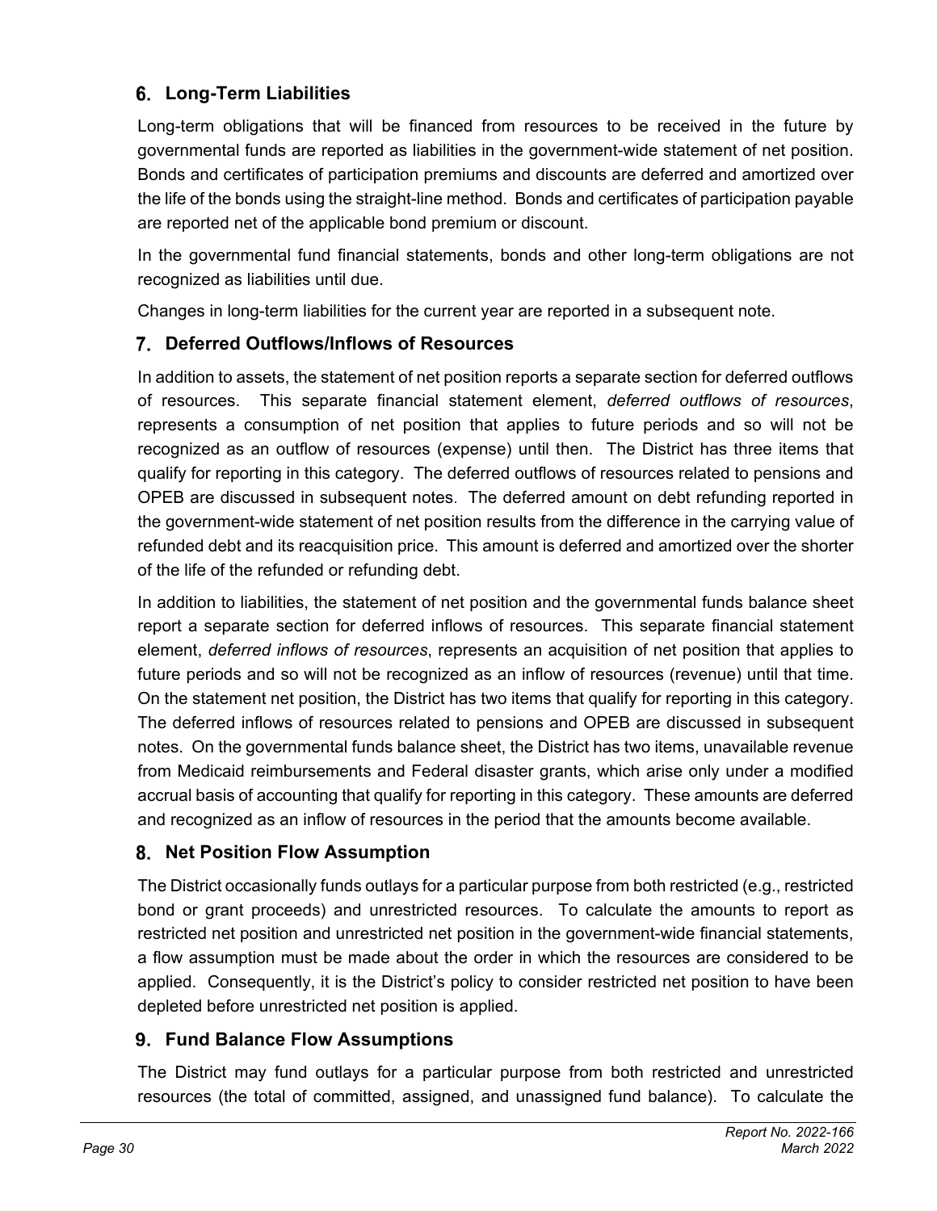### 6. Long-Term Liabilities

Long-term obligations that will be financed from resources to be received in the future by governmental funds are reported as liabilities in the government-wide statement of net position. Bonds and certificates of participation premiums and discounts are deferred and amortized over the life of the bonds using the straight-line method. Bonds and certificates of participation payable are reported net of the applicable bond premium or discount.

In the governmental fund financial statements, bonds and other long-term obligations are not recognized as liabilities until due.

Changes in long-term liabilities for the current year are reported in a subsequent note.

### 7. Deferred Outflows/Inflows of Resources

In addition to assets, the statement of net position reports a separate section for deferred outflows of resources. This separate financial statement element, *deferred outflows of resources*, represents a consumption of net position that applies to future periods and so will not be recognized as an outflow of resources (expense) until then. The District has three items that qualify for reporting in this category. The deferred outflows of resources related to pensions and OPEB are discussed in subsequent notes. The deferred amount on debt refunding reported in the government-wide statement of net position results from the difference in the carrying value of refunded debt and its reacquisition price. This amount is deferred and amortized over the shorter of the life of the refunded or refunding debt.

In addition to liabilities, the statement of net position and the governmental funds balance sheet report a separate section for deferred inflows of resources. This separate financial statement element, *deferred inflows of resources*, represents an acquisition of net position that applies to future periods and so will not be recognized as an inflow of resources (revenue) until that time. On the statement net position, the District has two items that qualify for reporting in this category. The deferred inflows of resources related to pensions and OPEB are discussed in subsequent notes. On the governmental funds balance sheet, the District has two items, unavailable revenue from Medicaid reimbursements and Federal disaster grants, which arise only under a modified accrual basis of accounting that qualify for reporting in this category. These amounts are deferred and recognized as an inflow of resources in the period that the amounts become available.

### 8. Net Position Flow Assumption

The District occasionally funds outlays for a particular purpose from both restricted (e.g., restricted bond or grant proceeds) and unrestricted resources. To calculate the amounts to report as restricted net position and unrestricted net position in the government-wide financial statements, a flow assumption must be made about the order in which the resources are considered to be applied. Consequently, it is the District's policy to consider restricted net position to have been depleted before unrestricted net position is applied.

### 9. Fund Balance Flow Assumptions

The District may fund outlays for a particular purpose from both restricted and unrestricted resources (the total of committed, assigned, and unassigned fund balance). To calculate the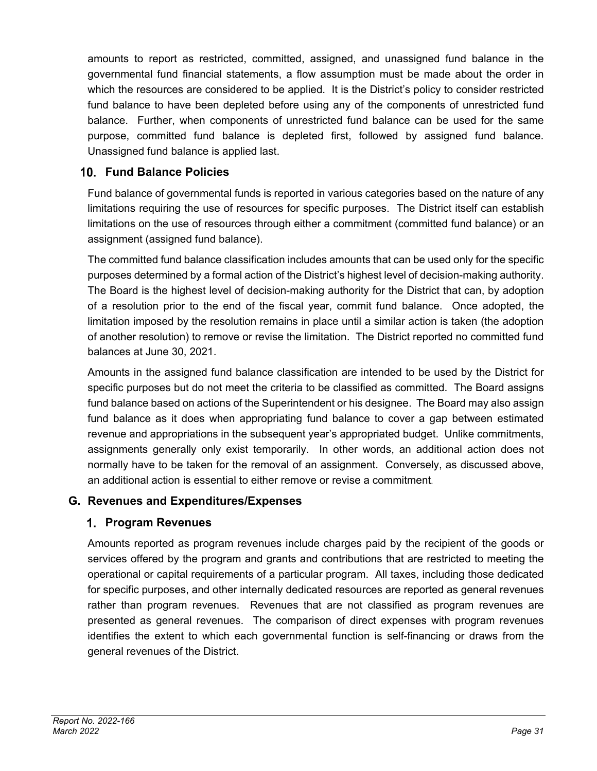amounts to report as restricted, committed, assigned, and unassigned fund balance in the governmental fund financial statements, a flow assumption must be made about the order in which the resources are considered to be applied. It is the District's policy to consider restricted fund balance to have been depleted before using any of the components of unrestricted fund balance. Further, when components of unrestricted fund balance can be used for the same purpose, committed fund balance is depleted first, followed by assigned fund balance. Unassigned fund balance is applied last.

### 10. Fund Balance Policies

Fund balance of governmental funds is reported in various categories based on the nature of any limitations requiring the use of resources for specific purposes. The District itself can establish limitations on the use of resources through either a commitment (committed fund balance) or an assignment (assigned fund balance).

The committed fund balance classification includes amounts that can be used only for the specific purposes determined by a formal action of the District's highest level of decision-making authority. The Board is the highest level of decision-making authority for the District that can, by adoption of a resolution prior to the end of the fiscal year, commit fund balance. Once adopted, the limitation imposed by the resolution remains in place until a similar action is taken (the adoption of another resolution) to remove or revise the limitation. The District reported no committed fund balances at June 30, 2021.

Amounts in the assigned fund balance classification are intended to be used by the District for specific purposes but do not meet the criteria to be classified as committed. The Board assigns fund balance based on actions of the Superintendent or his designee. The Board may also assign fund balance as it does when appropriating fund balance to cover a gap between estimated revenue and appropriations in the subsequent year's appropriated budget. Unlike commitments, assignments generally only exist temporarily. In other words, an additional action does not normally have to be taken for the removal of an assignment. Conversely, as discussed above, an additional action is essential to either remove or revise a commitment.

## G. Revenues and Expenditures/Expenses

### 1. Program Revenues

Amounts reported as program revenues include charges paid by the recipient of the goods or services offered by the program and grants and contributions that are restricted to meeting the operational or capital requirements of a particular program. All taxes, including those dedicated for specific purposes, and other internally dedicated resources are reported as general revenues rather than program revenues. Revenues that are not classified as program revenues are presented as general revenues. The comparison of direct expenses with program revenues identifies the extent to which each governmental function is self-financing or draws from the general revenues of the District.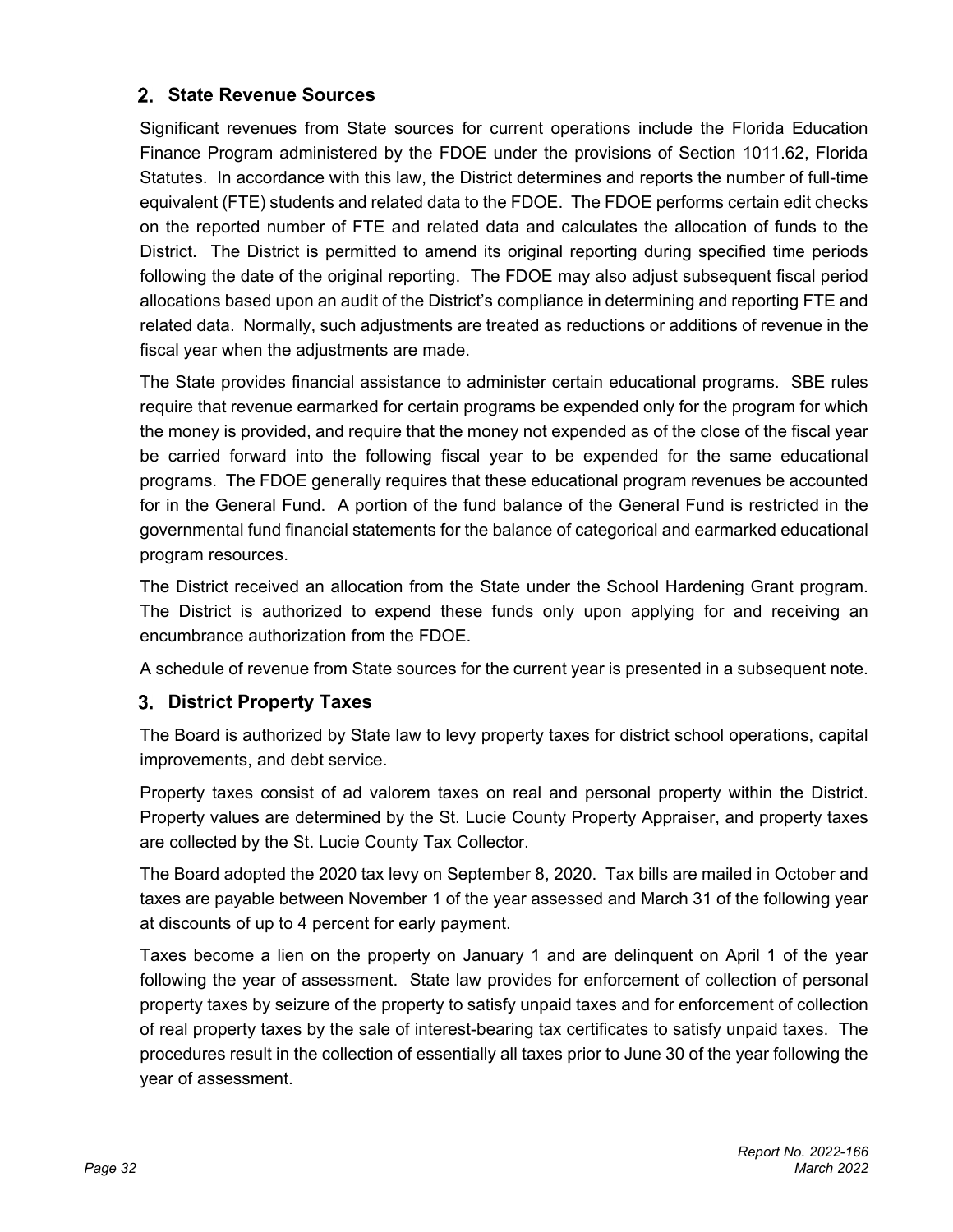## 2. State Revenue Sources

Significant revenues from State sources for current operations include the Florida Education Finance Program administered by the FDOE under the provisions of Section 1011.62, Florida Statutes. In accordance with this law, the District determines and reports the number of full-time equivalent (FTE) students and related data to the FDOE. The FDOE performs certain edit checks on the reported number of FTE and related data and calculates the allocation of funds to the District. The District is permitted to amend its original reporting during specified time periods following the date of the original reporting. The FDOE may also adjust subsequent fiscal period allocations based upon an audit of the District's compliance in determining and reporting FTE and related data. Normally, such adjustments are treated as reductions or additions of revenue in the fiscal year when the adjustments are made.

The State provides financial assistance to administer certain educational programs. SBE rules require that revenue earmarked for certain programs be expended only for the program for which the money is provided, and require that the money not expended as of the close of the fiscal year be carried forward into the following fiscal year to be expended for the same educational programs. The FDOE generally requires that these educational program revenues be accounted for in the General Fund. A portion of the fund balance of the General Fund is restricted in the governmental fund financial statements for the balance of categorical and earmarked educational program resources.

The District received an allocation from the State under the School Hardening Grant program. The District is authorized to expend these funds only upon applying for and receiving an encumbrance authorization from the FDOE.

A schedule of revenue from State sources for the current year is presented in a subsequent note.

## 3. District Property Taxes

The Board is authorized by State law to levy property taxes for district school operations, capital improvements, and debt service.

Property taxes consist of ad valorem taxes on real and personal property within the District. Property values are determined by the St. Lucie County Property Appraiser, and property taxes are collected by the St. Lucie County Tax Collector.

The Board adopted the 2020 tax levy on September 8, 2020. Tax bills are mailed in October and taxes are payable between November 1 of the year assessed and March 31 of the following year at discounts of up to 4 percent for early payment.

Taxes become a lien on the property on January 1 and are delinquent on April 1 of the year following the year of assessment. State law provides for enforcement of collection of personal property taxes by seizure of the property to satisfy unpaid taxes and for enforcement of collection of real property taxes by the sale of interest-bearing tax certificates to satisfy unpaid taxes. The procedures result in the collection of essentially all taxes prior to June 30 of the year following the year of assessment.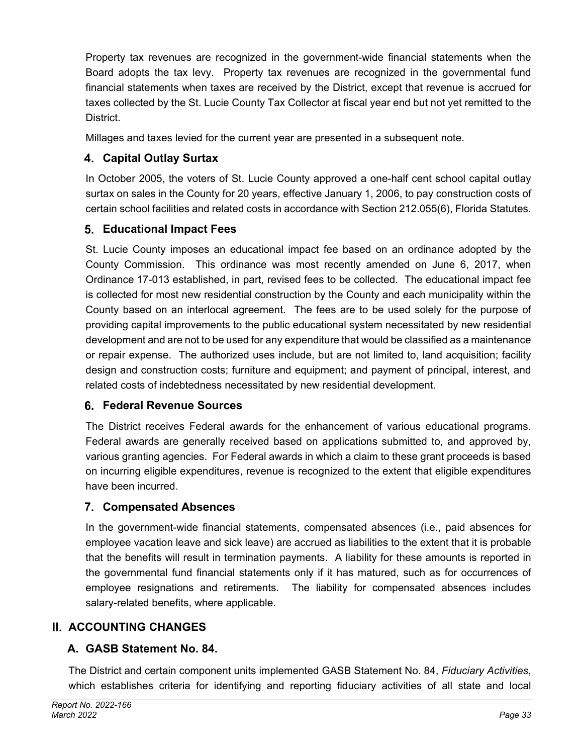Property tax revenues are recognized in the government-wide financial statements when the Board adopts the tax levy. Property tax revenues are recognized in the governmental fund financial statements when taxes are received by the District, except that revenue is accrued for taxes collected by the St. Lucie County Tax Collector at fiscal year end but not yet remitted to the District.

Millages and taxes levied for the current year are presented in a subsequent note.

### 4. Capital Outlay Surtax

In October 2005, the voters of St. Lucie County approved a one-half cent school capital outlay surtax on sales in the County for 20 years, effective January 1, 2006, to pay construction costs of certain school facilities and related costs in accordance with Section 212.055(6), Florida Statutes.

### 5. Educational Impact Fees

St. Lucie County imposes an educational impact fee based on an ordinance adopted by the County Commission. This ordinance was most recently amended on June 6, 2017, when Ordinance 17-013 established, in part, revised fees to be collected. The educational impact fee is collected for most new residential construction by the County and each municipality within the County based on an interlocal agreement. The fees are to be used solely for the purpose of providing capital improvements to the public educational system necessitated by new residential development and are not to be used for any expenditure that would be classified as a maintenance or repair expense. The authorized uses include, but are not limited to, land acquisition; facility design and construction costs; furniture and equipment; and payment of principal, interest, and related costs of indebtedness necessitated by new residential development.

### 6. Federal Revenue Sources

The District receives Federal awards for the enhancement of various educational programs. Federal awards are generally received based on applications submitted to, and approved by, various granting agencies. For Federal awards in which a claim to these grant proceeds is based on incurring eligible expenditures, revenue is recognized to the extent that eligible expenditures have been incurred.

### 7. Compensated Absences

In the government-wide financial statements, compensated absences (i.e., paid absences for employee vacation leave and sick leave) are accrued as liabilities to the extent that it is probable that the benefits will result in termination payments. A liability for these amounts is reported in the governmental fund financial statements only if it has matured, such as for occurrences of employee resignations and retirements. The liability for compensated absences includes salary-related benefits, where applicable.

## II. ACCOUNTING CHANGES

### A. GASB Statement No. 84.

The District and certain component units implemented GASB Statement No. 84, *Fiduciary Activities*, which establishes criteria for identifying and reporting fiduciary activities of all state and local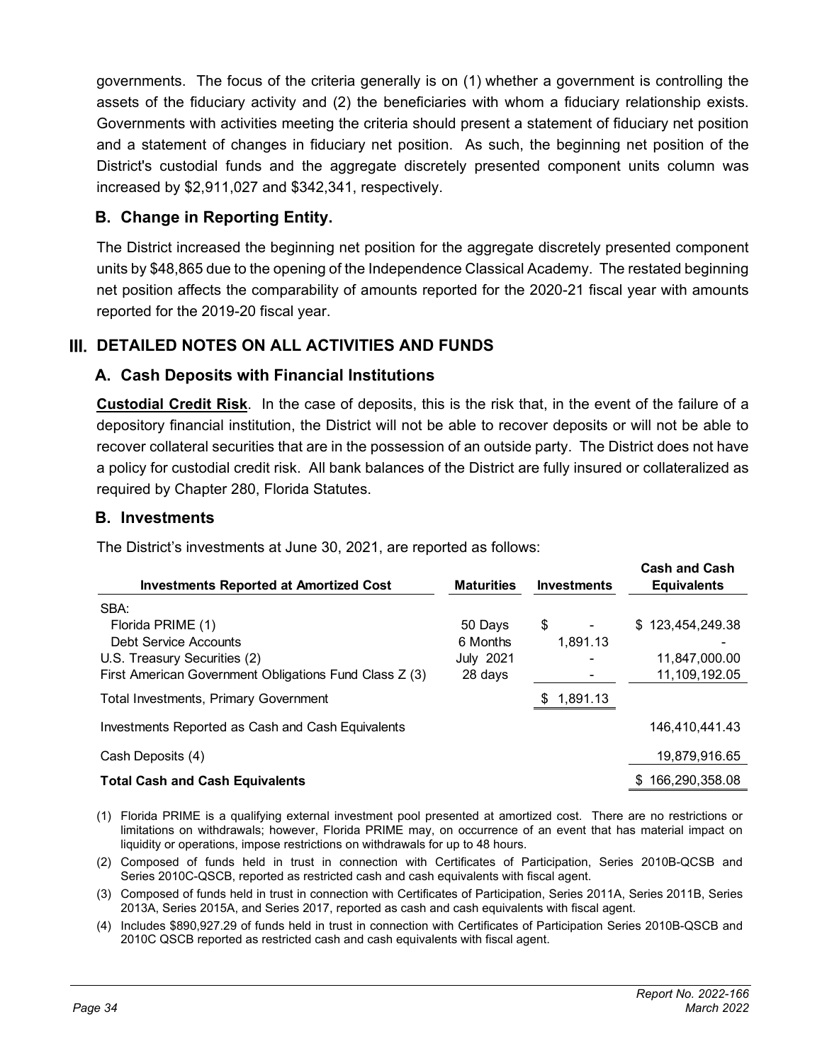governments. The focus of the criteria generally is on (1) whether a government is controlling the assets of the fiduciary activity and (2) the beneficiaries with whom a fiduciary relationship exists. Governments with activities meeting the criteria should present a statement of fiduciary net position and a statement of changes in fiduciary net position. As such, the beginning net position of the District's custodial funds and the aggregate discretely presented component units column was increased by $2,911,027 and $342,341, respectively.

## B. Change in Reporting Entity.

The District increased the beginning net position for the aggregate discretely presented component units by $48,865 due to the opening of the Independence Classical Academy. The restated beginning net position affects the comparability of amounts reported for the 2020-21 fiscal year with amounts reported for the 2019-20 fiscal year.

# III. DETAILED NOTES ON ALL ACTIVITIES AND FUNDS

## A. Cash Deposits with Financial Institutions

**Custodial Credit Risk**. In the case of deposits, this is the risk that, in the event of the failure of a depository financial institution, the District will not be able to recover deposits or will not be able to recover collateral securities that are in the possession of an outside party. The District does not have a policy for custodial credit risk. All bank balances of the District are fully insured or collateralized as required by Chapter 280, Florida Statutes.

## B. Investments

The District's investments at June 30, 2021, are reported as follows:

| Investments Reported at Amortized Cost | Maturities | Investments | Cash and Cash Equivalents |
|---|---|---|---|
| SBA: | | | |
| Florida PRIME (1) | 50 Days | $ - | $ 123,454,249.38 |
| Debt Service Accounts | 6 Months | 1,891.13 | - |
| U.S. Treasury Securities (2) | July 2021 | - | 11,847,000.00 |
| First American Government Obligations Fund Class Z (3) | 28 days | - | 11,109,192.05 |
| Total Investments, Primary Government | | $ 1,891.13 | |
| Investments Reported as Cash and Cash Equivalents | | | 146,410,441.43 |
| Cash Deposits (4) | | | 19,879,916.65 |
| **Total Cash and Cash Equivalents** | | | $ 166,290,358.08 |

(1) Florida PRIME is a qualifying external investment pool presented at amortized cost. There are no restrictions or limitations on withdrawals; however, Florida PRIME may, on occurrence of an event that has material impact on liquidity or operations, impose restrictions on withdrawals for up to 48 hours.

(2) Composed of funds held in trust in connection with Certificates of Participation, Series 2010B-QCSB and Series 2010C-QSCB, reported as restricted cash and cash equivalents with fiscal agent.

(3) Composed of funds held in trust in connection with Certificates of Participation, Series 2011A, Series 2011B, Series 2013A, Series 2015A, and Series 2017, reported as cash and cash equivalents with fiscal agent.

(4) Includes $890,927.29 of funds held in trust in connection with Certificates of Participation Series 2010B-QSCB and 2010C QSCB reported as restricted cash and cash equivalents with fiscal agent.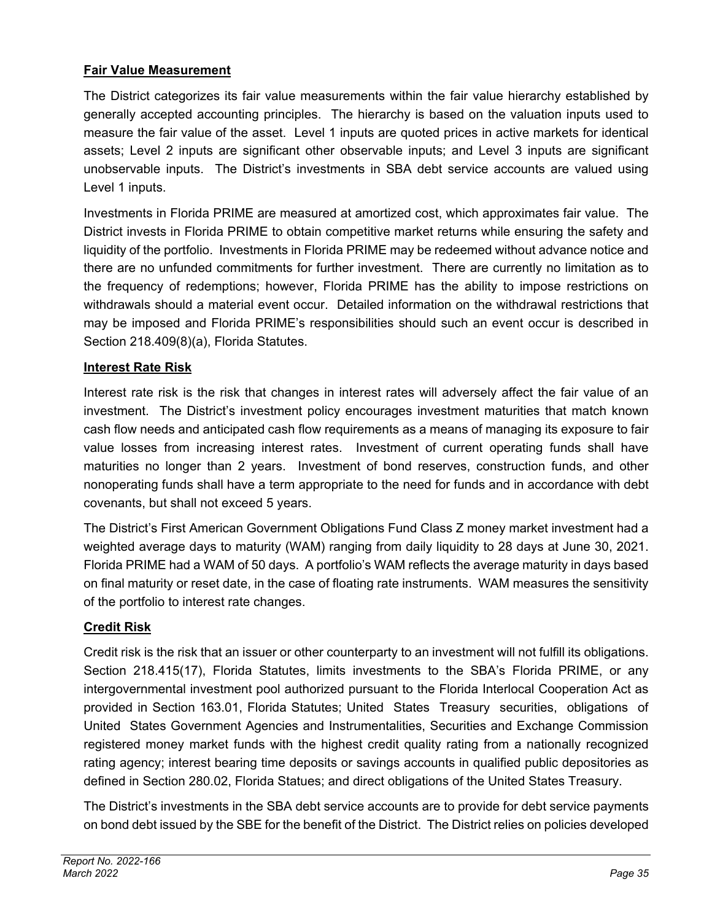**Fair Value Measurement**

The District categorizes its fair value measurements within the fair value hierarchy established by generally accepted accounting principles. The hierarchy is based on the valuation inputs used to measure the fair value of the asset. Level 1 inputs are quoted prices in active markets for identical assets; Level 2 inputs are significant other observable inputs; and Level 3 inputs are significant unobservable inputs. The District's investments in SBA debt service accounts are valued using Level 1 inputs.

Investments in Florida PRIME are measured at amortized cost, which approximates fair value. The District invests in Florida PRIME to obtain competitive market returns while ensuring the safety and liquidity of the portfolio. Investments in Florida PRIME may be redeemed without advance notice and there are no unfunded commitments for further investment. There are currently no limitation as to the frequency of redemptions; however, Florida PRIME has the ability to impose restrictions on withdrawals should a material event occur. Detailed information on the withdrawal restrictions that may be imposed and Florida PRIME's responsibilities should such an event occur is described in Section 218.409(8)(a), Florida Statutes.

**Interest Rate Risk**

Interest rate risk is the risk that changes in interest rates will adversely affect the fair value of an investment. The District's investment policy encourages investment maturities that match known cash flow needs and anticipated cash flow requirements as a means of managing its exposure to fair value losses from increasing interest rates. Investment of current operating funds shall have maturities no longer than 2 years. Investment of bond reserves, construction funds, and other nonoperating funds shall have a term appropriate to the need for funds and in accordance with debt covenants, but shall not exceed 5 years.

The District's First American Government Obligations Fund Class Z money market investment had a weighted average days to maturity (WAM) ranging from daily liquidity to 28 days at June 30, 2021. Florida PRIME had a WAM of 50 days. A portfolio's WAM reflects the average maturity in days based on final maturity or reset date, in the case of floating rate instruments. WAM measures the sensitivity of the portfolio to interest rate changes.

**Credit Risk**

Credit risk is the risk that an issuer or other counterparty to an investment will not fulfill its obligations. Section 218.415(17), Florida Statutes, limits investments to the SBA's Florida PRIME, or any intergovernmental investment pool authorized pursuant to the Florida Interlocal Cooperation Act as provided in Section 163.01, Florida Statutes; United States Treasury securities, obligations of United States Government Agencies and Instrumentalities, Securities and Exchange Commission registered money market funds with the highest credit quality rating from a nationally recognized rating agency; interest bearing time deposits or savings accounts in qualified public depositories as defined in Section 280.02, Florida Statues; and direct obligations of the United States Treasury.

The District's investments in the SBA debt service accounts are to provide for debt service payments on bond debt issued by the SBE for the benefit of the District. The District relies on policies developed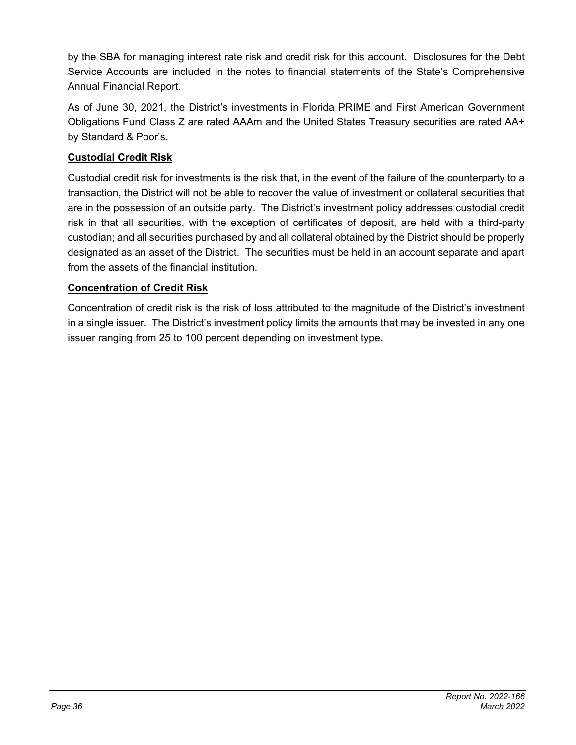by the SBA for managing interest rate risk and credit risk for this account. Disclosures for the Debt Service Accounts are included in the notes to financial statements of the State's Comprehensive Annual Financial Report.

As of June 30, 2021, the District's investments in Florida PRIME and First American Government Obligations Fund Class Z are rated AAAm and the United States Treasury securities are rated AA+ by Standard & Poor's.

**Custodial Credit Risk**

Custodial credit risk for investments is the risk that, in the event of the failure of the counterparty to a transaction, the District will not be able to recover the value of investment or collateral securities that are in the possession of an outside party. The District's investment policy addresses custodial credit risk in that all securities, with the exception of certificates of deposit, are held with a third-party custodian; and all securities purchased by and all collateral obtained by the District should be properly designated as an asset of the District. The securities must be held in an account separate and apart from the assets of the financial institution.

**Concentration of Credit Risk**

Concentration of credit risk is the risk of loss attributed to the magnitude of the District's investment in a single issuer. The District's investment policy limits the amounts that may be invested in any one issuer ranging from 25 to 100 percent depending on investment type.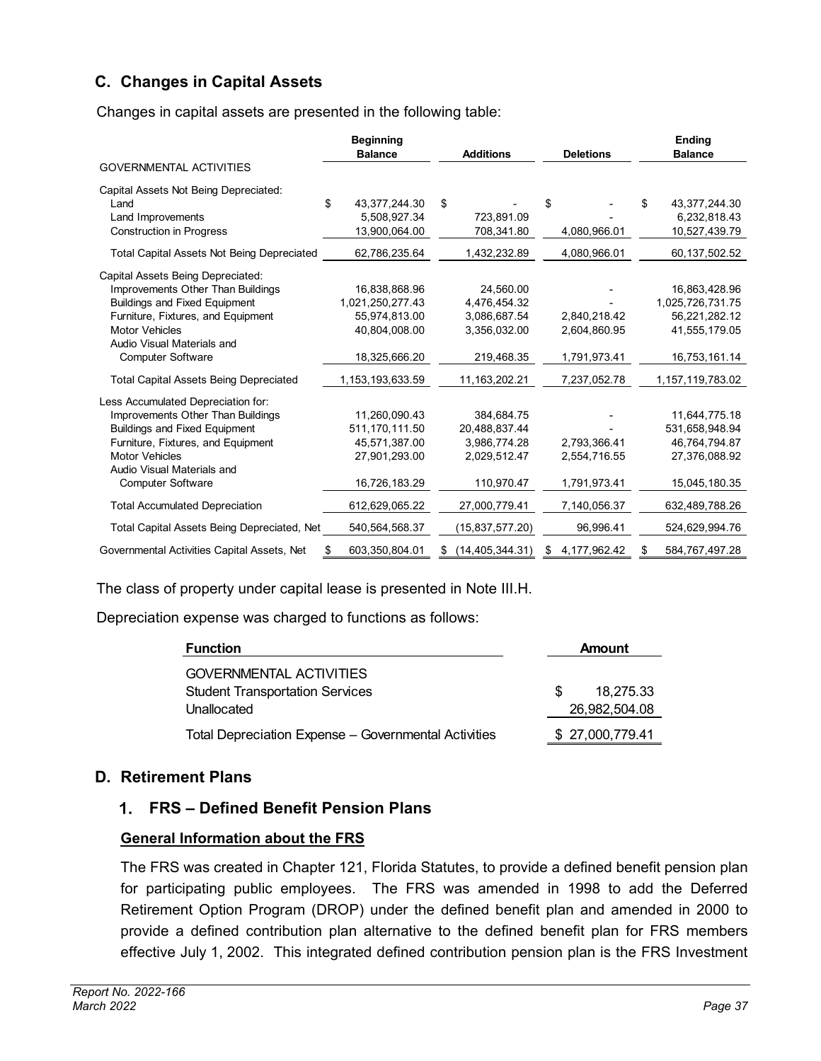## C. Changes in Capital Assets

Changes in capital assets are presented in the following table:

| GOVERNMENTAL ACTIVITIES | Beginning Balance | Additions | Deletions | Ending Balance |
|---|---|---|---|---|
| Capital Assets Not Being Depreciated: | | | | |
| Land | $ 43,377,244.30 | $ - | $ - | $ 43,377,244.30 |
| Land Improvements | 5,508,927.34 | 723,891.09 | - | 6,232,818.43 |
| Construction in Progress | 13,900,064.00 | 708,341.80 | 4,080,966.01 | 10,527,439.79 |
| Total Capital Assets Not Being Depreciated | 62,786,235.64 | 1,432,232.89 | 4,080,966.01 | 60,137,502.52 |
| Capital Assets Being Depreciated: | | | | |
| Improvements Other Than Buildings | 16,838,868.96 | 24,560.00 | - | 16,863,428.96 |
| Buildings and Fixed Equipment | 1,021,250,277.43 | 4,476,454.32 | - | 1,025,726,731.75 |
| Furniture, Fixtures, and Equipment | 55,974,813.00 | 3,086,687.54 | 2,840,218.42 | 56,221,282.12 |
| Motor Vehicles | 40,804,008.00 | 3,356,032.00 | 2,604,860.95 | 41,555,179.05 |
| Audio Visual Materials and Computer Software | 18,325,666.20 | 219,468.35 | 1,791,973.41 | 16,753,161.14 |
| Total Capital Assets Being Depreciated | 1,153,193,633.59 | 11,163,202.21 | 7,237,052.78 | 1,157,119,783.02 |
| Less Accumulated Depreciation for: | | | | |
| Improvements Other Than Buildings | 11,260,090.43 | 384,684.75 | - | 11,644,775.18 |
| Buildings and Fixed Equipment | 511,170,111.50 | 20,488,837.44 | - | 531,658,948.94 |
| Furniture, Fixtures, and Equipment | 45,571,387.00 | 3,986,774.28 | 2,793,366.41 | 46,764,794.87 |
| Motor Vehicles | 27,901,293.00 | 2,029,512.47 | 2,554,716.55 | 27,376,088.92 |
| Audio Visual Materials and Computer Software | 16,726,183.29 | 110,970.47 | 1,791,973.41 | 15,045,180.35 |
| Total Accumulated Depreciation | 612,629,065.22 | 27,000,779.41 | 7,140,056.37 | 632,489,788.26 |
| Total Capital Assets Being Depreciated, Net | 540,564,568.37 | (15,837,577.20) | 96,996.41 | 524,629,994.76 |
| Governmental Activities Capital Assets, Net | $ 603,350,804.01 | $ (14,405,344.31) | $ 4,177,962.42 | $ 584,767,497.28 |

The class of property under capital lease is presented in Note III.H.

Depreciation expense was charged to functions as follows:

| Function | Amount |
|---|---|
| GOVERNMENTAL ACTIVITIES | |
| Student Transportation Services | $ 18,275.33 |
| Unallocated | 26,982,504.08 |
| Total Depreciation Expense – Governmental Activities | $ 27,000,779.41 |

## D. Retirement Plans

### 1. FRS – Defined Benefit Pension Plans

**General Information about the FRS**

The FRS was created in Chapter 121, Florida Statutes, to provide a defined benefit pension plan for participating public employees. The FRS was amended in 1998 to add the Deferred Retirement Option Program (DROP) under the defined benefit plan and amended in 2000 to provide a defined contribution plan alternative to the defined benefit plan for FRS members effective July 1, 2002. This integrated defined contribution pension plan is the FRS Investment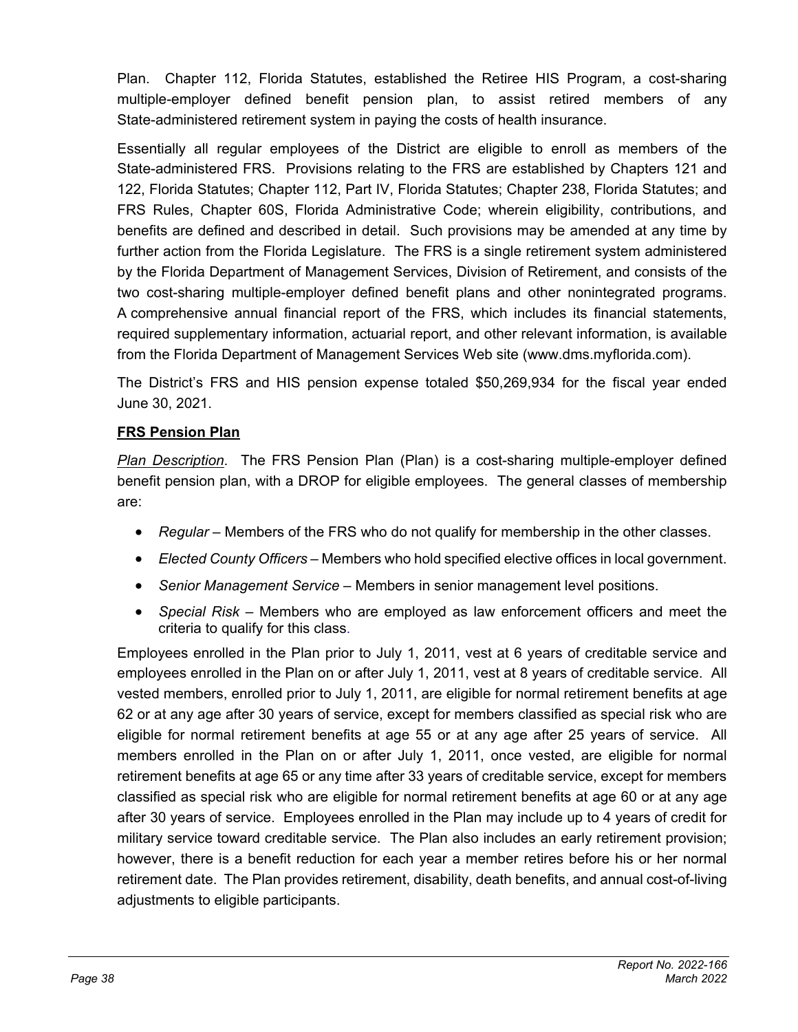Plan. Chapter 112, Florida Statutes, established the Retiree HIS Program, a cost-sharing multiple-employer defined benefit pension plan, to assist retired members of any State-administered retirement system in paying the costs of health insurance.

Essentially all regular employees of the District are eligible to enroll as members of the State-administered FRS. Provisions relating to the FRS are established by Chapters 121 and 122, Florida Statutes; Chapter 112, Part IV, Florida Statutes; Chapter 238, Florida Statutes; and FRS Rules, Chapter 60S, Florida Administrative Code; wherein eligibility, contributions, and benefits are defined and described in detail. Such provisions may be amended at any time by further action from the Florida Legislature. The FRS is a single retirement system administered by the Florida Department of Management Services, Division of Retirement, and consists of the two cost-sharing multiple-employer defined benefit plans and other nonintegrated programs. A comprehensive annual financial report of the FRS, which includes its financial statements, required supplementary information, actuarial report, and other relevant information, is available from the Florida Department of Management Services Web site (www.dms.myflorida.com).

The District's FRS and HIS pension expense totaled $50,269,934 for the fiscal year ended June 30, 2021.

**FRS Pension Plan**

*Plan Description*. The FRS Pension Plan (Plan) is a cost-sharing multiple-employer defined benefit pension plan, with a DROP for eligible employees. The general classes of membership are:

- *Regular* – Members of the FRS who do not qualify for membership in the other classes.
- *Elected County Officers* – Members who hold specified elective offices in local government.
- *Senior Management Service* – Members in senior management level positions.
- *Special Risk* – Members who are employed as law enforcement officers and meet the criteria to qualify for this class.

Employees enrolled in the Plan prior to July 1, 2011, vest at 6 years of creditable service and employees enrolled in the Plan on or after July 1, 2011, vest at 8 years of creditable service. All vested members, enrolled prior to July 1, 2011, are eligible for normal retirement benefits at age 62 or at any age after 30 years of service, except for members classified as special risk who are eligible for normal retirement benefits at age 55 or at any age after 25 years of service. All members enrolled in the Plan on or after July 1, 2011, once vested, are eligible for normal retirement benefits at age 65 or any time after 33 years of creditable service, except for members classified as special risk who are eligible for normal retirement benefits at age 60 or at any age after 30 years of service. Employees enrolled in the Plan may include up to 4 years of credit for military service toward creditable service. The Plan also includes an early retirement provision; however, there is a benefit reduction for each year a member retires before his or her normal retirement date. The Plan provides retirement, disability, death benefits, and annual cost-of-living adjustments to eligible participants.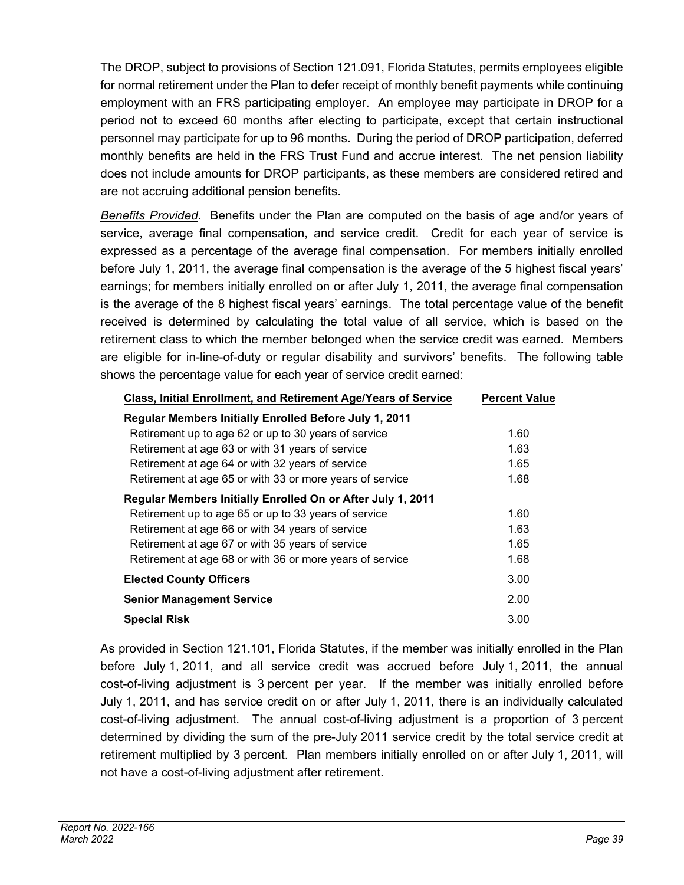The DROP, subject to provisions of Section 121.091, Florida Statutes, permits employees eligible for normal retirement under the Plan to defer receipt of monthly benefit payments while continuing employment with an FRS participating employer. An employee may participate in DROP for a period not to exceed 60 months after electing to participate, except that certain instructional personnel may participate for up to 96 months. During the period of DROP participation, deferred monthly benefits are held in the FRS Trust Fund and accrue interest. The net pension liability does not include amounts for DROP participants, as these members are considered retired and are not accruing additional pension benefits.

*Benefits Provided*. Benefits under the Plan are computed on the basis of age and/or years of service, average final compensation, and service credit. Credit for each year of service is expressed as a percentage of the average final compensation. For members initially enrolled before July 1, 2011, the average final compensation is the average of the 5 highest fiscal years' earnings; for members initially enrolled on or after July 1, 2011, the average final compensation is the average of the 8 highest fiscal years' earnings. The total percentage value of the benefit received is determined by calculating the total value of all service, which is based on the retirement class to which the member belonged when the service credit was earned. Members are eligible for in-line-of-duty or regular disability and survivors' benefits. The following table shows the percentage value for each year of service credit earned:

| Class, Initial Enrollment, and Retirement Age/Years of Service | Percent Value |
|---|---|
| **Regular Members Initially Enrolled Before July 1, 2011** | |
| Retirement up to age 62 or up to 30 years of service | 1.60 |
| Retirement at age 63 or with 31 years of service | 1.63 |
| Retirement at age 64 or with 32 years of service | 1.65 |
| Retirement at age 65 or with 33 or more years of service | 1.68 |
| **Regular Members Initially Enrolled On or After July 1, 2011** | |
| Retirement up to age 65 or up to 33 years of service | 1.60 |
| Retirement at age 66 or with 34 years of service | 1.63 |
| Retirement at age 67 or with 35 years of service | 1.65 |
| Retirement at age 68 or with 36 or more years of service | 1.68 |
| **Elected County Officers** | 3.00 |
| **Senior Management Service** | 2.00 |
| **Special Risk** | 3.00 |

As provided in Section 121.101, Florida Statutes, if the member was initially enrolled in the Plan before July 1, 2011, and all service credit was accrued before July 1, 2011, the annual cost-of-living adjustment is 3 percent per year. If the member was initially enrolled before July 1, 2011, and has service credit on or after July 1, 2011, there is an individually calculated cost-of-living adjustment. The annual cost-of-living adjustment is a proportion of 3 percent determined by dividing the sum of the pre-July 2011 service credit by the total service credit at retirement multiplied by 3 percent. Plan members initially enrolled on or after July 1, 2011, will not have a cost-of-living adjustment after retirement.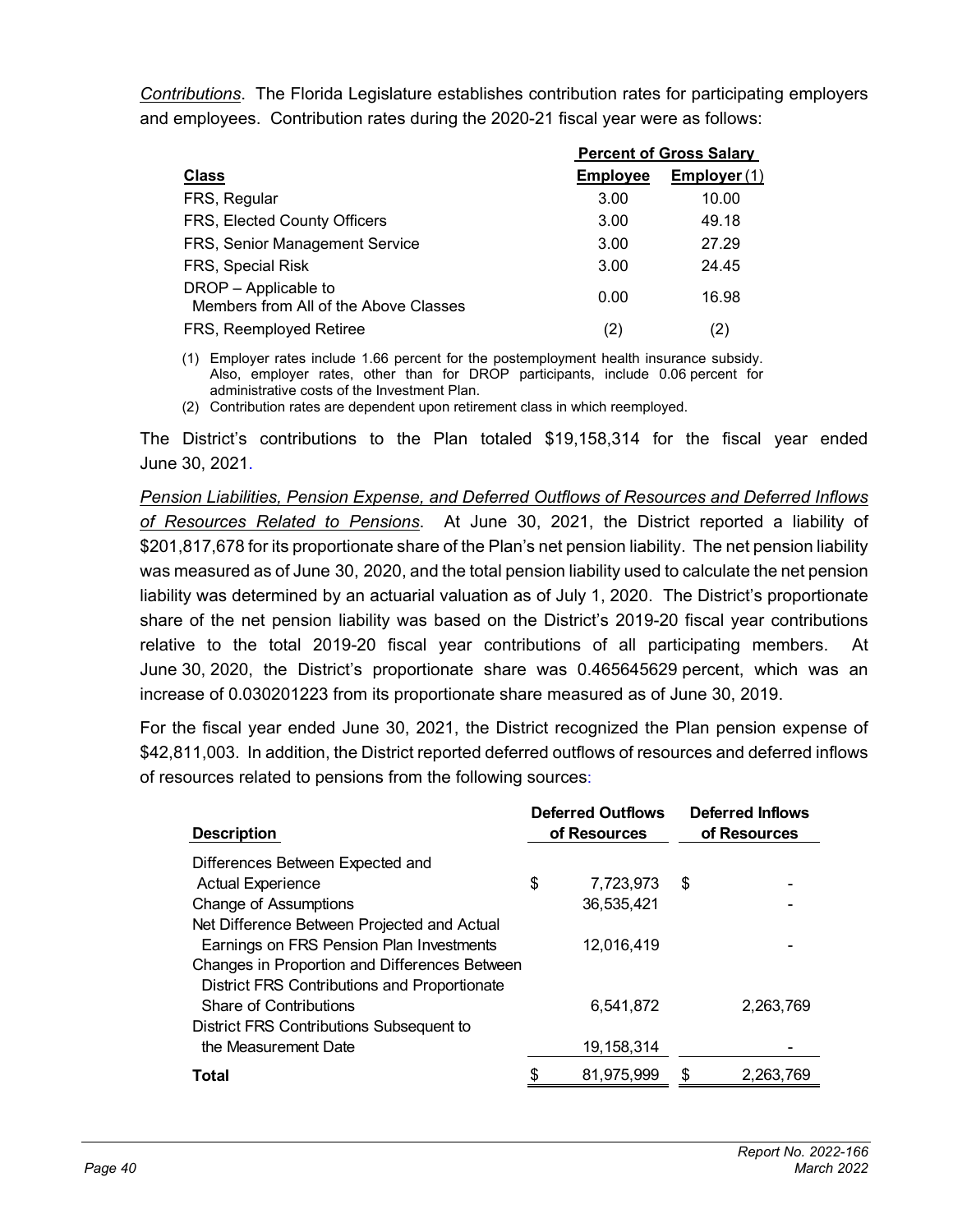*Contributions*. The Florida Legislature establishes contribution rates for participating employers and employees. Contribution rates during the 2020-21 fiscal year were as follows:

| Class | Percent of Gross Salary | |
|---|---|---|
| | Employee | Employer (1) |
| FRS, Regular | 3.00 | 10.00 |
| FRS, Elected County Officers | 3.00 | 49.18 |
| FRS, Senior Management Service | 3.00 | 27.29 |
| FRS, Special Risk | 3.00 | 24.45 |
| DROP – Applicable to Members from All of the Above Classes | 0.00 | 16.98 |
| FRS, Reemployed Retiree | (2) | (2) |

(1) Employer rates include 1.66 percent for the postemployment health insurance subsidy. Also, employer rates, other than for DROP participants, include 0.06 percent for administrative costs of the Investment Plan.

(2) Contribution rates are dependent upon retirement class in which reemployed.

The District's contributions to the Plan totaled $19,158,314 for the fiscal year ended June 30, 2021.

*Pension Liabilities, Pension Expense, and Deferred Outflows of Resources and Deferred Inflows of Resources Related to Pensions*. At June 30, 2021, the District reported a liability of $201,817,678 for its proportionate share of the Plan's net pension liability. The net pension liability was measured as of June 30, 2020, and the total pension liability used to calculate the net pension liability was determined by an actuarial valuation as of July 1, 2020. The District's proportionate share of the net pension liability was based on the District's 2019-20 fiscal year contributions relative to the total 2019-20 fiscal year contributions of all participating members. At June 30, 2020, the District's proportionate share was 0.465645629 percent, which was an increase of 0.030201223 from its proportionate share measured as of June 30, 2019.

For the fiscal year ended June 30, 2021, the District recognized the Plan pension expense of $42,811,003. In addition, the District reported deferred outflows of resources and deferred inflows of resources related to pensions from the following sources:

| Description | Deferred Outflows of Resources | Deferred Inflows of Resources |
|---|---|---|
| Differences Between Expected and Actual Experience | $ 7,723,973 | $ - |
| Change of Assumptions | 36,535,421 | - |
| Net Difference Between Projected and Actual Earnings on FRS Pension Plan Investments | 12,016,419 | - |
| Changes in Proportion and Differences Between District FRS Contributions and Proportionate Share of Contributions | 6,541,872 | 2,263,769 |
| District FRS Contributions Subsequent to the Measurement Date | 19,158,314 | - |
| **Total** | $ 81,975,999 | $ 2,263,769 |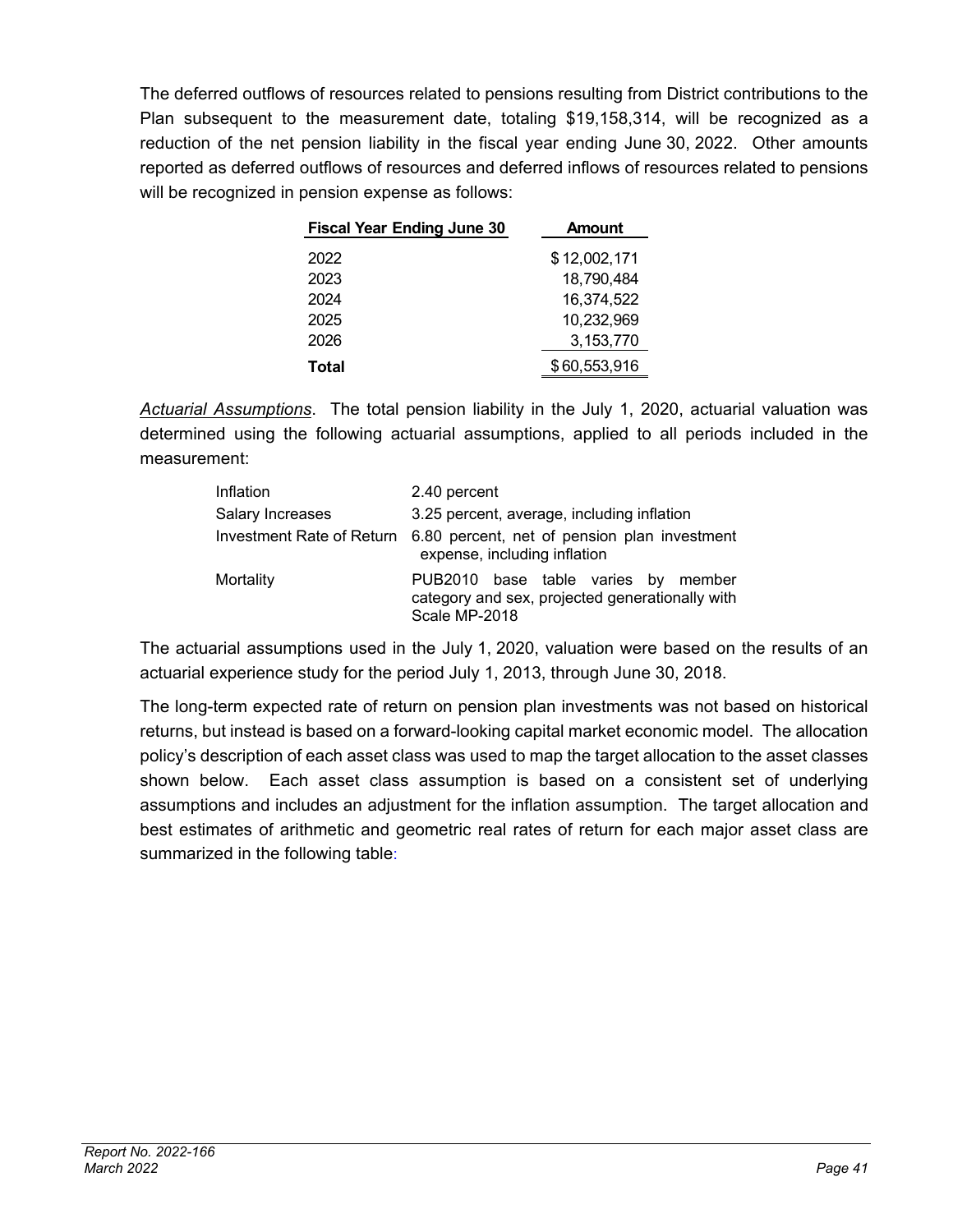The deferred outflows of resources related to pensions resulting from District contributions to the Plan subsequent to the measurement date, totaling $19,158,314, will be recognized as a reduction of the net pension liability in the fiscal year ending June 30, 2022. Other amounts reported as deferred outflows of resources and deferred inflows of resources related to pensions will be recognized in pension expense as follows:

| Fiscal Year Ending June 30 | Amount |
|---|---|
| 2022 | $ 12,002,171 |
| 2023 | 18,790,484 |
| 2024 | 16,374,522 |
| 2025 | 10,232,969 |
| 2026 | 3,153,770 |
| **Total** | $ 60,553,916 |

*Actuarial Assumptions*. The total pension liability in the July 1, 2020, actuarial valuation was determined using the following actuarial assumptions, applied to all periods included in the measurement:

| | |
|---|---|
| Inflation | 2.40 percent |
| Salary Increases | 3.25 percent, average, including inflation |
| Investment Rate of Return | 6.80 percent, net of pension plan investment expense, including inflation |
| Mortality | PUB2010 base table varies by member category and sex, projected generationally with Scale MP-2018 |

The actuarial assumptions used in the July 1, 2020, valuation were based on the results of an actuarial experience study for the period July 1, 2013, through June 30, 2018.

The long-term expected rate of return on pension plan investments was not based on historical returns, but instead is based on a forward-looking capital market economic model. The allocation policy's description of each asset class was used to map the target allocation to the asset classes shown below. Each asset class assumption is based on a consistent set of underlying assumptions and includes an adjustment for the inflation assumption. The target allocation and best estimates of arithmetic and geometric real rates of return for each major asset class are summarized in the following table: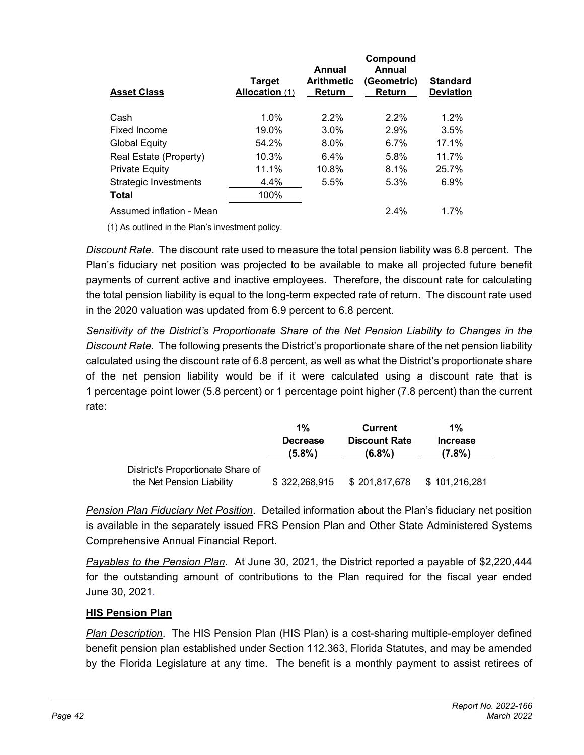| Asset Class | Target Allocation (1) | Annual Arithmetic Return | Compound Annual (Geometric) Return | Standard Deviation |
|---|---|---|---|---|
| Cash | 1.0% | 2.2% | 2.2% | 1.2% |
| Fixed Income | 19.0% | 3.0% | 2.9% | 3.5% |
| Global Equity | 54.2% | 8.0% | 6.7% | 17.1% |
| Real Estate (Property) | 10.3% | 6.4% | 5.8% | 11.7% |
| Private Equity | 11.1% | 10.8% | 8.1% | 25.7% |
| Strategic Investments | 4.4% | 5.5% | 5.3% | 6.9% |
| **Total** | 100% | | | |
| Assumed inflation - Mean | | | 2.4% | 1.7% |

(1) As outlined in the Plan's investment policy.

*Discount Rate*. The discount rate used to measure the total pension liability was 6.8 percent. The Plan's fiduciary net position was projected to be available to make all projected future benefit payments of current active and inactive employees. Therefore, the discount rate for calculating the total pension liability is equal to the long-term expected rate of return. The discount rate used in the 2020 valuation was updated from 6.9 percent to 6.8 percent.

*Sensitivity of the District's Proportionate Share of the Net Pension Liability to Changes in the Discount Rate*. The following presents the District's proportionate share of the net pension liability calculated using the discount rate of 6.8 percent, as well as what the District's proportionate share of the net pension liability would be if it were calculated using a discount rate that is 1 percentage point lower (5.8 percent) or 1 percentage point higher (7.8 percent) than the current rate:

| | 1% Decrease (5.8%) | Current Discount Rate (6.8%) | 1% Increase (7.8%) |
|---|---|---|---|
| District's Proportionate Share of the Net Pension Liability | $ 322,268,915 | $ 201,817,678 | $ 101,216,281 |

*Pension Plan Fiduciary Net Position*. Detailed information about the Plan's fiduciary net position is available in the separately issued FRS Pension Plan and Other State Administered Systems Comprehensive Annual Financial Report.

*Payables to the Pension Plan*. At June 30, 2021, the District reported a payable of $2,220,444 for the outstanding amount of contributions to the Plan required for the fiscal year ended June 30, 2021.

**HIS Pension Plan**

*Plan Description*. The HIS Pension Plan (HIS Plan) is a cost-sharing multiple-employer defined benefit pension plan established under Section 112.363, Florida Statutes, and may be amended by the Florida Legislature at any time. The benefit is a monthly payment to assist retirees of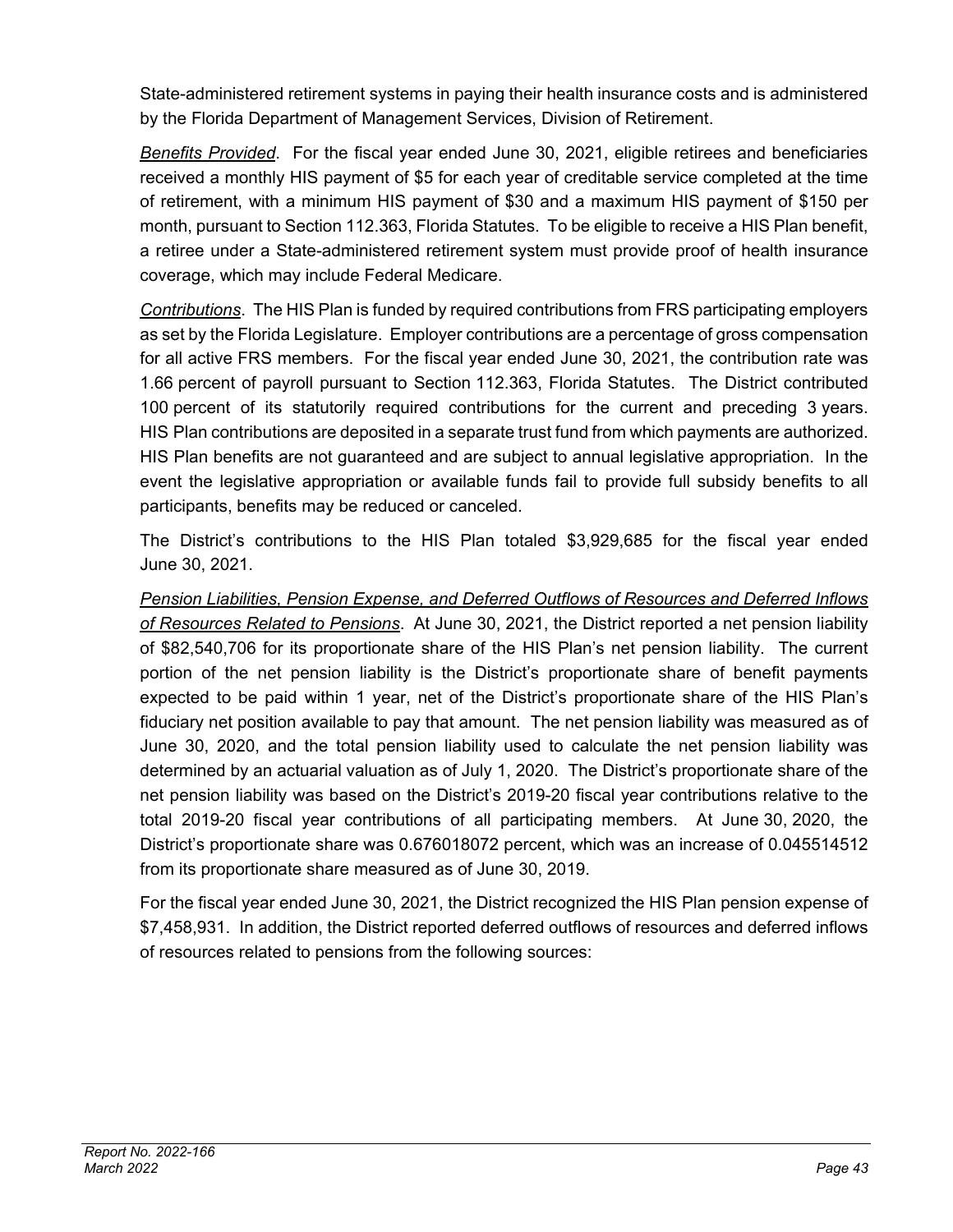State-administered retirement systems in paying their health insurance costs and is administered by the Florida Department of Management Services, Division of Retirement.

*Benefits Provided*. For the fiscal year ended June 30, 2021, eligible retirees and beneficiaries received a monthly HIS payment of $5 for each year of creditable service completed at the time of retirement, with a minimum HIS payment of $30 and a maximum HIS payment of $150 per month, pursuant to Section 112.363, Florida Statutes. To be eligible to receive a HIS Plan benefit, a retiree under a State-administered retirement system must provide proof of health insurance coverage, which may include Federal Medicare.

*Contributions*. The HIS Plan is funded by required contributions from FRS participating employers as set by the Florida Legislature. Employer contributions are a percentage of gross compensation for all active FRS members. For the fiscal year ended June 30, 2021, the contribution rate was 1.66 percent of payroll pursuant to Section 112.363, Florida Statutes. The District contributed 100 percent of its statutorily required contributions for the current and preceding 3 years. HIS Plan contributions are deposited in a separate trust fund from which payments are authorized. HIS Plan benefits are not guaranteed and are subject to annual legislative appropriation. In the event the legislative appropriation or available funds fail to provide full subsidy benefits to all participants, benefits may be reduced or canceled.

The District's contributions to the HIS Plan totaled $3,929,685 for the fiscal year ended June 30, 2021.

*Pension Liabilities, Pension Expense, and Deferred Outflows of Resources and Deferred Inflows of Resources Related to Pensions*. At June 30, 2021, the District reported a net pension liability of $82,540,706 for its proportionate share of the HIS Plan's net pension liability. The current portion of the net pension liability is the District's proportionate share of benefit payments expected to be paid within 1 year, net of the District's proportionate share of the HIS Plan's fiduciary net position available to pay that amount. The net pension liability was measured as of June 30, 2020, and the total pension liability used to calculate the net pension liability was determined by an actuarial valuation as of July 1, 2020. The District's proportionate share of the net pension liability was based on the District's 2019-20 fiscal year contributions relative to the total 2019-20 fiscal year contributions of all participating members. At June 30, 2020, the District's proportionate share was 0.676018072 percent, which was an increase of 0.045514512 from its proportionate share measured as of June 30, 2019.

For the fiscal year ended June 30, 2021, the District recognized the HIS Plan pension expense of $7,458,931. In addition, the District reported deferred outflows of resources and deferred inflows of resources related to pensions from the following sources: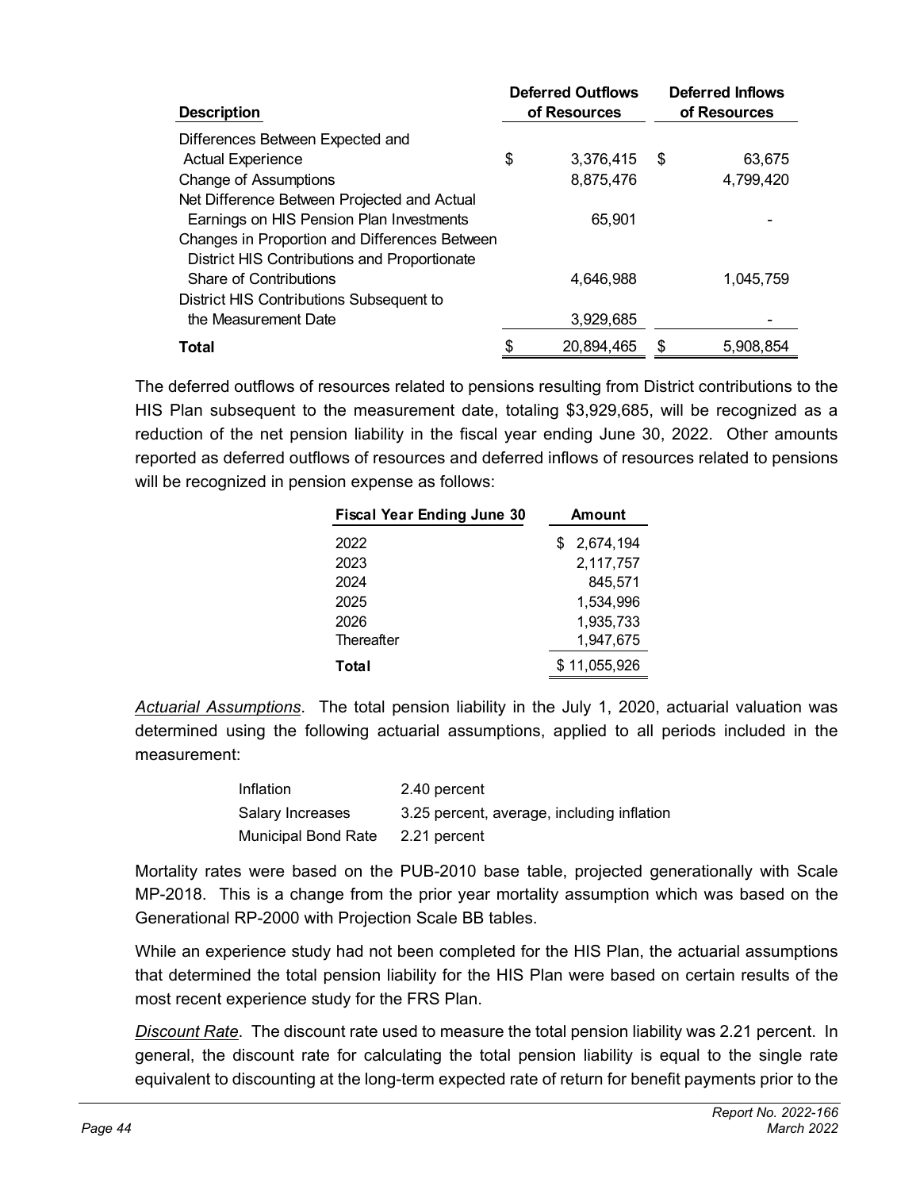| Description | Deferred Outflows of Resources | Deferred Inflows of Resources |
|---|---|---|
| Differences Between Expected and Actual Experience | $ 3,376,415 | $ 63,675 |
| Change of Assumptions | 8,875,476 | 4,799,420 |
| Net Difference Between Projected and Actual Earnings on HIS Pension Plan Investments | 65,901 | - |
| Changes in Proportion and Differences Between District HIS Contributions and Proportionate Share of Contributions | 4,646,988 | 1,045,759 |
| District HIS Contributions Subsequent to the Measurement Date | 3,929,685 | - |
| **Total** | $ 20,894,465 | $ 5,908,854 |

The deferred outflows of resources related to pensions resulting from District contributions to the HIS Plan subsequent to the measurement date, totaling $3,929,685, will be recognized as a reduction of the net pension liability in the fiscal year ending June 30, 2022. Other amounts reported as deferred outflows of resources and deferred inflows of resources related to pensions will be recognized in pension expense as follows:

| Fiscal Year Ending June 30 | Amount |
|---|---|
| 2022 | $ 2,674,194 |
| 2023 | 2,117,757 |
| 2024 | 845,571 |
| 2025 | 1,534,996 |
| 2026 | 1,935,733 |
| Thereafter | 1,947,675 |
| **Total** | $ 11,055,926 |

*Actuarial Assumptions*. The total pension liability in the July 1, 2020, actuarial valuation was determined using the following actuarial assumptions, applied to all periods included in the measurement:

| | |
|---|---|
| Inflation | 2.40 percent |
| Salary Increases | 3.25 percent, average, including inflation |
| Municipal Bond Rate | 2.21 percent |

Mortality rates were based on the PUB-2010 base table, projected generationally with Scale MP-2018. This is a change from the prior year mortality assumption which was based on the Generational RP-2000 with Projection Scale BB tables.

While an experience study had not been completed for the HIS Plan, the actuarial assumptions that determined the total pension liability for the HIS Plan were based on certain results of the most recent experience study for the FRS Plan.

*Discount Rate*. The discount rate used to measure the total pension liability was 2.21 percent. In general, the discount rate for calculating the total pension liability is equal to the single rate equivalent to discounting at the long-term expected rate of return for benefit payments prior to the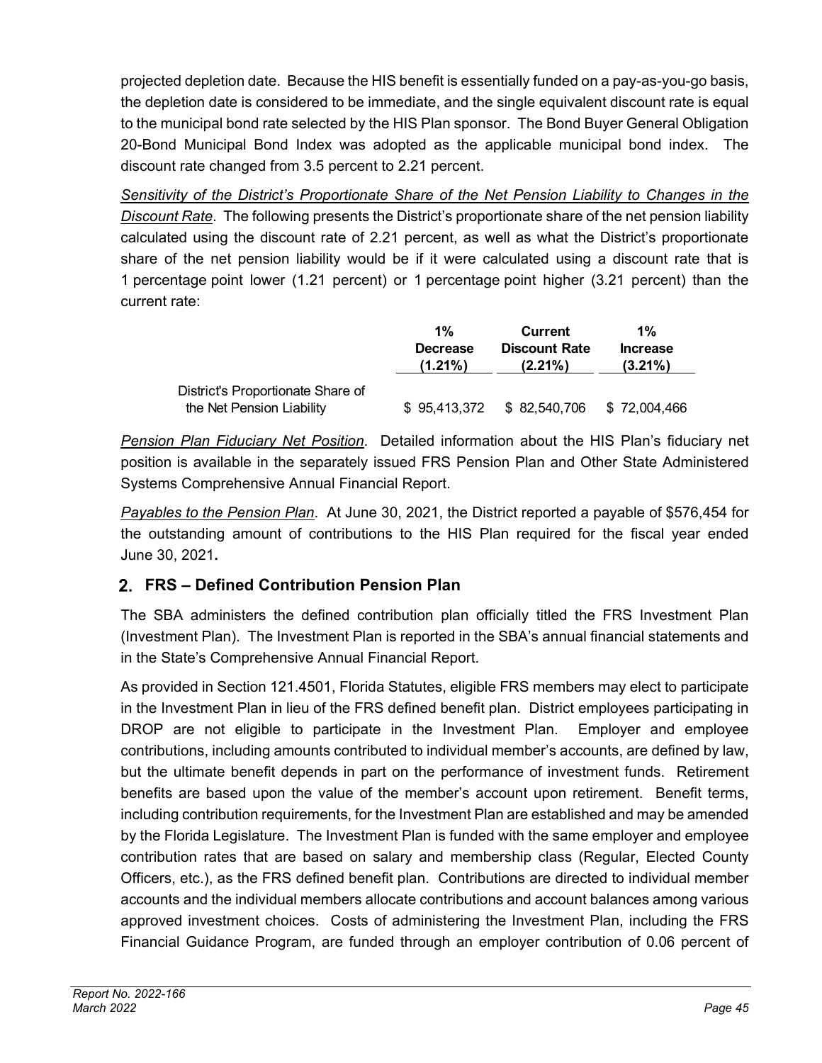projected depletion date. Because the HIS benefit is essentially funded on a pay-as-you-go basis, the depletion date is considered to be immediate, and the single equivalent discount rate is equal to the municipal bond rate selected by the HIS Plan sponsor. The Bond Buyer General Obligation 20-Bond Municipal Bond Index was adopted as the applicable municipal bond index. The discount rate changed from 3.5 percent to 2.21 percent.

*Sensitivity of the District's Proportionate Share of the Net Pension Liability to Changes in the Discount Rate*. The following presents the District's proportionate share of the net pension liability calculated using the discount rate of 2.21 percent, as well as what the District's proportionate share of the net pension liability would be if it were calculated using a discount rate that is 1 percentage point lower (1.21 percent) or 1 percentage point higher (3.21 percent) than the current rate:

| | 1% Decrease (1.21%) | Current Discount Rate (2.21%) | 1% Increase (3.21%) |
|---|---|---|---|
| District's Proportionate Share of the Net Pension Liability | $ 95,413,372 | $ 82,540,706 | $ 72,004,466 |

*Pension Plan Fiduciary Net Position*. Detailed information about the HIS Plan's fiduciary net position is available in the separately issued FRS Pension Plan and Other State Administered Systems Comprehensive Annual Financial Report.

*Payables to the Pension Plan*. At June 30, 2021, the District reported a payable of $576,454 for the outstanding amount of contributions to the HIS Plan required for the fiscal year ended June 30, 2021.

## 2. FRS – Defined Contribution Pension Plan

The SBA administers the defined contribution plan officially titled the FRS Investment Plan (Investment Plan). The Investment Plan is reported in the SBA's annual financial statements and in the State's Comprehensive Annual Financial Report.

As provided in Section 121.4501, Florida Statutes, eligible FRS members may elect to participate in the Investment Plan in lieu of the FRS defined benefit plan. District employees participating in DROP are not eligible to participate in the Investment Plan. Employer and employee contributions, including amounts contributed to individual member's accounts, are defined by law, but the ultimate benefit depends in part on the performance of investment funds. Retirement benefits are based upon the value of the member's account upon retirement. Benefit terms, including contribution requirements, for the Investment Plan are established and may be amended by the Florida Legislature. The Investment Plan is funded with the same employer and employee contribution rates that are based on salary and membership class (Regular, Elected County Officers, etc.), as the FRS defined benefit plan. Contributions are directed to individual member accounts and the individual members allocate contributions and account balances among various approved investment choices. Costs of administering the Investment Plan, including the FRS Financial Guidance Program, are funded through an employer contribution of 0.06 percent of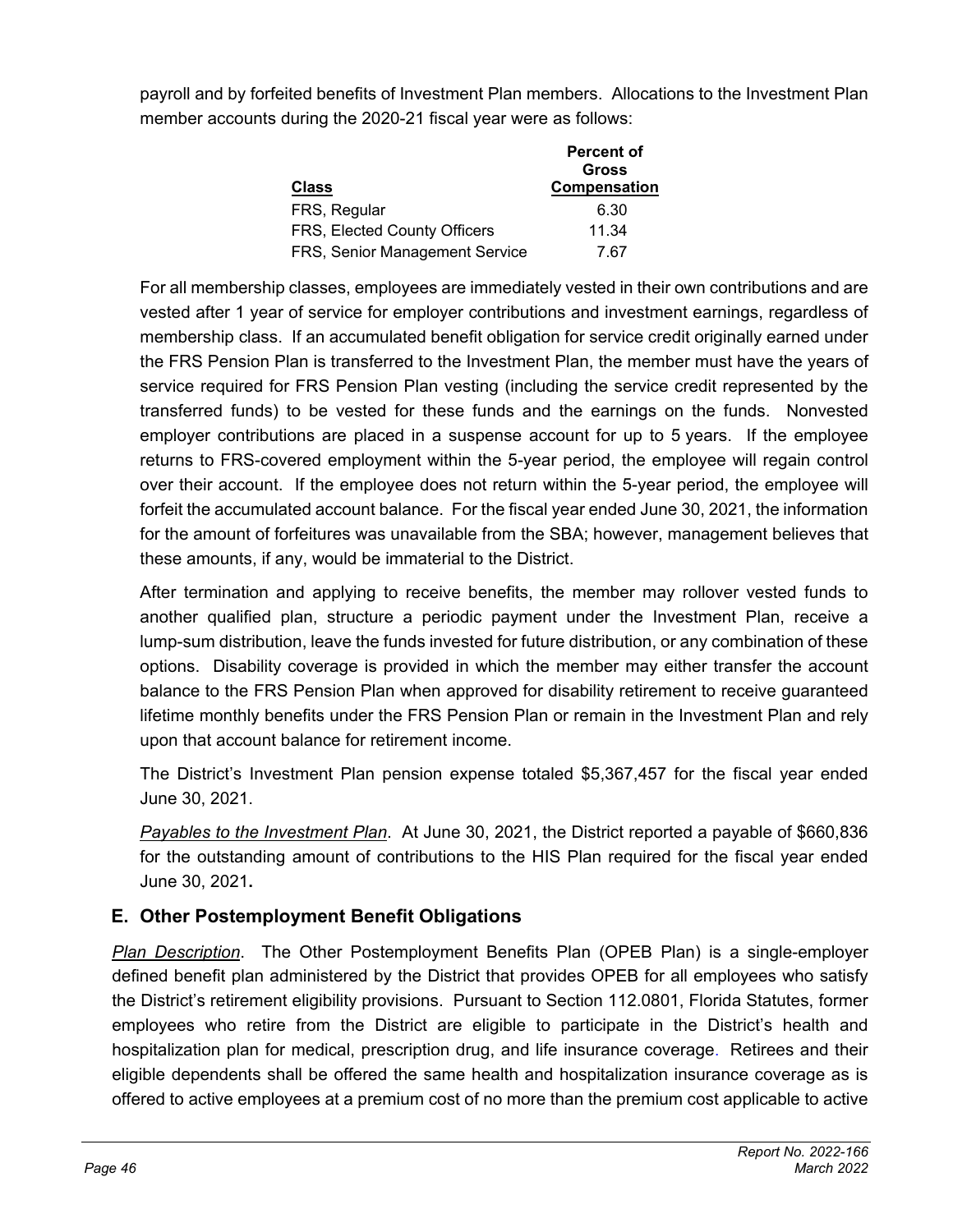payroll and by forfeited benefits of Investment Plan members. Allocations to the Investment Plan member accounts during the 2020-21 fiscal year were as follows:

| Class | Percent of Gross Compensation |
|---|---|
| FRS, Regular | 6.30 |
| FRS, Elected County Officers | 11.34 |
| FRS, Senior Management Service | 7.67 |

For all membership classes, employees are immediately vested in their own contributions and are vested after 1 year of service for employer contributions and investment earnings, regardless of membership class. If an accumulated benefit obligation for service credit originally earned under the FRS Pension Plan is transferred to the Investment Plan, the member must have the years of service required for FRS Pension Plan vesting (including the service credit represented by the transferred funds) to be vested for these funds and the earnings on the funds. Nonvested employer contributions are placed in a suspense account for up to 5 years. If the employee returns to FRS-covered employment within the 5-year period, the employee will regain control over their account. If the employee does not return within the 5-year period, the employee will forfeit the accumulated account balance. For the fiscal year ended June 30, 2021, the information for the amount of forfeitures was unavailable from the SBA; however, management believes that these amounts, if any, would be immaterial to the District.

After termination and applying to receive benefits, the member may rollover vested funds to another qualified plan, structure a periodic payment under the Investment Plan, receive a lump-sum distribution, leave the funds invested for future distribution, or any combination of these options. Disability coverage is provided in which the member may either transfer the account balance to the FRS Pension Plan when approved for disability retirement to receive guaranteed lifetime monthly benefits under the FRS Pension Plan or remain in the Investment Plan and rely upon that account balance for retirement income.

The District's Investment Plan pension expense totaled $5,367,457 for the fiscal year ended June 30, 2021.

*Payables to the Investment Plan*. At June 30, 2021, the District reported a payable of $660,836 for the outstanding amount of contributions to the HIS Plan required for the fiscal year ended June 30, 2021**.**

## E. Other Postemployment Benefit Obligations

*Plan Description*. The Other Postemployment Benefits Plan (OPEB Plan) is a single-employer defined benefit plan administered by the District that provides OPEB for all employees who satisfy the District's retirement eligibility provisions. Pursuant to Section 112.0801, Florida Statutes, former employees who retire from the District are eligible to participate in the District's health and hospitalization plan for medical, prescription drug, and life insurance coverage. Retirees and their eligible dependents shall be offered the same health and hospitalization insurance coverage as is offered to active employees at a premium cost of no more than the premium cost applicable to active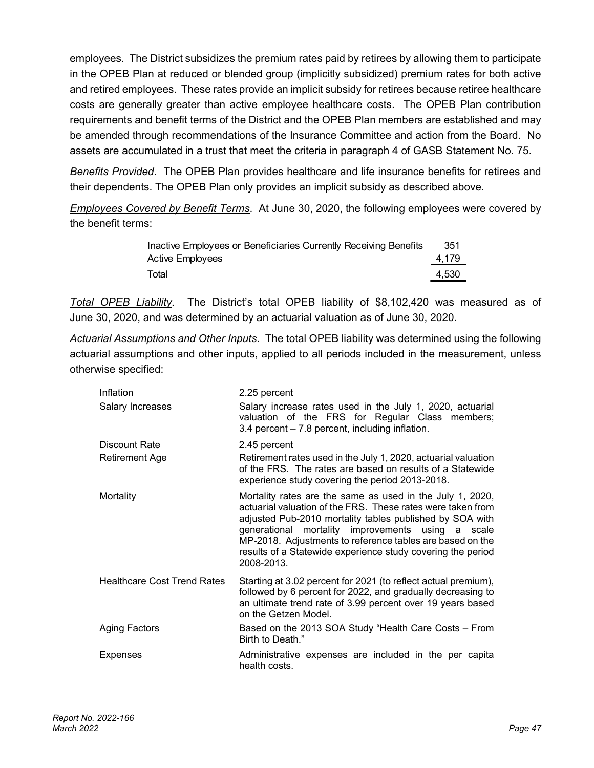employees. The District subsidizes the premium rates paid by retirees by allowing them to participate in the OPEB Plan at reduced or blended group (implicitly subsidized) premium rates for both active and retired employees. These rates provide an implicit subsidy for retirees because retiree healthcare costs are generally greater than active employee healthcare costs. The OPEB Plan contribution requirements and benefit terms of the District and the OPEB Plan members are established and may be amended through recommendations of the Insurance Committee and action from the Board. No assets are accumulated in a trust that meet the criteria in paragraph 4 of GASB Statement No. 75.

*Benefits Provided*. The OPEB Plan provides healthcare and life insurance benefits for retirees and their dependents. The OPEB Plan only provides an implicit subsidy as described above.

*Employees Covered by Benefit Terms*. At June 30, 2020, the following employees were covered by the benefit terms:

| | |
|---|---|
| Inactive Employees or Beneficiaries Currently Receiving Benefits | 351 |
| Active Employees | 4,179 |
| Total | 4,530 |

*Total OPEB Liability*. The District's total OPEB liability of $8,102,420 was measured as of June 30, 2020, and was determined by an actuarial valuation as of June 30, 2020.

*Actuarial Assumptions and Other Inputs*. The total OPEB liability was determined using the following actuarial assumptions and other inputs, applied to all periods included in the measurement, unless otherwise specified:

| | |
|---|---|
| Inflation | 2.25 percent |
| Salary Increases | Salary increase rates used in the July 1, 2020, actuarial valuation of the FRS for Regular Class members; 3.4 percent – 7.8 percent, including inflation. |
| Discount Rate | 2.45 percent |
| Retirement Age | Retirement rates used in the July 1, 2020, actuarial valuation of the FRS. The rates are based on results of a Statewide experience study covering the period 2013-2018. |
| Mortality | Mortality rates are the same as used in the July 1, 2020, actuarial valuation of the FRS. These rates were taken from adjusted Pub-2010 mortality tables published by SOA with generational mortality improvements using a scale MP-2018. Adjustments to reference tables are based on the results of a Statewide experience study covering the period 2008-2013. |
| Healthcare Cost Trend Rates | Starting at 3.02 percent for 2021 (to reflect actual premium), followed by 6 percent for 2022, and gradually decreasing to an ultimate trend rate of 3.99 percent over 19 years based on the Getzen Model. |
| Aging Factors | Based on the 2013 SOA Study "Health Care Costs – From Birth to Death." |
| Expenses | Administrative expenses are included in the per capita health costs. |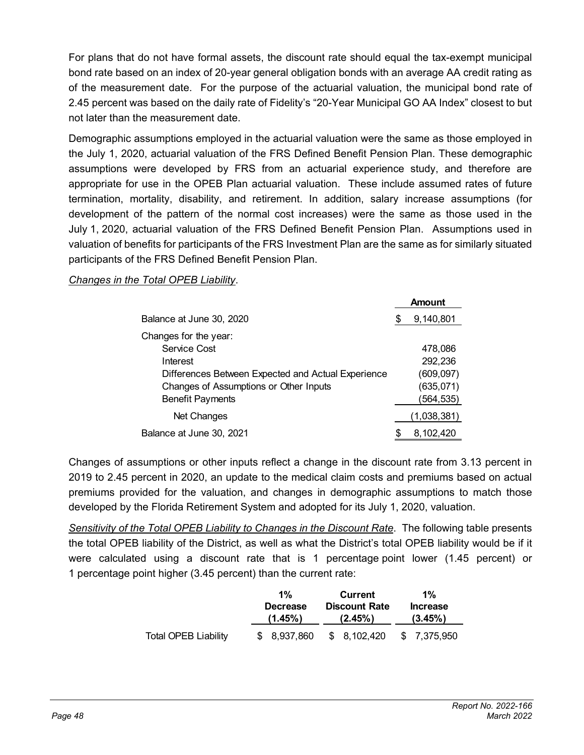For plans that do not have formal assets, the discount rate should equal the tax-exempt municipal bond rate based on an index of 20-year general obligation bonds with an average AA credit rating as of the measurement date. For the purpose of the actuarial valuation, the municipal bond rate of 2.45 percent was based on the daily rate of Fidelity's "20-Year Municipal GO AA Index" closest to but not later than the measurement date.

Demographic assumptions employed in the actuarial valuation were the same as those employed in the July 1, 2020, actuarial valuation of the FRS Defined Benefit Pension Plan. These demographic assumptions were developed by FRS from an actuarial experience study, and therefore are appropriate for use in the OPEB Plan actuarial valuation. These include assumed rates of future termination, mortality, disability, and retirement. In addition, salary increase assumptions (for development of the pattern of the normal cost increases) were the same as those used in the July 1, 2020, actuarial valuation of the FRS Defined Benefit Pension Plan. Assumptions used in valuation of benefits for participants of the FRS Investment Plan are the same as for similarly situated participants of the FRS Defined Benefit Pension Plan.

*Changes in the Total OPEB Liability*.

| | Amount |
|---|---|
| Balance at June 30, 2020 | $ 9,140,801 |
| Changes for the year: | |
| Service Cost | 478,086 |
| Interest | 292,236 |
| Differences Between Expected and Actual Experience | (609,097) |
| Changes of Assumptions or Other Inputs | (635,071) |
| Benefit Payments | (564,535) |
| Net Changes | (1,038,381) |
| Balance at June 30, 2021 | $ 8,102,420 |

Changes of assumptions or other inputs reflect a change in the discount rate from 3.13 percent in 2019 to 2.45 percent in 2020, an update to the medical claim costs and premiums based on actual premiums provided for the valuation, and changes in demographic assumptions to match those developed by the Florida Retirement System and adopted for its July 1, 2020, valuation.

*Sensitivity of the Total OPEB Liability to Changes in the Discount Rate*. The following table presents the total OPEB liability of the District, as well as what the District's total OPEB liability would be if it were calculated using a discount rate that is 1 percentage point lower (1.45 percent) or 1 percentage point higher (3.45 percent) than the current rate:

| | 1% Decrease (1.45%) | Current Discount Rate (2.45%) | 1% Increase (3.45%) |
|---|---|---|---|
| Total OPEB Liability | $ 8,937,860 | $ 8,102,420 | $ 7,375,950 |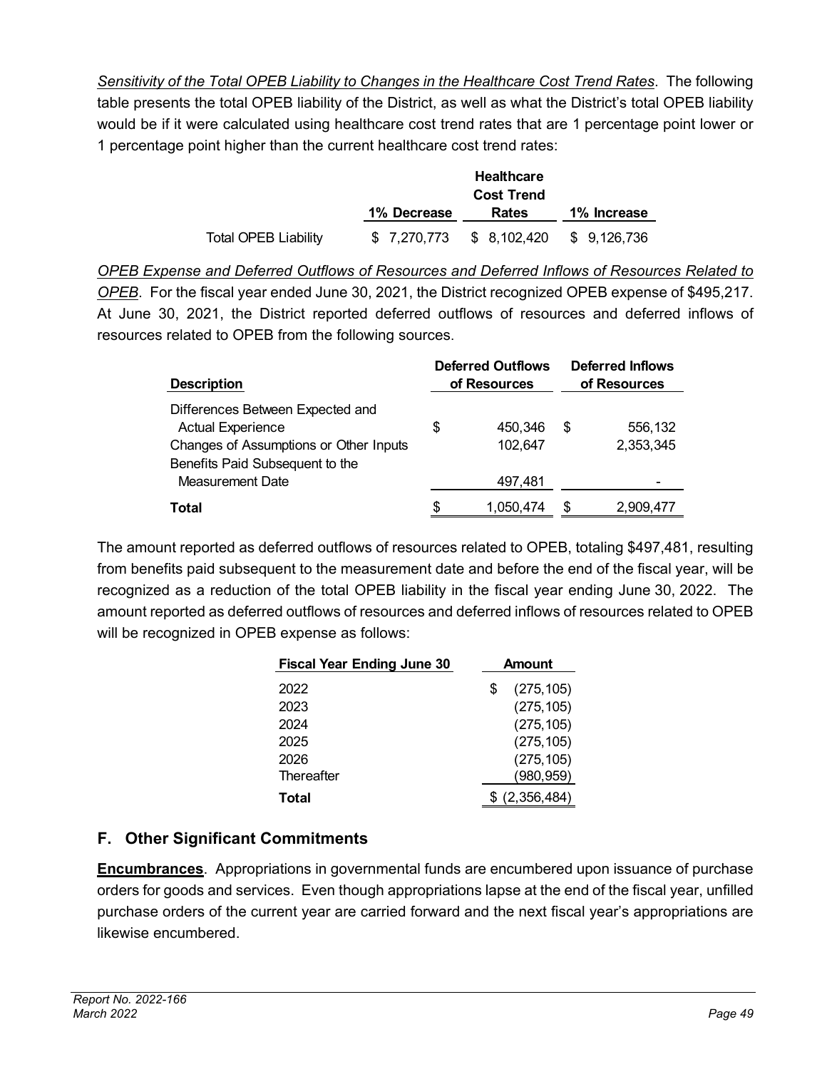*Sensitivity of the Total OPEB Liability to Changes in the Healthcare Cost Trend Rates*. The following table presents the total OPEB liability of the District, as well as what the District's total OPEB liability would be if it were calculated using healthcare cost trend rates that are 1 percentage point lower or 1 percentage point higher than the current healthcare cost trend rates:

| | 1% Decrease | Healthcare Cost Trend Rates | 1% Increase |
|---|---|---|---|
| Total OPEB Liability | $ 7,270,773 | $ 8,102,420 | $ 9,126,736 |

*OPEB Expense and Deferred Outflows of Resources and Deferred Inflows of Resources Related to OPEB*. For the fiscal year ended June 30, 2021, the District recognized OPEB expense of $495,217. At June 30, 2021, the District reported deferred outflows of resources and deferred inflows of resources related to OPEB from the following sources.

| Description | Deferred Outflows of Resources | Deferred Inflows of Resources |
|---|---|---|
| Differences Between Expected and Actual Experience | $ 450,346 | $ 556,132 |
| Changes of Assumptions or Other Inputs | 102,647 | 2,353,345 |
| Benefits Paid Subsequent to the Measurement Date | 497,481 | - |
| **Total** | $ 1,050,474 | $ 2,909,477 |

The amount reported as deferred outflows of resources related to OPEB, totaling $497,481, resulting from benefits paid subsequent to the measurement date and before the end of the fiscal year, will be recognized as a reduction of the total OPEB liability in the fiscal year ending June 30, 2022. The amount reported as deferred outflows of resources and deferred inflows of resources related to OPEB will be recognized in OPEB expense as follows:

| Fiscal Year Ending June 30 | Amount |
|---|---|
| 2022 | $ (275,105) |
| 2023 | (275,105) |
| 2024 | (275,105) |
| 2025 | (275,105) |
| 2026 | (275,105) |
| Thereafter | (980,959) |
| **Total** | $ (2,356,484) |

## F. Other Significant Commitments

**Encumbrances**. Appropriations in governmental funds are encumbered upon issuance of purchase orders for goods and services. Even though appropriations lapse at the end of the fiscal year, unfilled purchase orders of the current year are carried forward and the next fiscal year's appropriations are likewise encumbered.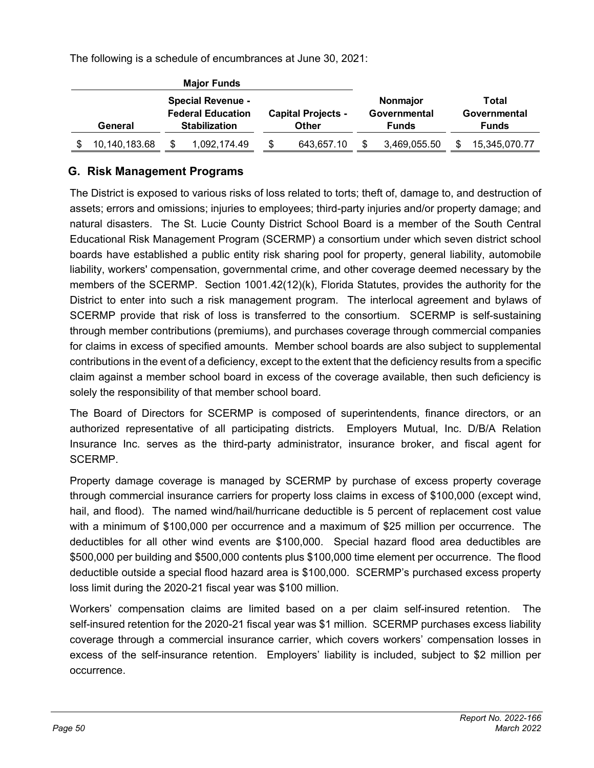The following is a schedule of encumbrances at June 30, 2021:

| Major Funds | | | | |
|---|---|---|---|---|
| General | Special Revenue - Federal Education Stabilization | Capital Projects - Other | Nonmajor Governmental Funds | Total Governmental Funds |
| $ 10,140,183.68 | $ 1,092,174.49 | $ 643,657.10 | $ 3,469,055.50 | $ 15,345,070.77 |

## G. Risk Management Programs

The District is exposed to various risks of loss related to torts; theft of, damage to, and destruction of assets; errors and omissions; injuries to employees; third-party injuries and/or property damage; and natural disasters. The St. Lucie County District School Board is a member of the South Central Educational Risk Management Program (SCERMP) a consortium under which seven district school boards have established a public entity risk sharing pool for property, general liability, automobile liability, workers' compensation, governmental crime, and other coverage deemed necessary by the members of the SCERMP. Section 1001.42(12)(k), Florida Statutes, provides the authority for the District to enter into such a risk management program. The interlocal agreement and bylaws of SCERMP provide that risk of loss is transferred to the consortium. SCERMP is self-sustaining through member contributions (premiums), and purchases coverage through commercial companies for claims in excess of specified amounts. Member school boards are also subject to supplemental contributions in the event of a deficiency, except to the extent that the deficiency results from a specific claim against a member school board in excess of the coverage available, then such deficiency is solely the responsibility of that member school board.

The Board of Directors for SCERMP is composed of superintendents, finance directors, or an authorized representative of all participating districts. Employers Mutual, Inc. D/B/A Relation Insurance Inc. serves as the third-party administrator, insurance broker, and fiscal agent for SCERMP.

Property damage coverage is managed by SCERMP by purchase of excess property coverage through commercial insurance carriers for property loss claims in excess of $100,000 (except wind, hail, and flood). The named wind/hail/hurricane deductible is 5 percent of replacement cost value with a minimum of $100,000 per occurrence and a maximum of $25 million per occurrence. The deductibles for all other wind events are $100,000. Special hazard flood area deductibles are $500,000 per building and $500,000 contents plus $100,000 time element per occurrence. The flood deductible outside a special flood hazard area is $100,000. SCERMP's purchased excess property loss limit during the 2020-21 fiscal year was $100 million.

Workers' compensation claims are limited based on a per claim self-insured retention. The self-insured retention for the 2020-21 fiscal year was $1 million. SCERMP purchases excess liability coverage through a commercial insurance carrier, which covers workers' compensation losses in excess of the self-insurance retention. Employers' liability is included, subject to $2 million per occurrence.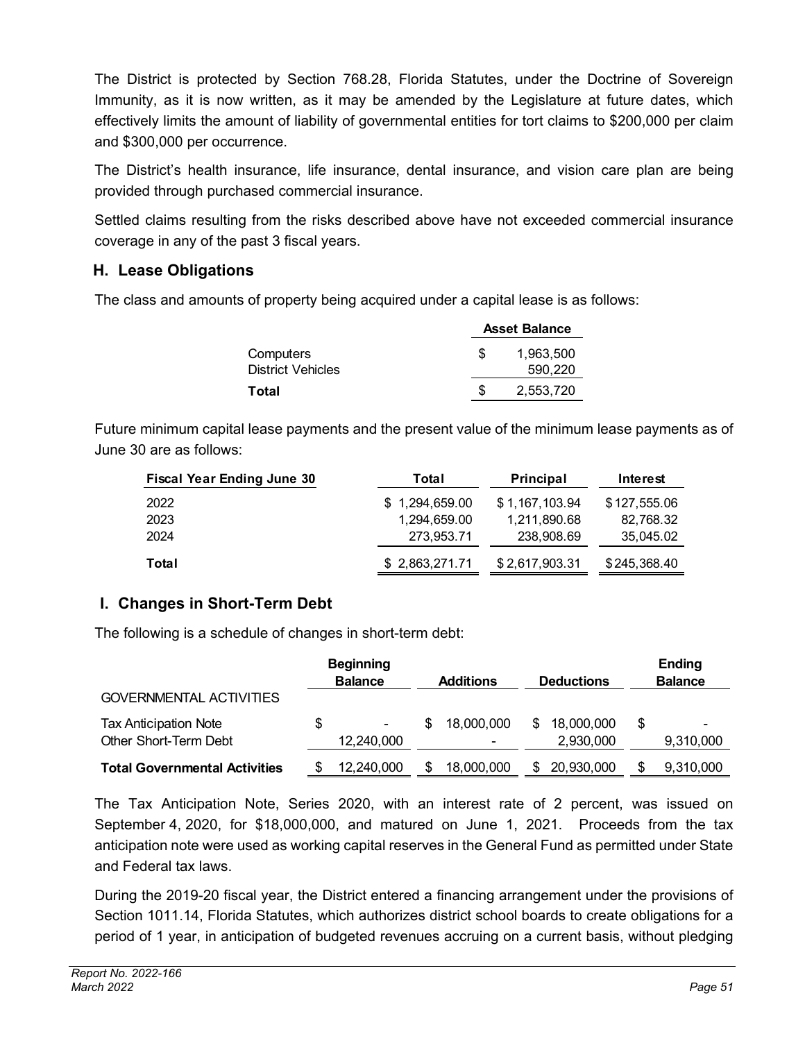The District is protected by Section 768.28, Florida Statutes, under the Doctrine of Sovereign Immunity, as it is now written, as it may be amended by the Legislature at future dates, which effectively limits the amount of liability of governmental entities for tort claims to $200,000 per claim and $300,000 per occurrence.

The District's health insurance, life insurance, dental insurance, and vision care plan are being provided through purchased commercial insurance.

Settled claims resulting from the risks described above have not exceeded commercial insurance coverage in any of the past 3 fiscal years.

## H. Lease Obligations

The class and amounts of property being acquired under a capital lease is as follows:

| | Asset Balance |
|---|---|
| Computers | $ 1,963,500 |
| District Vehicles | 590,220 |
| **Total** | $ 2,553,720 |

Future minimum capital lease payments and the present value of the minimum lease payments as of June 30 are as follows:

| Fiscal Year Ending June 30 | Total | Principal | Interest |
|---|---|---|---|
| 2022 | $ 1,294,659.00 | $ 1,167,103.94 | $ 127,555.06 |
| 2023 | 1,294,659.00 | 1,211,890.68 | 82,768.32 |
| 2024 | 273,953.71 | 238,908.69 | 35,045.02 |
| **Total** | $ 2,863,271.71 | $ 2,617,903.31 | $ 245,368.40 |

## I. Changes in Short-Term Debt

The following is a schedule of changes in short-term debt:

| | Beginning Balance | Additions | Deductions | Ending Balance |
|---|---|---|---|---|
| GOVERNMENTAL ACTIVITIES | | | | |
| Tax Anticipation Note | $ - | $ 18,000,000 | $ 18,000,000 | $ - |
| Other Short-Term Debt | 12,240,000 | - | 2,930,000 | 9,310,000 |
| **Total Governmental Activities** | $ 12,240,000 | $ 18,000,000 | $ 20,930,000 | $ 9,310,000 |

The Tax Anticipation Note, Series 2020, with an interest rate of 2 percent, was issued on September 4, 2020, for $18,000,000, and matured on June 1, 2021. Proceeds from the tax anticipation note were used as working capital reserves in the General Fund as permitted under State and Federal tax laws.

During the 2019-20 fiscal year, the District entered a financing arrangement under the provisions of Section 1011.14, Florida Statutes, which authorizes district school boards to create obligations for a period of 1 year, in anticipation of budgeted revenues accruing on a current basis, without pledging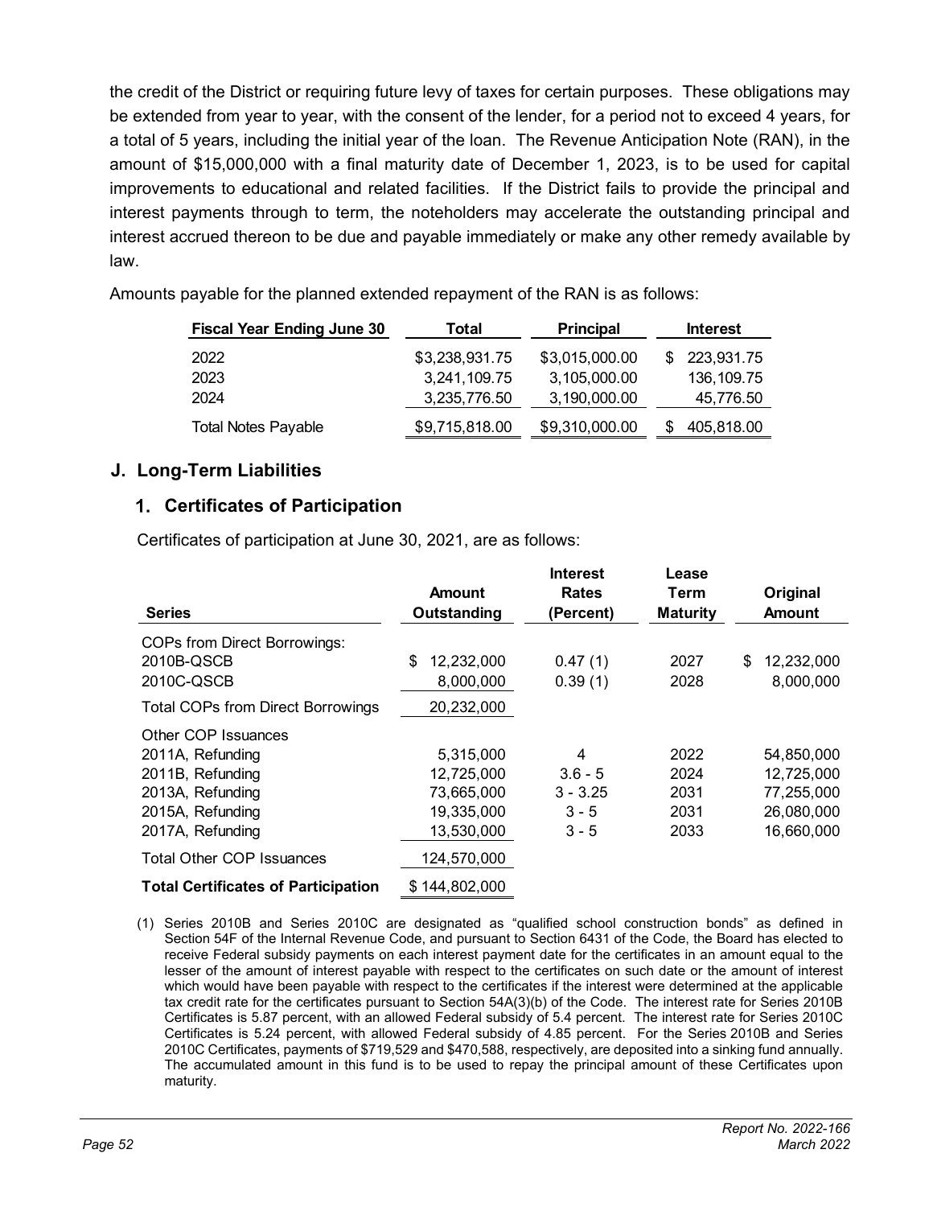the credit of the District or requiring future levy of taxes for certain purposes. These obligations may be extended from year to year, with the consent of the lender, for a period not to exceed 4 years, for a total of 5 years, including the initial year of the loan. The Revenue Anticipation Note (RAN), in the amount of $15,000,000 with a final maturity date of December 1, 2023, is to be used for capital improvements to educational and related facilities. If the District fails to provide the principal and interest payments through to term, the noteholders may accelerate the outstanding principal and interest accrued thereon to be due and payable immediately or make any other remedy available by law.

Amounts payable for the planned extended repayment of the RAN is as follows:

| Fiscal Year Ending June 30 | Total | Principal | Interest |
|---|---|---|---|
| 2022 | $3,238,931.75 | $3,015,000.00 | $ 223,931.75 |
| 2023 | 3,241,109.75 | 3,105,000.00 | 136,109.75 |
| 2024 | 3,235,776.50 | 3,190,000.00 | 45,776.50 |
| Total Notes Payable | $9,715,818.00 | $9,310,000.00 | $ 405,818.00 |

## J. Long-Term Liabilities

### 1. Certificates of Participation

Certificates of participation at June 30, 2021, are as follows:

| Series | Amount Outstanding | Interest Rates (Percent) | Lease Term Maturity | Original Amount |
|---|---|---|---|---|
| COPs from Direct Borrowings: | | | | |
| 2010B-QSCB | $ 12,232,000 | 0.47 (1) | 2027 | $ 12,232,000 |
| 2010C-QSCB | 8,000,000 | 0.39 (1) | 2028 | 8,000,000 |
| Total COPs from Direct Borrowings | 20,232,000 | | | |
| Other COP Issuances | | | | |
| 2011A, Refunding | 5,315,000 | 4 | 2022 | 54,850,000 |
| 2011B, Refunding | 12,725,000 | 3.6 - 5 | 2024 | 12,725,000 |
| 2013A, Refunding | 73,665,000 | 3 - 3.25 | 2031 | 77,255,000 |
| 2015A, Refunding | 19,335,000 | 3 - 5 | 2031 | 26,080,000 |
| 2017A, Refunding | 13,530,000 | 3 - 5 | 2033 | 16,660,000 |
| Total Other COP Issuances | 124,570,000 | | | |
| **Total Certificates of Participation** | $ 144,802,000 | | | |

(1) Series 2010B and Series 2010C are designated as "qualified school construction bonds" as defined in Section 54F of the Internal Revenue Code, and pursuant to Section 6431 of the Code, the Board has elected to receive Federal subsidy payments on each interest payment date for the certificates in an amount equal to the lesser of the amount of interest payable with respect to the certificates on such date or the amount of interest which would have been payable with respect to the certificates if the interest were determined at the applicable tax credit rate for the certificates pursuant to Section 54A(3)(b) of the Code. The interest rate for Series 2010B Certificates is 5.87 percent, with an allowed Federal subsidy of 5.4 percent. The interest rate for Series 2010C Certificates is 5.24 percent, with allowed Federal subsidy of 4.85 percent. For the Series 2010B and Series 2010C Certificates, payments of $719,529 and $470,588, respectively, are deposited into a sinking fund annually. The accumulated amount in this fund is to be used to repay the principal amount of these Certificates upon maturity.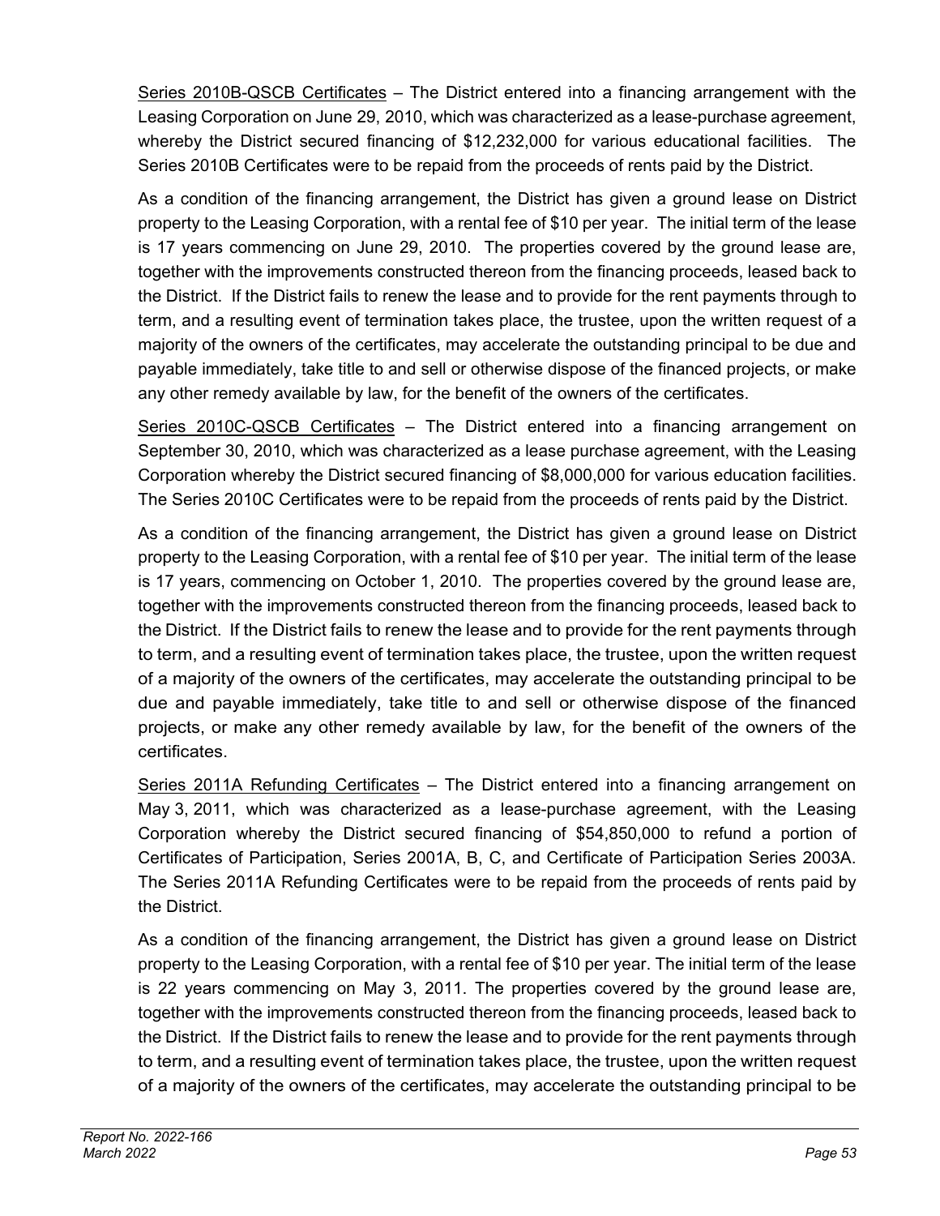Series 2010B-QSCB Certificates – The District entered into a financing arrangement with the Leasing Corporation on June 29, 2010, which was characterized as a lease-purchase agreement, whereby the District secured financing of $12,232,000 for various educational facilities. The Series 2010B Certificates were to be repaid from the proceeds of rents paid by the District.

As a condition of the financing arrangement, the District has given a ground lease on District property to the Leasing Corporation, with a rental fee of $10 per year. The initial term of the lease is 17 years commencing on June 29, 2010. The properties covered by the ground lease are, together with the improvements constructed thereon from the financing proceeds, leased back to the District. If the District fails to renew the lease and to provide for the rent payments through to term, and a resulting event of termination takes place, the trustee, upon the written request of a majority of the owners of the certificates, may accelerate the outstanding principal to be due and payable immediately, take title to and sell or otherwise dispose of the financed projects, or make any other remedy available by law, for the benefit of the owners of the certificates.

Series 2010C-QSCB Certificates – The District entered into a financing arrangement on September 30, 2010, which was characterized as a lease purchase agreement, with the Leasing Corporation whereby the District secured financing of $8,000,000 for various education facilities. The Series 2010C Certificates were to be repaid from the proceeds of rents paid by the District.

As a condition of the financing arrangement, the District has given a ground lease on District property to the Leasing Corporation, with a rental fee of $10 per year. The initial term of the lease is 17 years, commencing on October 1, 2010. The properties covered by the ground lease are, together with the improvements constructed thereon from the financing proceeds, leased back to the District. If the District fails to renew the lease and to provide for the rent payments through to term, and a resulting event of termination takes place, the trustee, upon the written request of a majority of the owners of the certificates, may accelerate the outstanding principal to be due and payable immediately, take title to and sell or otherwise dispose of the financed projects, or make any other remedy available by law, for the benefit of the owners of the certificates.

Series 2011A Refunding Certificates – The District entered into a financing arrangement on May 3, 2011, which was characterized as a lease-purchase agreement, with the Leasing Corporation whereby the District secured financing of $54,850,000 to refund a portion of Certificates of Participation, Series 2001A, B, C, and Certificate of Participation Series 2003A. The Series 2011A Refunding Certificates were to be repaid from the proceeds of rents paid by the District.

As a condition of the financing arrangement, the District has given a ground lease on District property to the Leasing Corporation, with a rental fee of $10 per year. The initial term of the lease is 22 years commencing on May 3, 2011. The properties covered by the ground lease are, together with the improvements constructed thereon from the financing proceeds, leased back to the District. If the District fails to renew the lease and to provide for the rent payments through to term, and a resulting event of termination takes place, the trustee, upon the written request of a majority of the owners of the certificates, may accelerate the outstanding principal to be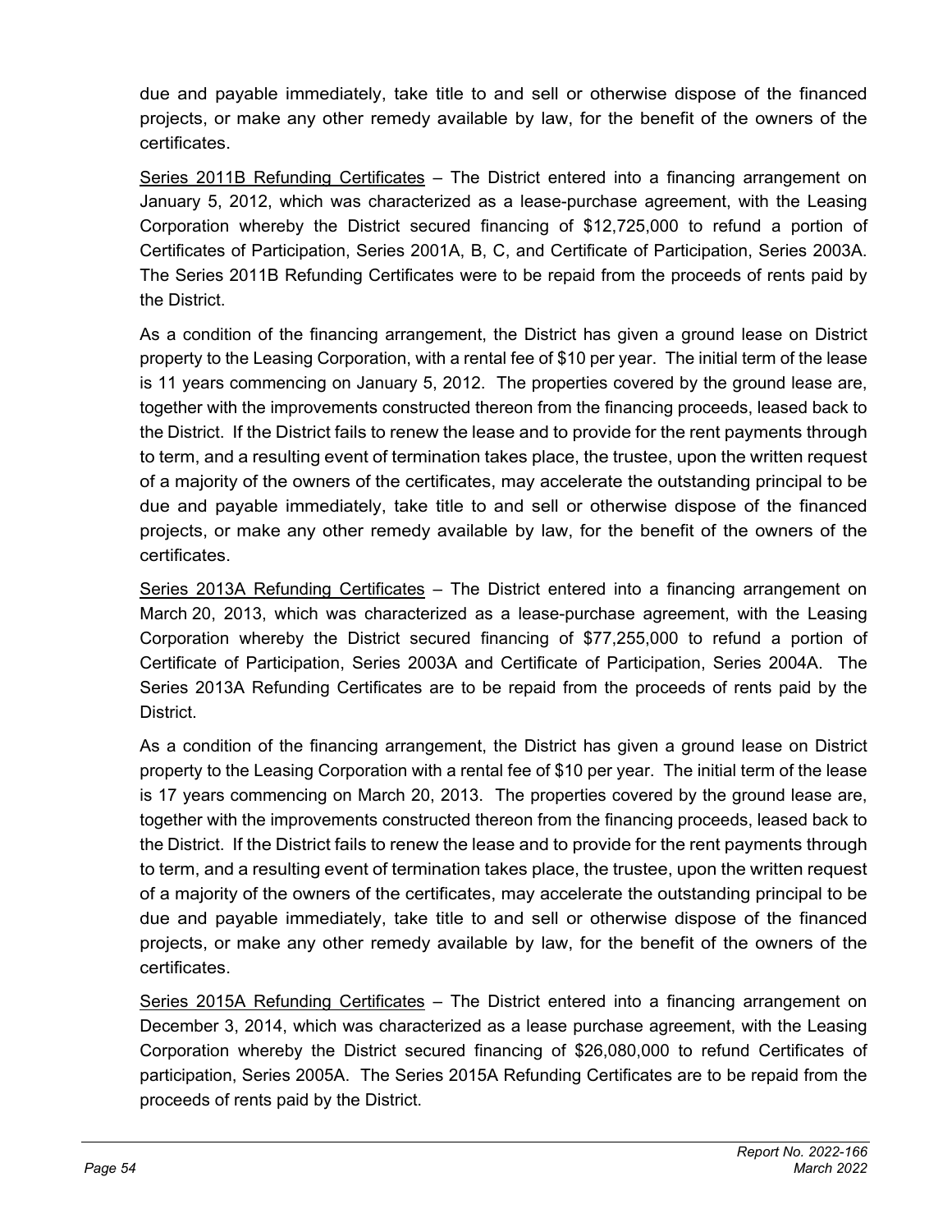due and payable immediately, take title to and sell or otherwise dispose of the financed projects, or make any other remedy available by law, for the benefit of the owners of the certificates.

<u>Series 2011B Refunding Certificates</u> – The District entered into a financing arrangement on January 5, 2012, which was characterized as a lease-purchase agreement, with the Leasing Corporation whereby the District secured financing of $12,725,000 to refund a portion of Certificates of Participation, Series 2001A, B, C, and Certificate of Participation, Series 2003A. The Series 2011B Refunding Certificates were to be repaid from the proceeds of rents paid by the District.

As a condition of the financing arrangement, the District has given a ground lease on District property to the Leasing Corporation, with a rental fee of $10 per year. The initial term of the lease is 11 years commencing on January 5, 2012. The properties covered by the ground lease are, together with the improvements constructed thereon from the financing proceeds, leased back to the District. If the District fails to renew the lease and to provide for the rent payments through to term, and a resulting event of termination takes place, the trustee, upon the written request of a majority of the owners of the certificates, may accelerate the outstanding principal to be due and payable immediately, take title to and sell or otherwise dispose of the financed projects, or make any other remedy available by law, for the benefit of the owners of the certificates.

<u>Series 2013A Refunding Certificates</u> – The District entered into a financing arrangement on March 20, 2013, which was characterized as a lease-purchase agreement, with the Leasing Corporation whereby the District secured financing of $77,255,000 to refund a portion of Certificate of Participation, Series 2003A and Certificate of Participation, Series 2004A. The Series 2013A Refunding Certificates are to be repaid from the proceeds of rents paid by the District.

As a condition of the financing arrangement, the District has given a ground lease on District property to the Leasing Corporation with a rental fee of $10 per year. The initial term of the lease is 17 years commencing on March 20, 2013. The properties covered by the ground lease are, together with the improvements constructed thereon from the financing proceeds, leased back to the District. If the District fails to renew the lease and to provide for the rent payments through to term, and a resulting event of termination takes place, the trustee, upon the written request of a majority of the owners of the certificates, may accelerate the outstanding principal to be due and payable immediately, take title to and sell or otherwise dispose of the financed projects, or make any other remedy available by law, for the benefit of the owners of the certificates.

<u>Series 2015A Refunding Certificates</u> – The District entered into a financing arrangement on December 3, 2014, which was characterized as a lease purchase agreement, with the Leasing Corporation whereby the District secured financing of $26,080,000 to refund Certificates of participation, Series 2005A. The Series 2015A Refunding Certificates are to be repaid from the proceeds of rents paid by the District.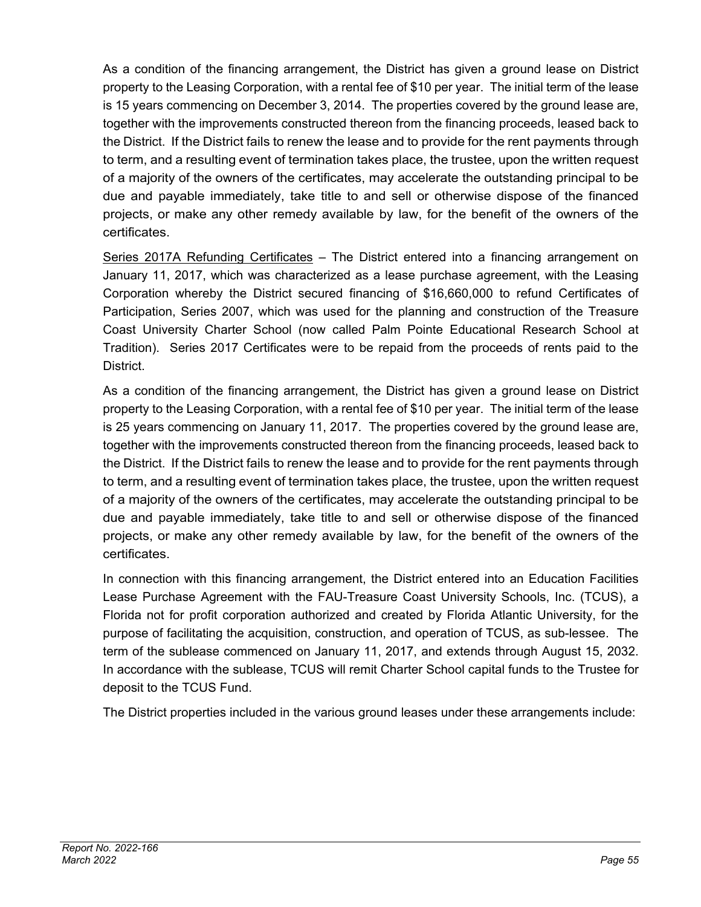As a condition of the financing arrangement, the District has given a ground lease on District property to the Leasing Corporation, with a rental fee of $10 per year. The initial term of the lease is 15 years commencing on December 3, 2014. The properties covered by the ground lease are, together with the improvements constructed thereon from the financing proceeds, leased back to the District. If the District fails to renew the lease and to provide for the rent payments through to term, and a resulting event of termination takes place, the trustee, upon the written request of a majority of the owners of the certificates, may accelerate the outstanding principal to be due and payable immediately, take title to and sell or otherwise dispose of the financed projects, or make any other remedy available by law, for the benefit of the owners of the certificates.

<u>Series 2017A Refunding Certificates</u> – The District entered into a financing arrangement on January 11, 2017, which was characterized as a lease purchase agreement, with the Leasing Corporation whereby the District secured financing of $16,660,000 to refund Certificates of Participation, Series 2007, which was used for the planning and construction of the Treasure Coast University Charter School (now called Palm Pointe Educational Research School at Tradition). Series 2017 Certificates were to be repaid from the proceeds of rents paid to the District.

As a condition of the financing arrangement, the District has given a ground lease on District property to the Leasing Corporation, with a rental fee of $10 per year. The initial term of the lease is 25 years commencing on January 11, 2017. The properties covered by the ground lease are, together with the improvements constructed thereon from the financing proceeds, leased back to the District. If the District fails to renew the lease and to provide for the rent payments through to term, and a resulting event of termination takes place, the trustee, upon the written request of a majority of the owners of the certificates, may accelerate the outstanding principal to be due and payable immediately, take title to and sell or otherwise dispose of the financed projects, or make any other remedy available by law, for the benefit of the owners of the certificates.

In connection with this financing arrangement, the District entered into an Education Facilities Lease Purchase Agreement with the FAU-Treasure Coast University Schools, Inc. (TCUS), a Florida not for profit corporation authorized and created by Florida Atlantic University, for the purpose of facilitating the acquisition, construction, and operation of TCUS, as sub-lessee. The term of the sublease commenced on January 11, 2017, and extends through August 15, 2032. In accordance with the sublease, TCUS will remit Charter School capital funds to the Trustee for deposit to the TCUS Fund.

The District properties included in the various ground leases under these arrangements include: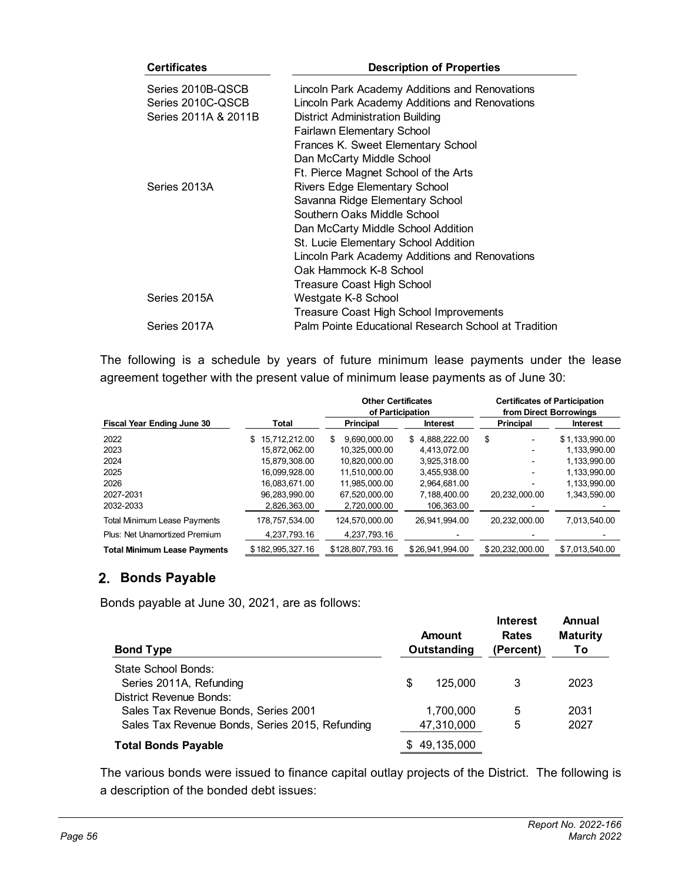| Certificates | Description of Properties |
|---|---|
| Series 2010B-QSCB | Lincoln Park Academy Additions and Renovations |
| Series 2010C-QSCB | Lincoln Park Academy Additions and Renovations |
| Series 2011A & 2011B | District Administration Building |
| | Fairlawn Elementary School |
| | Frances K. Sweet Elementary School |
| | Dan McCarty Middle School |
| | Ft. Pierce Magnet School of the Arts |
| Series 2013A | Rivers Edge Elementary School |
| | Savanna Ridge Elementary School |
| | Southern Oaks Middle School |
| | Dan McCarty Middle School Addition |
| | St. Lucie Elementary School Addition |
| | Lincoln Park Academy Additions and Renovations |
| | Oak Hammock K-8 School |
| | Treasure Coast High School |
| Series 2015A | Westgate K-8 School |
| | Treasure Coast High School Improvements |
| Series 2017A | Palm Pointe Educational Research School at Tradition |

The following is a schedule by years of future minimum lease payments under the lease agreement together with the present value of minimum lease payments as of June 30:

| | | Other Certificates of Participation | | Certificates of Participation from Direct Borrowings | |
|---|---|---|---|---|---|
| **Fiscal Year Ending June 30** | **Total** | **Principal** | **Interest** | **Principal** | **Interest** |
| 2022 | $ 15,712,212.00 | $ 9,690,000.00 | $ 4,888,222.00 | $ - | $ 1,133,990.00 |
| 2023 | 15,872,062.00 | 10,325,000.00 | 4,413,072.00 | - | 1,133,990.00 |
| 2024 | 15,879,308.00 | 10,820,000.00 | 3,925,318.00 | - | 1,133,990.00 |
| 2025 | 16,099,928.00 | 11,510,000.00 | 3,455,938.00 | - | 1,133,990.00 |
| 2026 | 16,083,671.00 | 11,985,000.00 | 2,964,681.00 | - | 1,133,990.00 |
| 2027-2031 | 96,283,990.00 | 67,520,000.00 | 7,188,400.00 | 20,232,000.00 | 1,343,590.00 |
| 2032-2033 | 2,826,363.00 | 2,720,000.00 | 106,363.00 | - | - |
| Total Minimum Lease Payments | 178,757,534.00 | 124,570,000.00 | 26,941,994.00 | 20,232,000.00 | 7,013,540.00 |
| Plus: Net Unamortized Premium | 4,237,793.16 | 4,237,793.16 | - | - | - |
| **Total Minimum Lease Payments** | $ 182,995,327.16 | $ 128,807,793.16 | $ 26,941,994.00 | $ 20,232,000.00 | $ 7,013,540.00 |

## 2. Bonds Payable

Bonds payable at June 30, 2021, are as follows:

| Bond Type | Amount Outstanding | Interest Rates (Percent) | Annual Maturity To |
|---|---|---|---|
| State School Bonds: | | | |
| Series 2011A, Refunding | $ 125,000 | 3 | 2023 |
| District Revenue Bonds: | | | |
| Sales Tax Revenue Bonds, Series 2001 | 1,700,000 | 5 | 2031 |
| Sales Tax Revenue Bonds, Series 2015, Refunding | 47,310,000 | 5 | 2027 |
| **Total Bonds Payable** | $ 49,135,000 | | |

The various bonds were issued to finance capital outlay projects of the District. The following is a description of the bonded debt issues: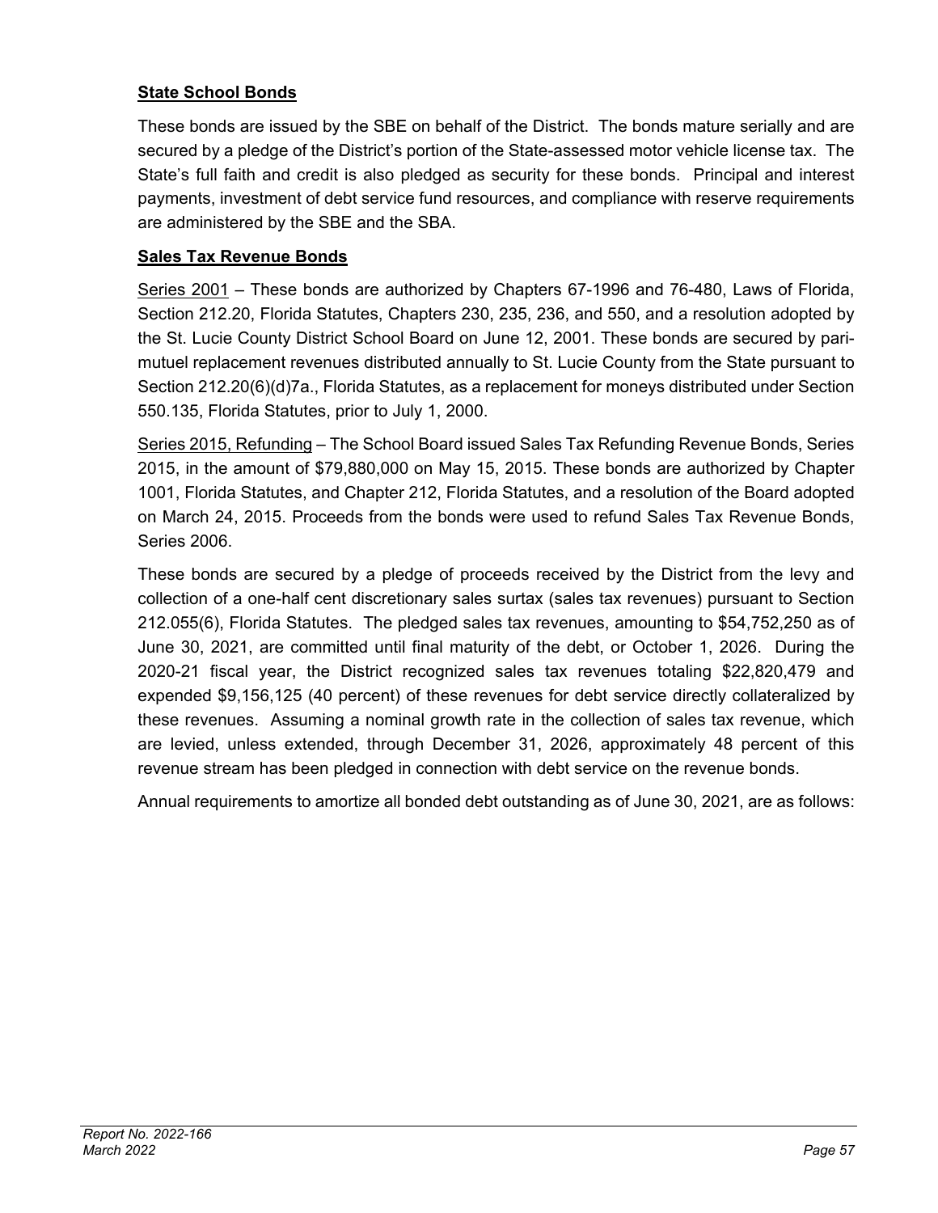**State School Bonds**

These bonds are issued by the SBE on behalf of the District. The bonds mature serially and are secured by a pledge of the District's portion of the State-assessed motor vehicle license tax. The State's full faith and credit is also pledged as security for these bonds. Principal and interest payments, investment of debt service fund resources, and compliance with reserve requirements are administered by the SBE and the SBA.

**Sales Tax Revenue Bonds**

Series 2001 – These bonds are authorized by Chapters 67-1996 and 76-480, Laws of Florida, Section 212.20, Florida Statutes, Chapters 230, 235, 236, and 550, and a resolution adopted by the St. Lucie County District School Board on June 12, 2001. These bonds are secured by pari-mutuel replacement revenues distributed annually to St. Lucie County from the State pursuant to Section 212.20(6)(d)7a., Florida Statutes, as a replacement for moneys distributed under Section 550.135, Florida Statutes, prior to July 1, 2000.

Series 2015, Refunding – The School Board issued Sales Tax Refunding Revenue Bonds, Series 2015, in the amount of $79,880,000 on May 15, 2015. These bonds are authorized by Chapter 1001, Florida Statutes, and Chapter 212, Florida Statutes, and a resolution of the Board adopted on March 24, 2015. Proceeds from the bonds were used to refund Sales Tax Revenue Bonds, Series 2006.

These bonds are secured by a pledge of proceeds received by the District from the levy and collection of a one-half cent discretionary sales surtax (sales tax revenues) pursuant to Section 212.055(6), Florida Statutes. The pledged sales tax revenues, amounting to $54,752,250 as of June 30, 2021, are committed until final maturity of the debt, or October 1, 2026. During the 2020-21 fiscal year, the District recognized sales tax revenues totaling $22,820,479 and expended $9,156,125 (40 percent) of these revenues for debt service directly collateralized by these revenues. Assuming a nominal growth rate in the collection of sales tax revenue, which are levied, unless extended, through December 31, 2026, approximately 48 percent of this revenue stream has been pledged in connection with debt service on the revenue bonds.

Annual requirements to amortize all bonded debt outstanding as of June 30, 2021, are as follows: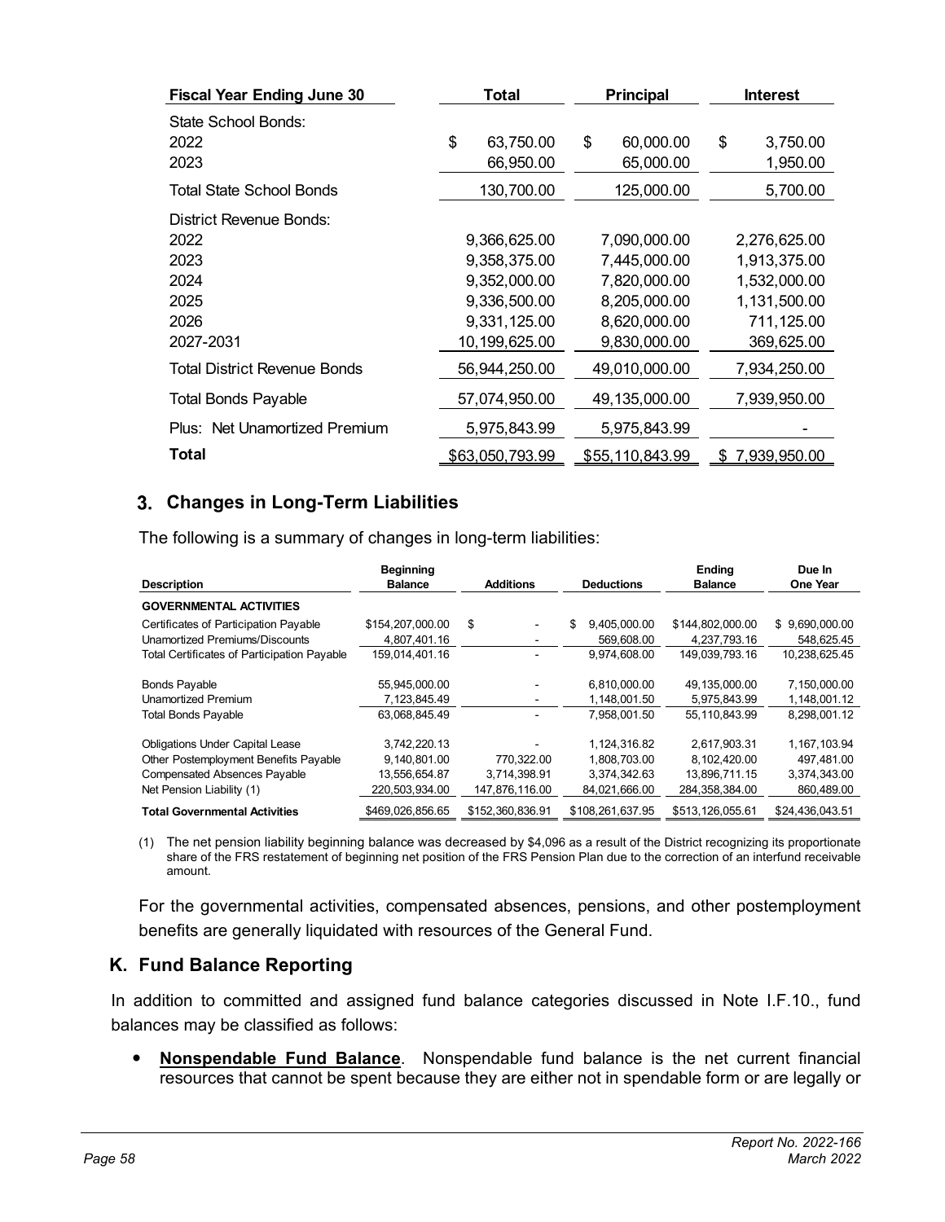| Fiscal Year Ending June 30 | Total | Principal | Interest |
|---|---|---|---|
| State School Bonds: | | | |
| 2022 | $ 63,750.00 | $ 60,000.00 | $ 3,750.00 |
| 2023 | 66,950.00 | 65,000.00 | 1,950.00 |
| Total State School Bonds | 130,700.00 | 125,000.00 | 5,700.00 |
| District Revenue Bonds: | | | |
| 2022 | 9,366,625.00 | 7,090,000.00 | 2,276,625.00 |
| 2023 | 9,358,375.00 | 7,445,000.00 | 1,913,375.00 |
| 2024 | 9,352,000.00 | 7,820,000.00 | 1,532,000.00 |
| 2025 | 9,336,500.00 | 8,205,000.00 | 1,131,500.00 |
| 2026 | 9,331,125.00 | 8,620,000.00 | 711,125.00 |
| 2027-2031 | 10,199,625.00 | 9,830,000.00 | 369,625.00 |
| Total District Revenue Bonds | 56,944,250.00 | 49,010,000.00 | 7,934,250.00 |
| Total Bonds Payable | 57,074,950.00 | 49,135,000.00 | 7,939,950.00 |
| Plus: Net Unamortized Premium | 5,975,843.99 | 5,975,843.99 | - |
| **Total** | $63,050,793.99 | $55,110,843.99 | $ 7,939,950.00 |

## 3. Changes in Long-Term Liabilities

The following is a summary of changes in long-term liabilities:

| Description | Beginning Balance | Additions | Deductions | Ending Balance | Due In One Year |
|---|---|---|---|---|---|
| **GOVERNMENTAL ACTIVITIES** | | | | | |
| Certificates of Participation Payable | $154,207,000.00 | $ - | $ 9,405,000.00 | $144,802,000.00 | $ 9,690,000.00 |
| Unamortized Premiums/Discounts | 4,807,401.16 | - | 569,608.00 | 4,237,793.16 | 548,625.45 |
| Total Certificates of Participation Payable | 159,014,401.16 | - | 9,974,608.00 | 149,039,793.16 | 10,238,625.45 |
| Bonds Payable | 55,945,000.00 | - | 6,810,000.00 | 49,135,000.00 | 7,150,000.00 |
| Unamortized Premium | 7,123,845.49 | - | 1,148,001.50 | 5,975,843.99 | 1,148,001.12 |
| Total Bonds Payable | 63,068,845.49 | - | 7,958,001.50 | 55,110,843.99 | 8,298,001.12 |
| Obligations Under Capital Lease | 3,742,220.13 | - | 1,124,316.82 | 2,617,903.31 | 1,167,103.94 |
| Other Postemployment Benefits Payable | 9,140,801.00 | 770,322.00 | 1,808,703.00 | 8,102,420.00 | 497,481.00 |
| Compensated Absences Payable | 13,556,654.87 | 3,714,398.91 | 3,374,342.63 | 13,896,711.15 | 3,374,343.00 |
| Net Pension Liability (1) | 220,503,934.00 | 147,876,116.00 | 84,021,666.00 | 284,358,384.00 | 860,489.00 |
| **Total Governmental Activities** | $469,026,856.65 | $152,360,836.91 | $108,261,637.95 | $513,126,055.61 | $24,436,043.51 |

(1) The net pension liability beginning balance was decreased by $4,096 as a result of the District recognizing its proportionate share of the FRS restatement of beginning net position of the FRS Pension Plan due to the correction of an interfund receivable amount.

For the governmental activities, compensated absences, pensions, and other postemployment benefits are generally liquidated with resources of the General Fund.

## K. Fund Balance Reporting

In addition to committed and assigned fund balance categories discussed in Note I.F.10., fund balances may be classified as follows:

- **Nonspendable Fund Balance**. Nonspendable fund balance is the net current financial resources that cannot be spent because they are either not in spendable form or are legally or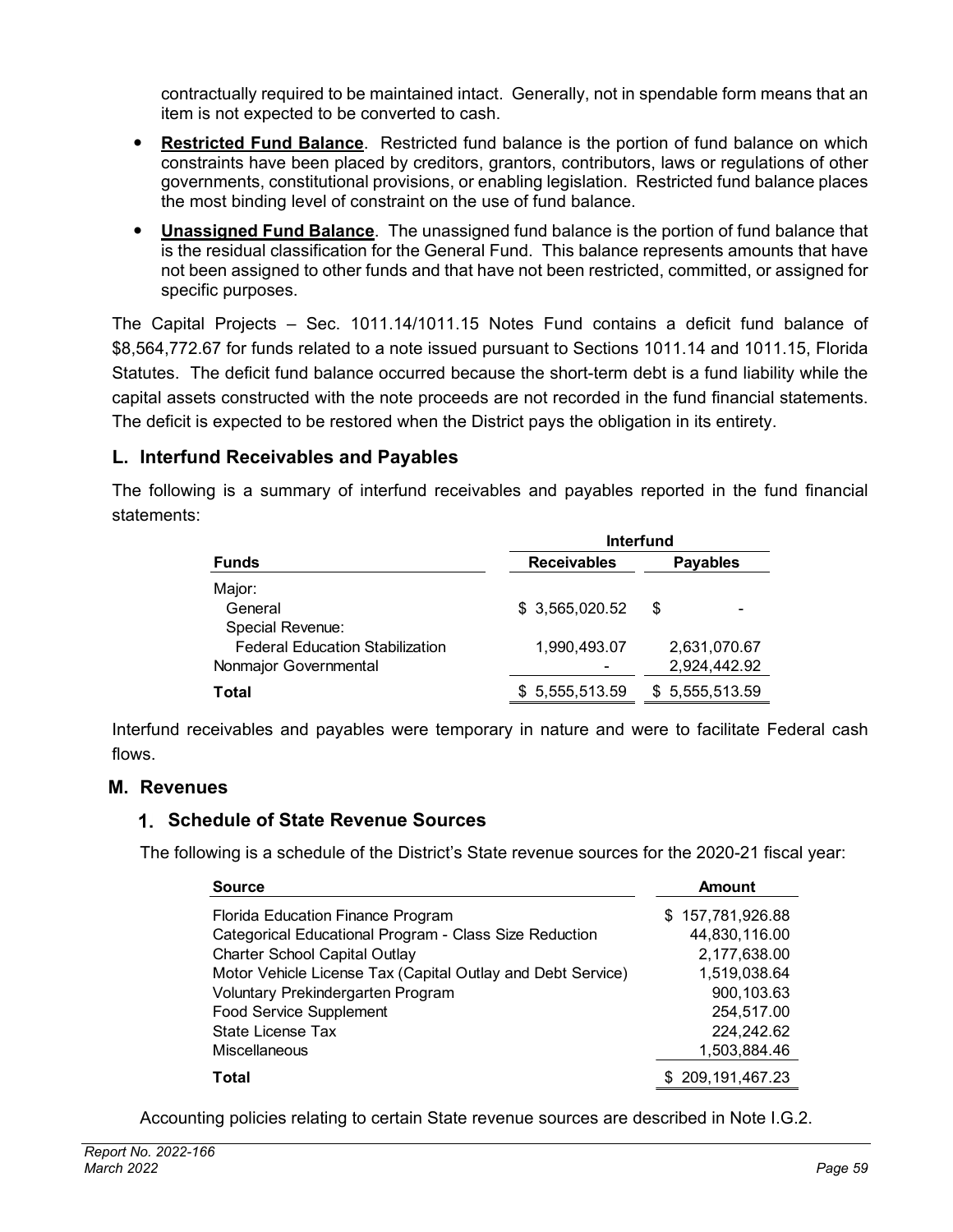contractually required to be maintained intact. Generally, not in spendable form means that an item is not expected to be converted to cash.

- **Restricted Fund Balance**. Restricted fund balance is the portion of fund balance on which constraints have been placed by creditors, grantors, contributors, laws or regulations of other governments, constitutional provisions, or enabling legislation. Restricted fund balance places the most binding level of constraint on the use of fund balance.
- **Unassigned Fund Balance**. The unassigned fund balance is the portion of fund balance that is the residual classification for the General Fund. This balance represents amounts that have not been assigned to other funds and that have not been restricted, committed, or assigned for specific purposes.

The Capital Projects – Sec. 1011.14/1011.15 Notes Fund contains a deficit fund balance of $8,564,772.67 for funds related to a note issued pursuant to Sections 1011.14 and 1011.15, Florida Statutes. The deficit fund balance occurred because the short-term debt is a fund liability while the capital assets constructed with the note proceeds are not recorded in the fund financial statements. The deficit is expected to be restored when the District pays the obligation in its entirety.

## L. Interfund Receivables and Payables

The following is a summary of interfund receivables and payables reported in the fund financial statements:

| Funds | Interfund Receivables | Interfund Payables |
|---|---|---|
| Major: | | |
| General | $ 3,565,020.52 | $ - |
| Special Revenue: | | |
| Federal Education Stabilization | 1,990,493.07 | 2,631,070.67 |
| Nonmajor Governmental | - | 2,924,442.92 |
| **Total** | $ 5,555,513.59 | $ 5,555,513.59 |

Interfund receivables and payables were temporary in nature and were to facilitate Federal cash flows.

## M. Revenues

### 1. Schedule of State Revenue Sources

The following is a schedule of the District's State revenue sources for the 2020-21 fiscal year:

| Source | Amount |
|---|---|
| Florida Education Finance Program | $ 157,781,926.88 |
| Categorical Educational Program - Class Size Reduction | 44,830,116.00 |
| Charter School Capital Outlay | 2,177,638.00 |
| Motor Vehicle License Tax (Capital Outlay and Debt Service) | 1,519,038.64 |
| Voluntary Prekindergarten Program | 900,103.63 |
| Food Service Supplement | 254,517.00 |
| State License Tax | 224,242.62 |
| Miscellaneous | 1,503,884.46 |
| **Total** | $ 209,191,467.23 |

Accounting policies relating to certain State revenue sources are described in Note I.G.2.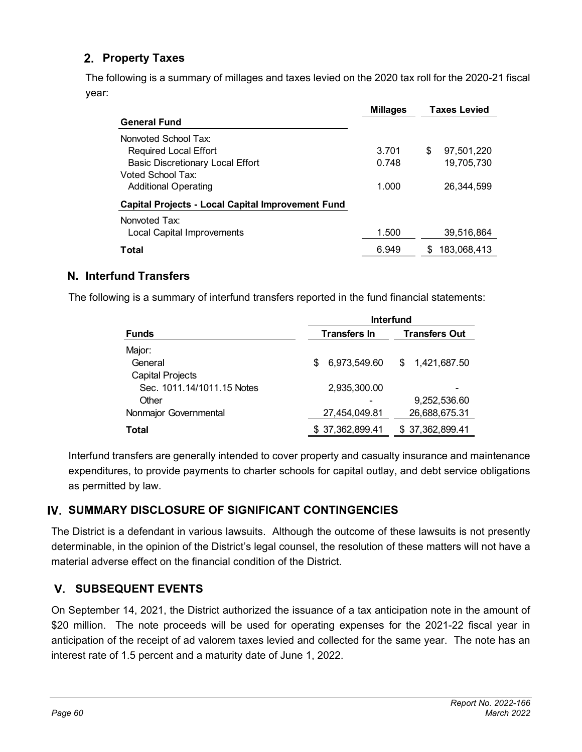## 2. Property Taxes

The following is a summary of millages and taxes levied on the 2020 tax roll for the 2020-21 fiscal year:

| | Millages | Taxes Levied |
|---|---|---|
| **General Fund** | | |
| Nonvoted School Tax: | | |
| Required Local Effort | 3.701 | $ 97,501,220 |
| Basic Discretionary Local Effort | 0.748 | 19,705,730 |
| Voted School Tax: | | |
| Additional Operating | 1.000 | 26,344,599 |
| **Capital Projects - Local Capital Improvement Fund** | | |
| Nonvoted Tax: | | |
| Local Capital Improvements | 1.500 | 39,516,864 |
| **Total** | 6.949 | $ 183,068,413 |

## N. Interfund Transfers

The following is a summary of interfund transfers reported in the fund financial statements:

| | Interfund | |
|---|---|---|
| **Funds** | **Transfers In** | **Transfers Out** |
| Major: | | |
| General | $ 6,973,549.60 | $ 1,421,687.50 |
| Capital Projects | | |
| Sec. 1011.14/1011.15 Notes | 2,935,300.00 | - |
| Other | - | 9,252,536.60 |
| Nonmajor Governmental | 27,454,049.81 | 26,688,675.31 |
| **Total** | $ 37,362,899.41 | $ 37,362,899.41 |

Interfund transfers are generally intended to cover property and casualty insurance and maintenance expenditures, to provide payments to charter schools for capital outlay, and debt service obligations as permitted by law.

# IV. SUMMARY DISCLOSURE OF SIGNIFICANT CONTINGENCIES

The District is a defendant in various lawsuits. Although the outcome of these lawsuits is not presently determinable, in the opinion of the District's legal counsel, the resolution of these matters will not have a material adverse effect on the financial condition of the District.

# V. SUBSEQUENT EVENTS

On September 14, 2021, the District authorized the issuance of a tax anticipation note in the amount of $20 million. The note proceeds will be used for operating expenses for the 2021-22 fiscal year in anticipation of the receipt of ad valorem taxes levied and collected for the same year. The note has an interest rate of 1.5 percent and a maturity date of June 1, 2022.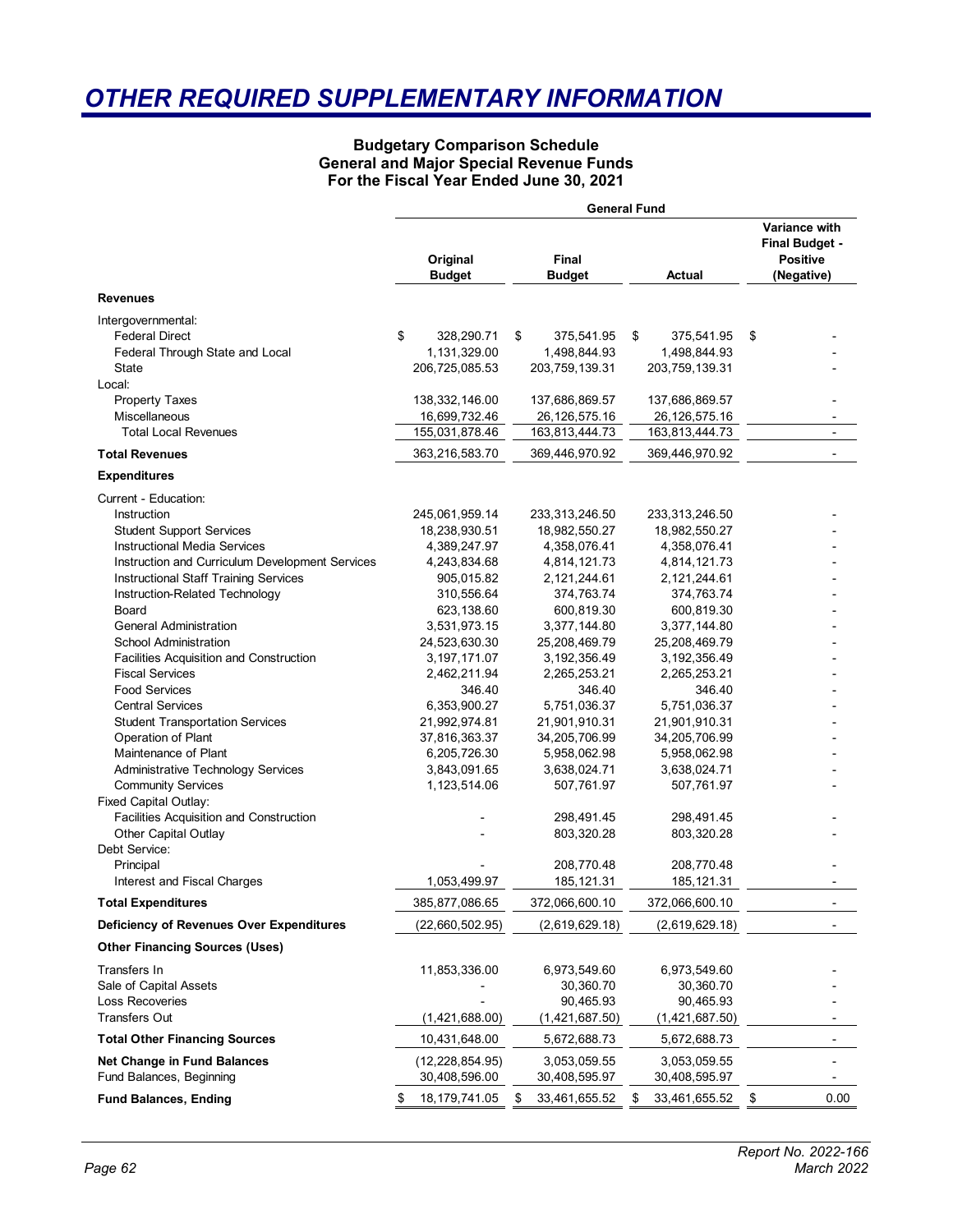# OTHER REQUIRED SUPPLEMENTARY INFORMATION

**Budgetary Comparison Schedule**
**General and Major Special Revenue Funds**
**For the Fiscal Year Ended June 30, 2021**

| | General Fund | | | |
|---|---|---|---|---|
| | **Original Budget** | **Final Budget** | **Actual** | **Variance with Final Budget - Positive (Negative)** |
| **Revenues** | | | | |
| Intergovernmental: | | | | |
| Federal Direct | $ 328,290.71 | $ 375,541.95 | $ 375,541.95 | $ - |
| Federal Through State and Local | 1,131,329.00 | 1,498,844.93 | 1,498,844.93 | - |
| State | 206,725,085.53 | 203,759,139.31 | 203,759,139.31 | - |
| Local: | | | | |
| Property Taxes | 138,332,146.00 | 137,686,869.57 | 137,686,869.57 | - |
| Miscellaneous | 16,699,732.46 | 26,126,575.16 | 26,126,575.16 | - |
| Total Local Revenues | 155,031,878.46 | 163,813,444.73 | 163,813,444.73 | - |
| **Total Revenues** | 363,216,583.70 | 369,446,970.92 | 369,446,970.92 | - |
| **Expenditures** | | | | |
| Current - Education: | | | | |
| Instruction | 245,061,959.14 | 233,313,246.50 | 233,313,246.50 | - |
| Student Support Services | 18,238,930.51 | 18,982,550.27 | 18,982,550.27 | - |
| Instructional Media Services | 4,389,247.97 | 4,358,076.41 | 4,358,076.41 | - |
| Instruction and Curriculum Development Services | 4,243,834.68 | 4,814,121.73 | 4,814,121.73 | - |
| Instructional Staff Training Services | 905,015.82 | 2,121,244.61 | 2,121,244.61 | - |
| Instruction-Related Technology | 310,556.64 | 374,763.74 | 374,763.74 | - |
| Board | 623,138.60 | 600,819.30 | 600,819.30 | - |
| General Administration | 3,531,973.15 | 3,377,144.80 | 3,377,144.80 | - |
| School Administration | 24,523,630.30 | 25,208,469.79 | 25,208,469.79 | - |
| Facilities Acquisition and Construction | 3,197,171.07 | 3,192,356.49 | 3,192,356.49 | - |
| Fiscal Services | 2,462,211.94 | 2,265,253.21 | 2,265,253.21 | - |
| Food Services | 346.40 | 346.40 | 346.40 | - |
| Central Services | 6,353,900.27 | 5,751,036.37 | 5,751,036.37 | - |
| Student Transportation Services | 21,992,974.81 | 21,901,910.31 | 21,901,910.31 | - |
| Operation of Plant | 37,816,363.37 | 34,205,706.99 | 34,205,706.99 | - |
| Maintenance of Plant | 6,205,726.30 | 5,958,062.98 | 5,958,062.98 | - |
| Administrative Technology Services | 3,843,091.65 | 3,638,024.71 | 3,638,024.71 | - |
| Community Services | 1,123,514.06 | 507,761.97 | 507,761.97 | - |
| Fixed Capital Outlay: | | | | |
| Facilities Acquisition and Construction | - | 298,491.45 | 298,491.45 | - |
| Other Capital Outlay | - | 803,320.28 | 803,320.28 | - |
| Debt Service: | | | | |
| Principal | - | 208,770.48 | 208,770.48 | - |
| Interest and Fiscal Charges | 1,053,499.97 | 185,121.31 | 185,121.31 | - |
| **Total Expenditures** | 385,877,086.65 | 372,066,600.10 | 372,066,600.10 | - |
| **Deficiency of Revenues Over Expenditures** | (22,660,502.95) | (2,619,629.18) | (2,619,629.18) | - |
| **Other Financing Sources (Uses)** | | | | |
| Transfers In | 11,853,336.00 | 6,973,549.60 | 6,973,549.60 | - |
| Sale of Capital Assets | - | 30,360.70 | 30,360.70 | - |
| Loss Recoveries | - | 90,465.93 | 90,465.93 | - |
| Transfers Out | (1,421,688.00) | (1,421,687.50) | (1,421,687.50) | - |
| **Total Other Financing Sources** | 10,431,648.00 | 5,672,688.73 | 5,672,688.73 | - |
| **Net Change in Fund Balances** | (12,228,854.95) | 3,053,059.55 | 3,053,059.55 | - |
| Fund Balances, Beginning | 30,408,596.00 | 30,408,595.97 | 30,408,595.97 | - |
| **Fund Balances, Ending** | $ 18,179,741.05 | $ 33,461,655.52 | $ 33,461,655.52 | $ 0.00 |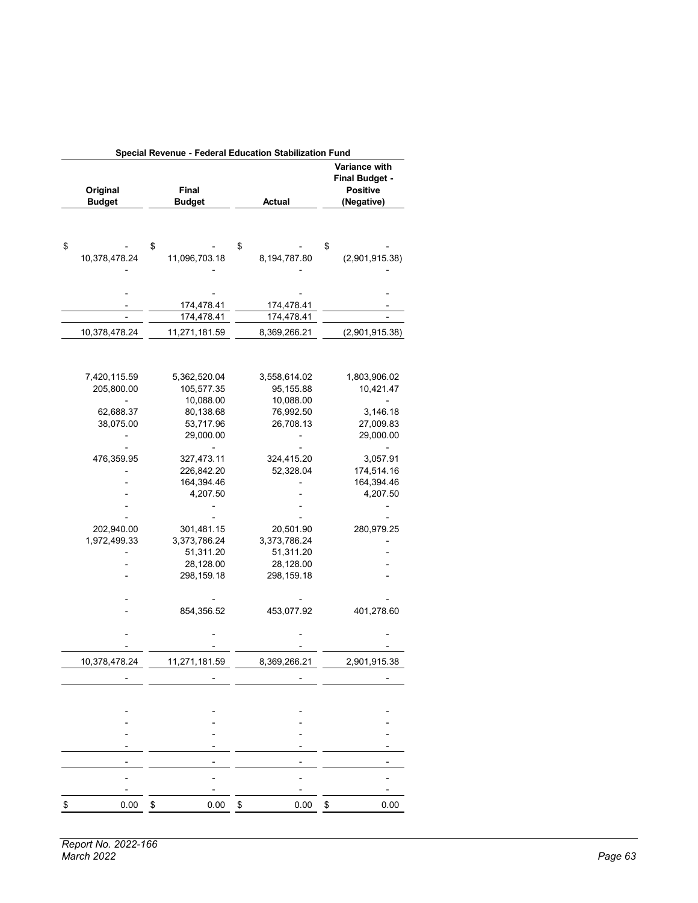| Special Revenue - Federal Education Stabilization Fund | | | |
|---|---|---|---|
| Original Budget | Final Budget | Actual | Variance with Final Budget - Positive (Negative) |
| | | | |
| $ - | $ - | $ - | $ - |
| 10,378,478.24 | 11,096,703.18 | 8,194,787.80 | (2,901,915.38) |
| - | - | - | - |
| | | | |
| - | - | - | - |
| - | 174,478.41 | 174,478.41 | - |
| - | 174,478.41 | 174,478.41 | - |
| 10,378,478.24 | 11,271,181.59 | 8,369,266.21 | (2,901,915.38) |
| | | | |
| 7,420,115.59 | 5,362,520.04 | 3,558,614.02 | 1,803,906.02 |
| 205,800.00 | 105,577.35 | 95,155.88 | 10,421.47 |
| - | 10,088.00 | 10,088.00 | - |
| 62,688.37 | 80,138.68 | 76,992.50 | 3,146.18 |
| 38,075.00 | 53,717.96 | 26,708.13 | 27,009.83 |
| - | 29,000.00 | - | 29,000.00 |
| - | - | - | - |
| 476,359.95 | 327,473.11 | 324,415.20 | 3,057.91 |
| - | 226,842.20 | 52,328.04 | 174,514.16 |
| - | 164,394.46 | - | 164,394.46 |
| - | 4,207.50 | - | 4,207.50 |
| - | - | - | - |
| - | - | - | - |
| 202,940.00 | 301,481.15 | 20,501.90 | 280,979.25 |
| 1,972,499.33 | 3,373,786.24 | 3,373,786.24 | - |
| - | 51,311.20 | 51,311.20 | - |
| - | 28,128.00 | 28,128.00 | - |
| - | 298,159.18 | 298,159.18 | - |
| | | | |
| - | - | - | - |
| - | 854,356.52 | 453,077.92 | 401,278.60 |
| | | | |
| - | - | - | - |
| - | - | - | - |
| 10,378,478.24 | 11,271,181.59 | 8,369,266.21 | 2,901,915.38 |
| - | - | - | - |
| | | | |
| - | - | - | - |
| - | - | - | - |
| - | - | - | - |
| - | - | - | - |
| - | - | - | - |
| - | - | - | - |
| - | - | - | - |
| $ 0.00 | $ 0.00 | $ 0.00 | $ 0.00 |

*Report No. 2022-166*
*March 2022*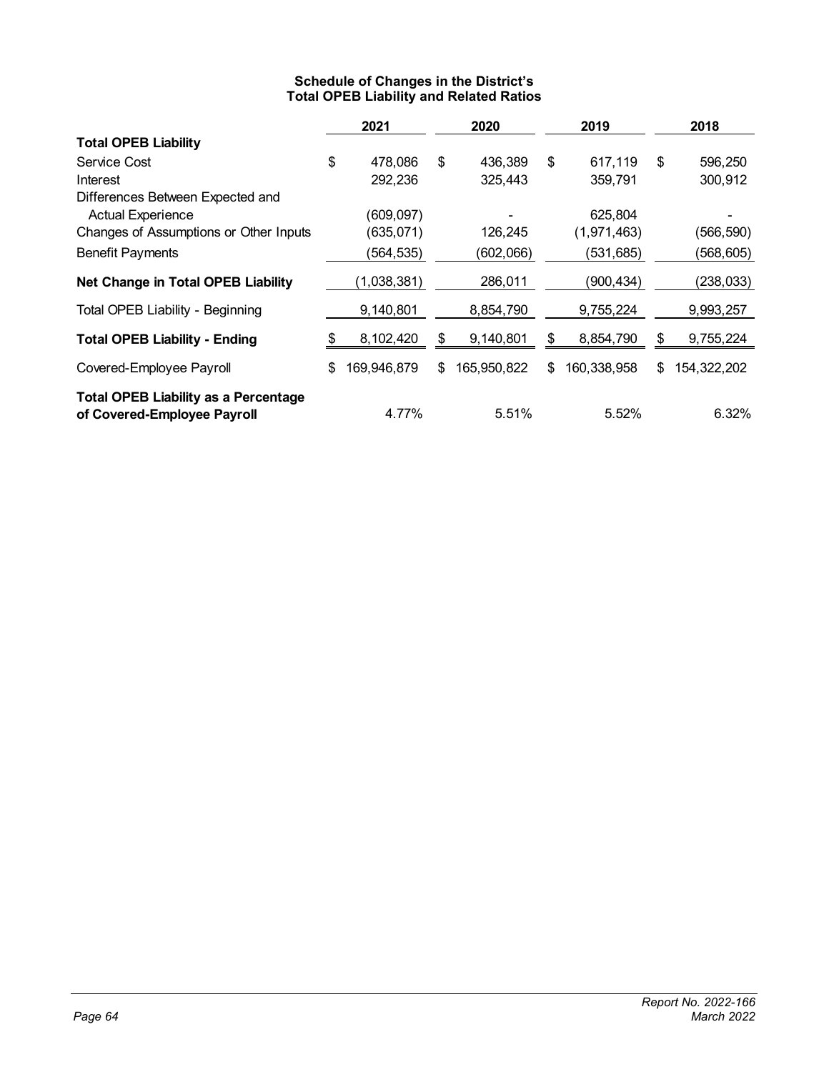### Schedule of Changes in the District's Total OPEB Liability and Related Ratios

| | 2021 | 2020 | 2019 | 2018 |
|---|---|---|---|---|
| **Total OPEB Liability** | | | | |
| Service Cost | $ 478,086 | $ 436,389 | $ 617,119 | $ 596,250 |
| Interest | 292,236 | 325,443 | 359,791 | 300,912 |
| Differences Between Expected and Actual Experience | (609,097) | - | 625,804 | - |
| Changes of Assumptions or Other Inputs | (635,071) | 126,245 | (1,971,463) | (566,590) |
| Benefit Payments | (564,535) | (602,066) | (531,685) | (568,605) |
| **Net Change in Total OPEB Liability** | (1,038,381) | 286,011 | (900,434) | (238,033) |
| Total OPEB Liability - Beginning | 9,140,801 | 8,854,790 | 9,755,224 | 9,993,257 |
| **Total OPEB Liability - Ending** | $ 8,102,420 | $ 9,140,801 | $ 8,854,790 | $ 9,755,224 |
| Covered-Employee Payroll | $ 169,946,879 | $ 165,950,822 | $ 160,338,958 | $ 154,322,202 |
| **Total OPEB Liability as a Percentage of Covered-Employee Payroll** | 4.77% | 5.51% | 5.52% | 6.32% |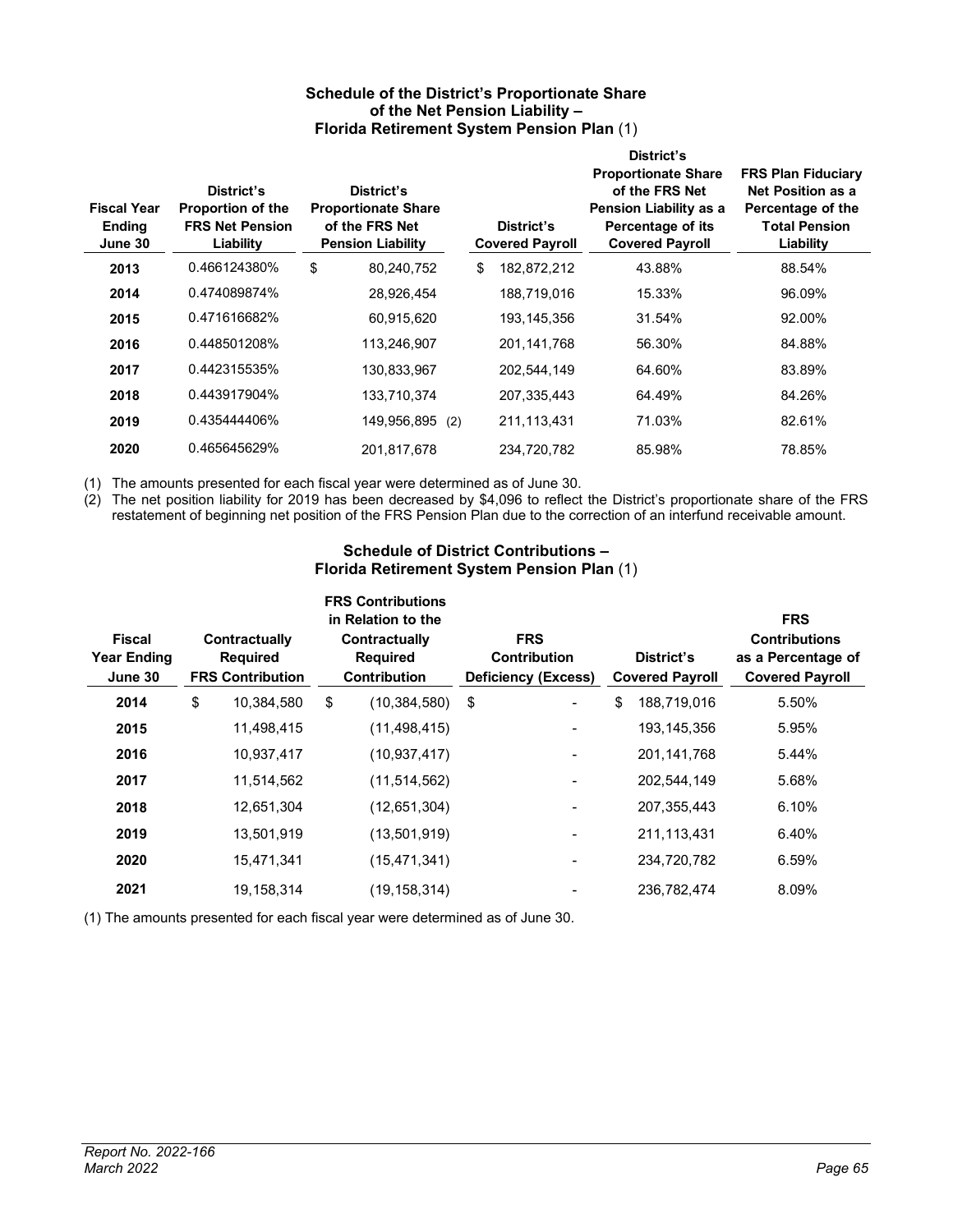### Schedule of the District's Proportionate Share of the Net Pension Liability – Florida Retirement System Pension Plan (1)

| Fiscal Year Ending June 30 | District's Proportion of the FRS Net Pension Liability | District's Proportionate Share of the FRS Net Pension Liability | District's Covered Payroll | District's Proportionate Share of the FRS Net Pension Liability as a Percentage of its Covered Payroll | FRS Plan Fiduciary Net Position as a Percentage of the Total Pension Liability |
|---|---|---|---|---|---|
| **2013** | 0.466124380% | $ 80,240,752 | $ 182,872,212 | 43.88% | 88.54% |
| **2014** | 0.474089874% | 28,926,454 | 188,719,016 | 15.33% | 96.09% |
| **2015** | 0.471616682% | 60,915,620 | 193,145,356 | 31.54% | 92.00% |
| **2016** | 0.448501208% | 113,246,907 | 201,141,768 | 56.30% | 84.88% |
| **2017** | 0.442315535% | 130,833,967 | 202,544,149 | 64.60% | 83.89% |
| **2018** | 0.443917904% | 133,710,374 | 207,335,443 | 64.49% | 84.26% |
| **2019** | 0.435444406% | 149,956,895 (2) | 211,113,431 | 71.03% | 82.61% |
| **2020** | 0.465645629% | 201,817,678 | 234,720,782 | 85.98% | 78.85% |

(1) The amounts presented for each fiscal year were determined as of June 30.

(2) The net position liability for 2019 has been decreased by $4,096 to reflect the District's proportionate share of the FRS restatement of beginning net position of the FRS Pension Plan due to the correction of an interfund receivable amount.

### Schedule of District Contributions – Florida Retirement System Pension Plan (1)

| Fiscal Year Ending June 30 | Contractually Required FRS Contribution | FRS Contributions in Relation to the Contractually Required Contribution | FRS Contribution Deficiency (Excess) | District's Covered Payroll | FRS Contributions as a Percentage of Covered Payroll |
|---|---|---|---|---|---|
| **2014** | $ 10,384,580 | $ (10,384,580) | $ - | $ 188,719,016 | 5.50% |
| **2015** | 11,498,415 | (11,498,415) | - | 193,145,356 | 5.95% |
| **2016** | 10,937,417 | (10,937,417) | - | 201,141,768 | 5.44% |
| **2017** | 11,514,562 | (11,514,562) | - | 202,544,149 | 5.68% |
| **2018** | 12,651,304 | (12,651,304) | - | 207,355,443 | 6.10% |
| **2019** | 13,501,919 | (13,501,919) | - | 211,113,431 | 6.40% |
| **2020** | 15,471,341 | (15,471,341) | - | 234,720,782 | 6.59% |
| **2021** | 19,158,314 | (19,158,314) | - | 236,782,474 | 8.09% |

(1) The amounts presented for each fiscal year were determined as of June 30.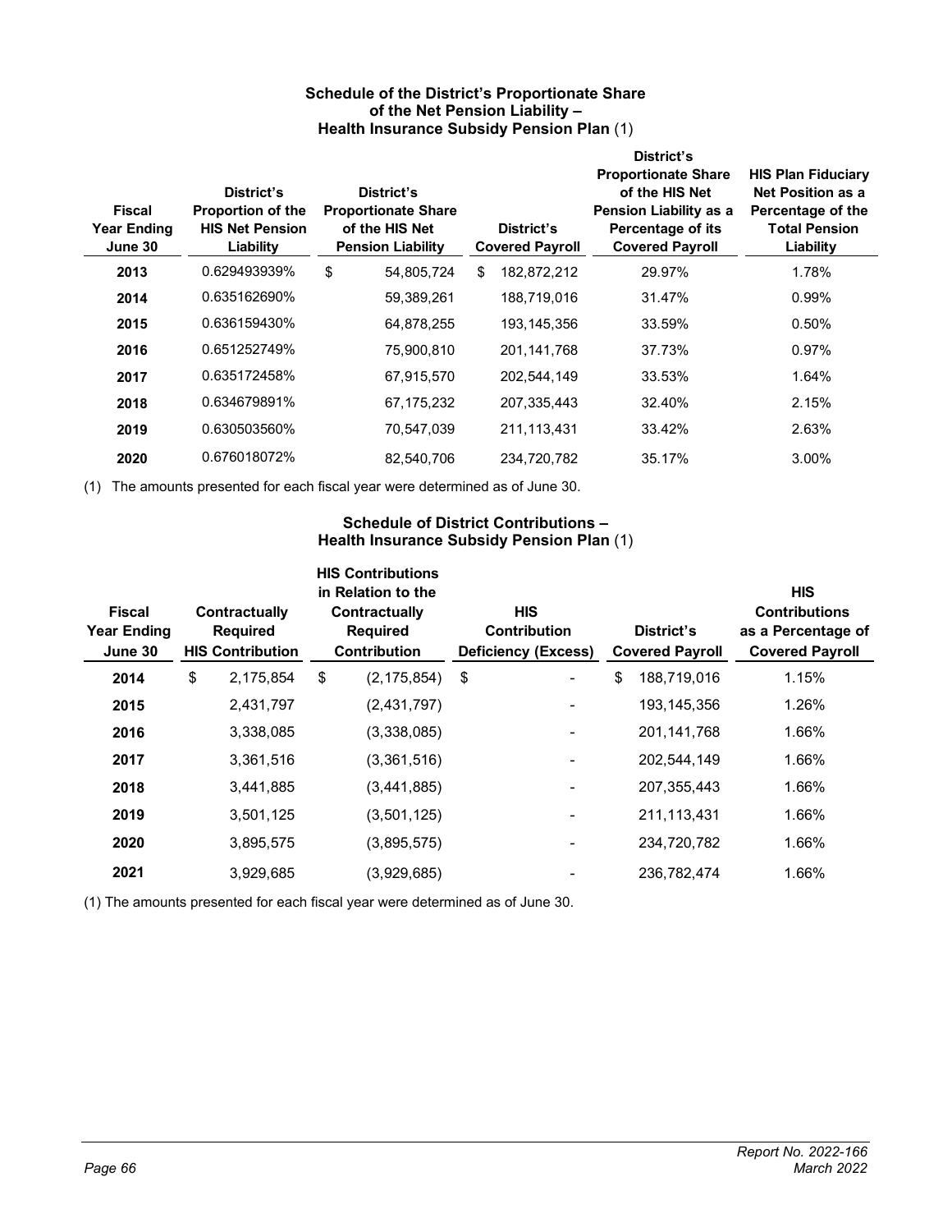### Schedule of the District's Proportionate Share of the Net Pension Liability – Health Insurance Subsidy Pension Plan (1)

| Fiscal Year Ending June 30 | District's Proportion of the HIS Net Pension Liability | District's Proportionate Share of the HIS Net Pension Liability | District's Covered Payroll | District's Proportionate Share of the HIS Net Pension Liability as a Percentage of its Covered Payroll | HIS Plan Fiduciary Net Position as a Percentage of the Total Pension Liability |
|---|---|---|---|---|---|
| **2013** | 0.629493939% | $ 54,805,724 | $ 182,872,212 | 29.97% | 1.78% |
| **2014** | 0.635162690% | 59,389,261 | 188,719,016 | 31.47% | 0.99% |
| **2015** | 0.636159430% | 64,878,255 | 193,145,356 | 33.59% | 0.50% |
| **2016** | 0.651252749% | 75,900,810 | 201,141,768 | 37.73% | 0.97% |
| **2017** | 0.635172458% | 67,915,570 | 202,544,149 | 33.53% | 1.64% |
| **2018** | 0.634679891% | 67,175,232 | 207,335,443 | 32.40% | 2.15% |
| **2019** | 0.630503560% | 70,547,039 | 211,113,431 | 33.42% | 2.63% |
| **2020** | 0.676018072% | 82,540,706 | 234,720,782 | 35.17% | 3.00% |

(1) The amounts presented for each fiscal year were determined as of June 30.

### Schedule of District Contributions – Health Insurance Subsidy Pension Plan (1)

| Fiscal Year Ending June 30 | Contractually Required HIS Contribution | HIS Contributions in Relation to the Contractually Required Contribution | HIS Contribution Deficiency (Excess) | District's Covered Payroll | HIS Contributions as a Percentage of Covered Payroll |
|---|---|---|---|---|---|
| **2014** | $ 2,175,854 | $ (2,175,854) | $ - | $ 188,719,016 | 1.15% |
| **2015** | 2,431,797 | (2,431,797) | - | 193,145,356 | 1.26% |
| **2016** | 3,338,085 | (3,338,085) | - | 201,141,768 | 1.66% |
| **2017** | 3,361,516 | (3,361,516) | - | 202,544,149 | 1.66% |
| **2018** | 3,441,885 | (3,441,885) | - | 207,355,443 | 1.66% |
| **2019** | 3,501,125 | (3,501,125) | - | 211,113,431 | 1.66% |
| **2020** | 3,895,575 | (3,895,575) | - | 234,720,782 | 1.66% |
| **2021** | 3,929,685 | (3,929,685) | - | 236,782,474 | 1.66% |

(1) The amounts presented for each fiscal year were determined as of June 30.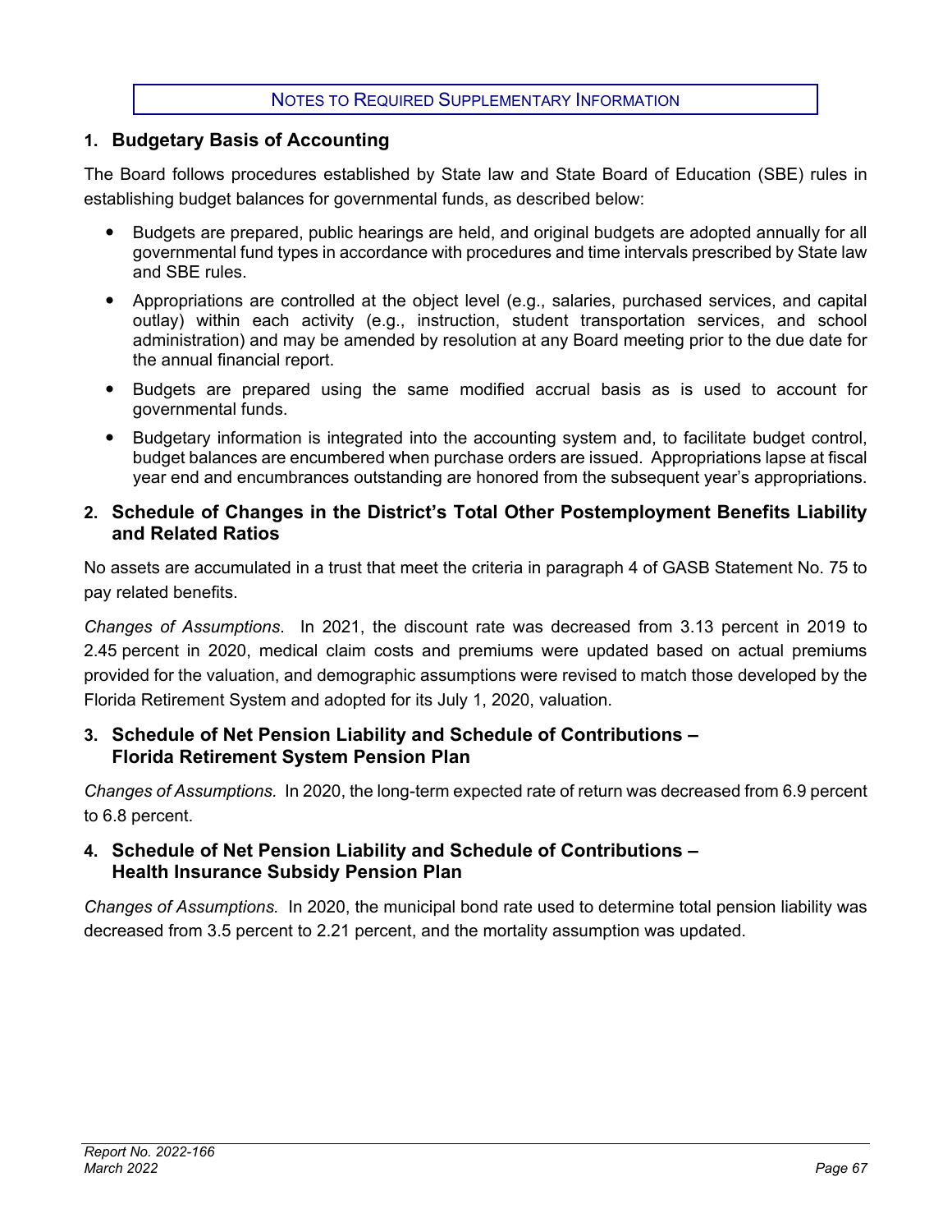## NOTES TO REQUIRED SUPPLEMENTARY INFORMATION

### 1. Budgetary Basis of Accounting

The Board follows procedures established by State law and State Board of Education (SBE) rules in establishing budget balances for governmental funds, as described below:

- Budgets are prepared, public hearings are held, and original budgets are adopted annually for all governmental fund types in accordance with procedures and time intervals prescribed by State law and SBE rules.
- Appropriations are controlled at the object level (e.g., salaries, purchased services, and capital outlay) within each activity (e.g., instruction, student transportation services, and school administration) and may be amended by resolution at any Board meeting prior to the due date for the annual financial report.
- Budgets are prepared using the same modified accrual basis as is used to account for governmental funds.
- Budgetary information is integrated into the accounting system and, to facilitate budget control, budget balances are encumbered when purchase orders are issued. Appropriations lapse at fiscal year end and encumbrances outstanding are honored from the subsequent year's appropriations.

### 2. Schedule of Changes in the District's Total Other Postemployment Benefits Liability and Related Ratios

No assets are accumulated in a trust that meet the criteria in paragraph 4 of GASB Statement No. 75 to pay related benefits.

*Changes of Assumptions*. In 2021, the discount rate was decreased from 3.13 percent in 2019 to 2.45 percent in 2020, medical claim costs and premiums were updated based on actual premiums provided for the valuation, and demographic assumptions were revised to match those developed by the Florida Retirement System and adopted for its July 1, 2020, valuation.

### 3. Schedule of Net Pension Liability and Schedule of Contributions – Florida Retirement System Pension Plan

*Changes of Assumptions.* In 2020, the long-term expected rate of return was decreased from 6.9 percent to 6.8 percent.

### 4. Schedule of Net Pension Liability and Schedule of Contributions – Health Insurance Subsidy Pension Plan

*Changes of Assumptions.* In 2020, the municipal bond rate used to determine total pension liability was decreased from 3.5 percent to 2.21 percent, and the mortality assumption was updated.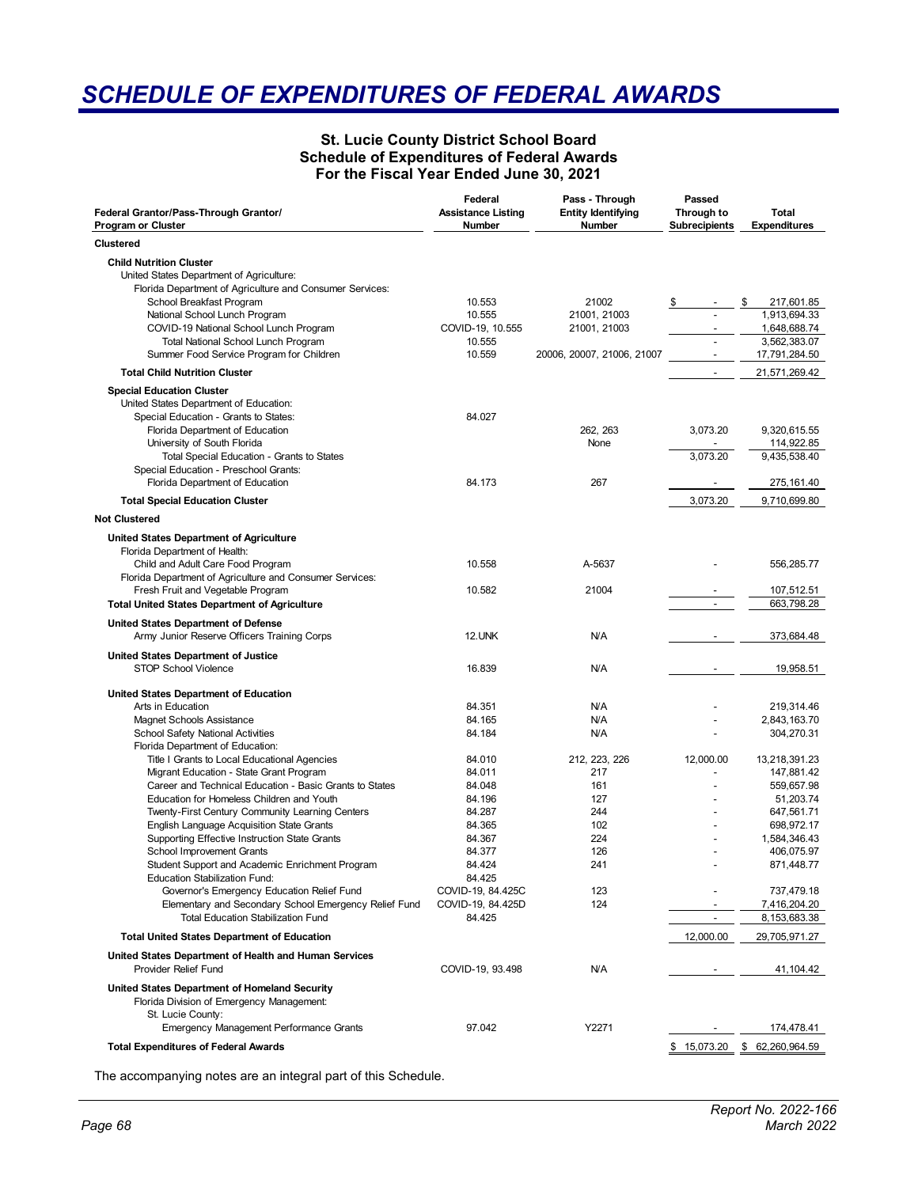# SCHEDULE OF EXPENDITURES OF FEDERAL AWARDS

**St. Lucie County District School Board**
**Schedule of Expenditures of Federal Awards**
**For the Fiscal Year Ended June 30, 2021**

| Federal Grantor/Pass-Through Grantor/ Program or Cluster | Federal Assistance Listing Number | Pass - Through Entity Identifying Number | Passed Through to Subrecipients | Total Expenditures |
|---|---|---|---|---|
| **Clustered** | | | | |
| **Child Nutrition Cluster** | | | | |
| United States Department of Agriculture: | | | | |
| Florida Department of Agriculture and Consumer Services: | | | | |
| School Breakfast Program | 10.553 | 21002 | $ - | $ 217,601.85 |
| National School Lunch Program | 10.555 | 21001, 21003 | - | 1,913,694.33 |
| COVID-19 National School Lunch Program | COVID-19, 10.555 | 21001, 21003 | - | 1,648,688.74 |
| Total National School Lunch Program | 10.555 | | - | 3,562,383.07 |
| Summer Food Service Program for Children | 10.559 | 20006, 20007, 21006, 21007 | - | 17,791,284.50 |
| **Total Child Nutrition Cluster** | | | - | 21,571,269.42 |
| **Special Education Cluster** | | | | |
| United States Department of Education: | | | | |
| Special Education - Grants to States: | 84.027 | | | |
| Florida Department of Education | | 262, 263 | 3,073.20 | 9,320,615.55 |
| University of South Florida | | None | - | 114,922.85 |
| Total Special Education - Grants to States | | | 3,073.20 | 9,435,538.40 |
| Special Education - Preschool Grants: | | | | |
| Florida Department of Education | 84.173 | 267 | - | 275,161.40 |
| **Total Special Education Cluster** | | | 3,073.20 | 9,710,699.80 |
| **Not Clustered** | | | | |
| **United States Department of Agriculture** | | | | |
| Florida Department of Health: | | | | |
| Child and Adult Care Food Program | 10.558 | A-5637 | - | 556,285.77 |
| Florida Department of Agriculture and Consumer Services: | | | | |
| Fresh Fruit and Vegetable Program | 10.582 | 21004 | - | 107,512.51 |
| **Total United States Department of Agriculture** | | | - | 663,798.28 |
| **United States Department of Defense** | | | | |
| Army Junior Reserve Officers Training Corps | 12.UNK | N/A | - | 373,684.48 |
| **United States Department of Justice** | | | | |
| STOP School Violence | 16.839 | N/A | - | 19,958.51 |
| **United States Department of Education** | | | | |
| Arts in Education | 84.351 | N/A | - | 219,314.46 |
| Magnet Schools Assistance | 84.165 | N/A | - | 2,843,163.70 |
| School Safety National Activities | 84.184 | N/A | - | 304,270.31 |
| Florida Department of Education: | | | | |
| Title I Grants to Local Educational Agencies | 84.010 | 212, 223, 226 | 12,000.00 | 13,218,391.23 |
| Migrant Education - State Grant Program | 84.011 | 217 | - | 147,881.42 |
| Career and Technical Education - Basic Grants to States | 84.048 | 161 | - | 559,657.98 |
| Education for Homeless Children and Youth | 84.196 | 127 | - | 51,203.74 |
| Twenty-First Century Community Learning Centers | 84.287 | 244 | - | 647,561.71 |
| English Language Acquisition State Grants | 84.365 | 102 | - | 698,972.17 |
| Supporting Effective Instruction State Grants | 84.367 | 224 | - | 1,584,346.43 |
| School Improvement Grants | 84.377 | 126 | - | 406,075.97 |
| Student Support and Academic Enrichment Program | 84.424 | 241 | - | 871,448.77 |
| Education Stabilization Fund: | 84.425 | | | |
| Governor's Emergency Education Relief Fund | COVID-19, 84.425C | 123 | - | 737,479.18 |
| Elementary and Secondary School Emergency Relief Fund | COVID-19, 84.425D | 124 | - | 7,416,204.20 |
| Total Education Stabilization Fund | 84.425 | | - | 8,153,683.38 |
| **Total United States Department of Education** | | | 12,000.00 | 29,705,971.27 |
| **United States Department of Health and Human Services** | | | | |
| Provider Relief Fund | COVID-19, 93.498 | N/A | - | 41,104.42 |
| **United States Department of Homeland Security** | | | | |
| Florida Division of Emergency Management: | | | | |
| St. Lucie County: | | | | |
| Emergency Management Performance Grants | 97.042 | Y2271 | - | 174,478.41 |
| **Total Expenditures of Federal Awards** | | | $ 15,073.20 | $ 62,260,964.59 |

The accompanying notes are an integral part of this Schedule.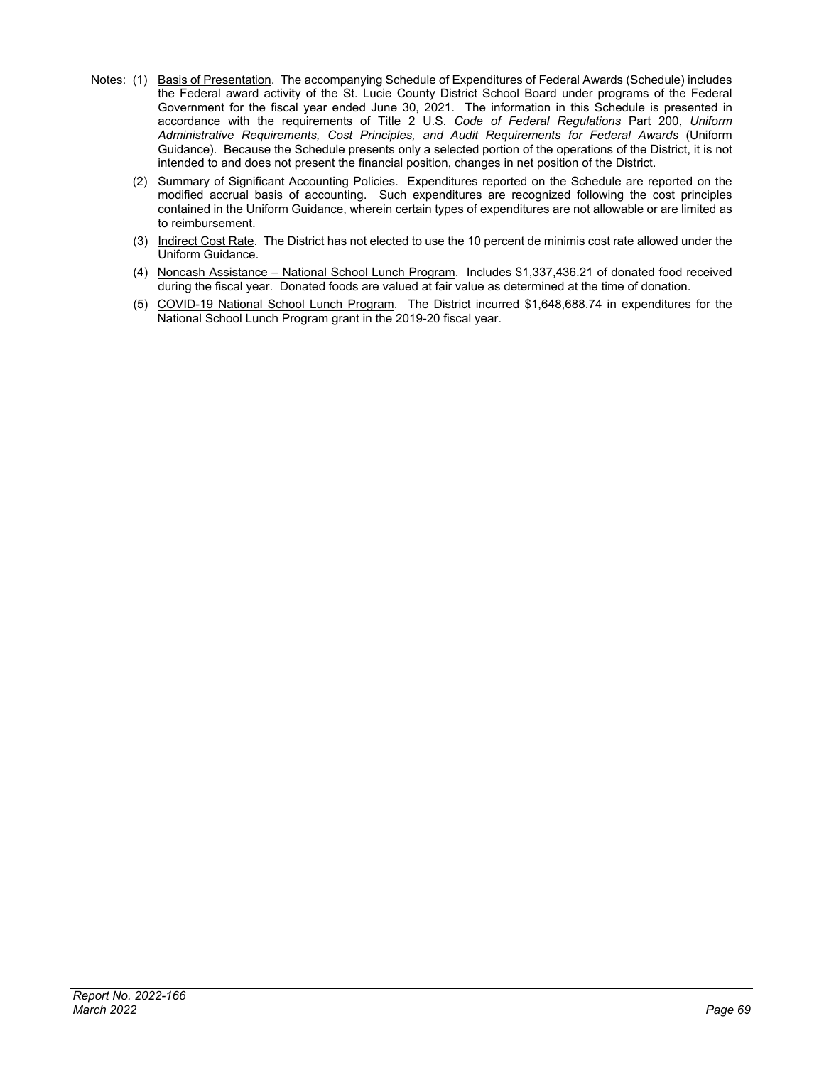Notes: (1) Basis of Presentation. The accompanying Schedule of Expenditures of Federal Awards (Schedule) includes the Federal award activity of the St. Lucie County District School Board under programs of the Federal Government for the fiscal year ended June 30, 2021. The information in this Schedule is presented in accordance with the requirements of Title 2 U.S. *Code of Federal Regulations* Part 200, *Uniform Administrative Requirements, Cost Principles, and Audit Requirements for Federal Awards* (Uniform Guidance). Because the Schedule presents only a selected portion of the operations of the District, it is not intended to and does not present the financial position, changes in net position of the District.

(2) Summary of Significant Accounting Policies. Expenditures reported on the Schedule are reported on the modified accrual basis of accounting. Such expenditures are recognized following the cost principles contained in the Uniform Guidance, wherein certain types of expenditures are not allowable or are limited as to reimbursement.

(3) Indirect Cost Rate. The District has not elected to use the 10 percent de minimis cost rate allowed under the Uniform Guidance.

(4) Noncash Assistance – National School Lunch Program. Includes $1,337,436.21 of donated food received during the fiscal year. Donated foods are valued at fair value as determined at the time of donation.

(5) COVID-19 National School Lunch Program. The District incurred $1,648,688.74 in expenditures for the National School Lunch Program grant in the 2019-20 fiscal year.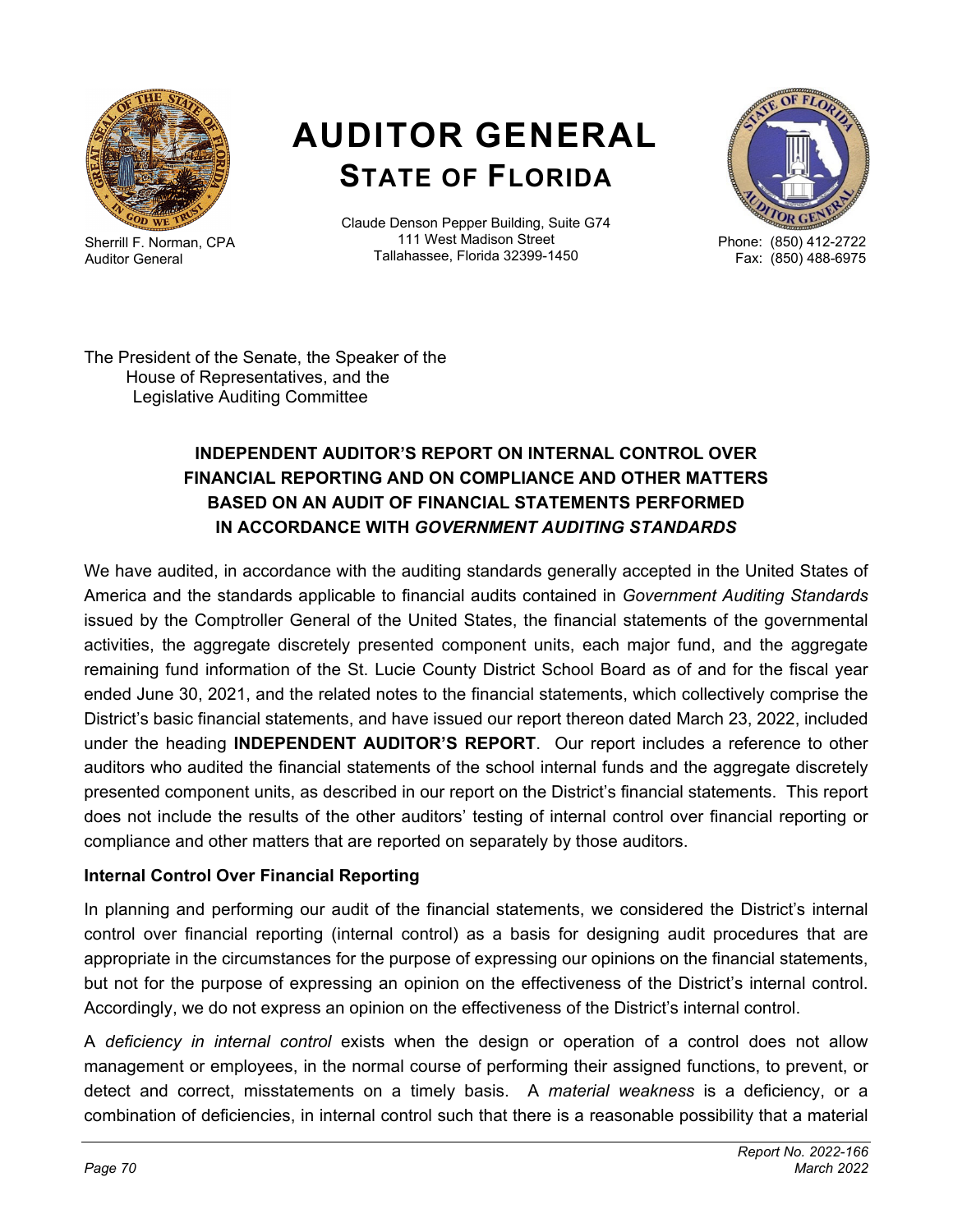# AUDITOR GENERAL
## STATE OF FLORIDA

Sherrill F. Norman, CPA
Auditor General

Claude Denson Pepper Building, Suite G74
111 West Madison Street
Tallahassee, Florida 32399-1450

Phone: (850) 412-2722
Fax: (850) 488-6975

The President of the Senate, the Speaker of the
House of Representatives, and the
Legislative Auditing Committee

### INDEPENDENT AUDITOR'S REPORT ON INTERNAL CONTROL OVER FINANCIAL REPORTING AND ON COMPLIANCE AND OTHER MATTERS BASED ON AN AUDIT OF FINANCIAL STATEMENTS PERFORMED IN ACCORDANCE WITH *GOVERNMENT AUDITING STANDARDS*

We have audited, in accordance with the auditing standards generally accepted in the United States of America and the standards applicable to financial audits contained in *Government Auditing Standards* issued by the Comptroller General of the United States, the financial statements of the governmental activities, the aggregate discretely presented component units, each major fund, and the aggregate remaining fund information of the St. Lucie County District School Board as of and for the fiscal year ended June 30, 2021, and the related notes to the financial statements, which collectively comprise the District's basic financial statements, and have issued our report thereon dated March 23, 2022, included under the heading **INDEPENDENT AUDITOR'S REPORT**. Our report includes a reference to other auditors who audited the financial statements of the school internal funds and the aggregate discretely presented component units, as described in our report on the District's financial statements. This report does not include the results of the other auditors' testing of internal control over financial reporting or compliance and other matters that are reported on separately by those auditors.

**Internal Control Over Financial Reporting**

In planning and performing our audit of the financial statements, we considered the District's internal control over financial reporting (internal control) as a basis for designing audit procedures that are appropriate in the circumstances for the purpose of expressing our opinions on the financial statements, but not for the purpose of expressing an opinion on the effectiveness of the District's internal control. Accordingly, we do not express an opinion on the effectiveness of the District's internal control.

A *deficiency in internal control* exists when the design or operation of a control does not allow management or employees, in the normal course of performing their assigned functions, to prevent, or detect and correct, misstatements on a timely basis. A *material weakness* is a deficiency, or a combination of deficiencies, in internal control such that there is a reasonable possibility that a material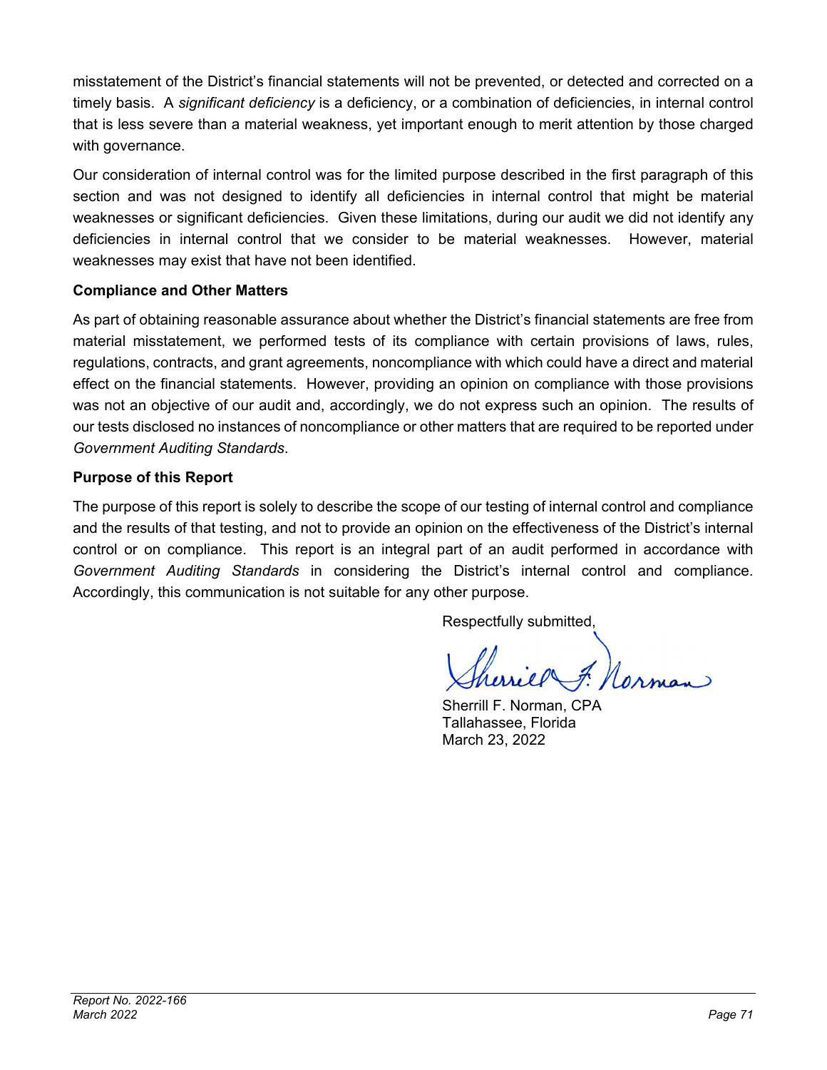misstatement of the District's financial statements will not be prevented, or detected and corrected on a timely basis. A *significant deficiency* is a deficiency, or a combination of deficiencies, in internal control that is less severe than a material weakness, yet important enough to merit attention by those charged with governance.

Our consideration of internal control was for the limited purpose described in the first paragraph of this section and was not designed to identify all deficiencies in internal control that might be material weaknesses or significant deficiencies. Given these limitations, during our audit we did not identify any deficiencies in internal control that we consider to be material weaknesses. However, material weaknesses may exist that have not been identified.

**Compliance and Other Matters**

As part of obtaining reasonable assurance about whether the District's financial statements are free from material misstatement, we performed tests of its compliance with certain provisions of laws, rules, regulations, contracts, and grant agreements, noncompliance with which could have a direct and material effect on the financial statements. However, providing an opinion on compliance with those provisions was not an objective of our audit and, accordingly, we do not express such an opinion. The results of our tests disclosed no instances of noncompliance or other matters that are required to be reported under *Government Auditing Standards*.

**Purpose of this Report**

The purpose of this report is solely to describe the scope of our testing of internal control and compliance and the results of that testing, and not to provide an opinion on the effectiveness of the District's internal control or on compliance. This report is an integral part of an audit performed in accordance with *Government Auditing Standards* in considering the District's internal control and compliance. Accordingly, this communication is not suitable for any other purpose.

Respectfully submitted,

Sherrill F. Norman

Sherrill F. Norman, CPA
Tallahassee, Florida
March 23, 2022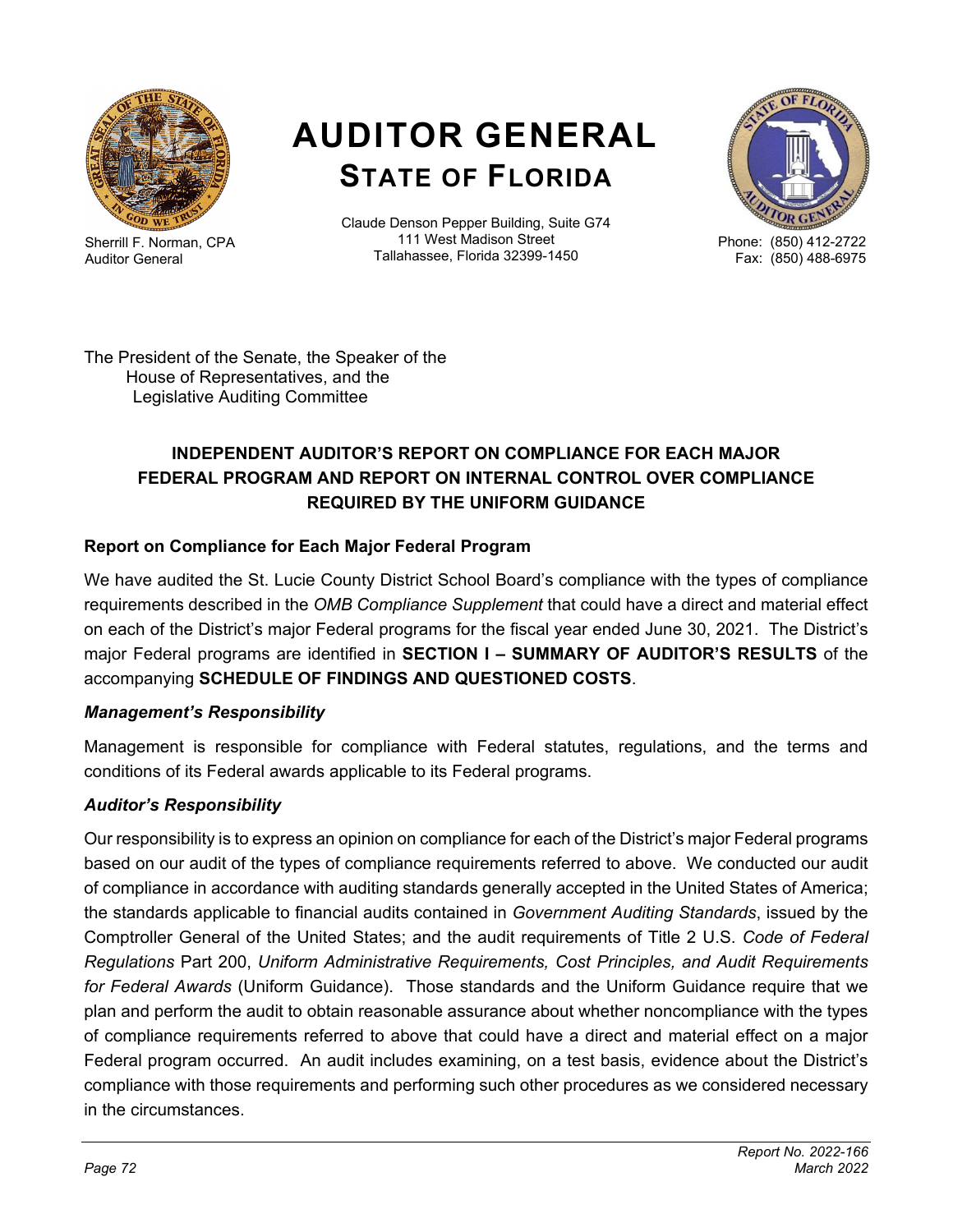# AUDITOR GENERAL
## STATE OF FLORIDA

Sherrill F. Norman, CPA
Auditor General

Claude Denson Pepper Building, Suite G74
111 West Madison Street
Tallahassee, Florida 32399-1450

Phone: (850) 412-2722
Fax: (850) 488-6975

The President of the Senate, the Speaker of the
House of Representatives, and the
Legislative Auditing Committee

### INDEPENDENT AUDITOR'S REPORT ON COMPLIANCE FOR EACH MAJOR FEDERAL PROGRAM AND REPORT ON INTERNAL CONTROL OVER COMPLIANCE REQUIRED BY THE UNIFORM GUIDANCE

**Report on Compliance for Each Major Federal Program**

We have audited the St. Lucie County District School Board's compliance with the types of compliance requirements described in the *OMB Compliance Supplement* that could have a direct and material effect on each of the District's major Federal programs for the fiscal year ended June 30, 2021. The District's major Federal programs are identified in **SECTION I – SUMMARY OF AUDITOR'S RESULTS** of the accompanying **SCHEDULE OF FINDINGS AND QUESTIONED COSTS**.

***Management's Responsibility***

Management is responsible for compliance with Federal statutes, regulations, and the terms and conditions of its Federal awards applicable to its Federal programs.

***Auditor's Responsibility***

Our responsibility is to express an opinion on compliance for each of the District's major Federal programs based on our audit of the types of compliance requirements referred to above. We conducted our audit of compliance in accordance with auditing standards generally accepted in the United States of America; the standards applicable to financial audits contained in *Government Auditing Standards*, issued by the Comptroller General of the United States; and the audit requirements of Title 2 U.S. *Code of Federal Regulations* Part 200, *Uniform Administrative Requirements, Cost Principles, and Audit Requirements for Federal Awards* (Uniform Guidance). Those standards and the Uniform Guidance require that we plan and perform the audit to obtain reasonable assurance about whether noncompliance with the types of compliance requirements referred to above that could have a direct and material effect on a major Federal program occurred. An audit includes examining, on a test basis, evidence about the District's compliance with those requirements and performing such other procedures as we considered necessary in the circumstances.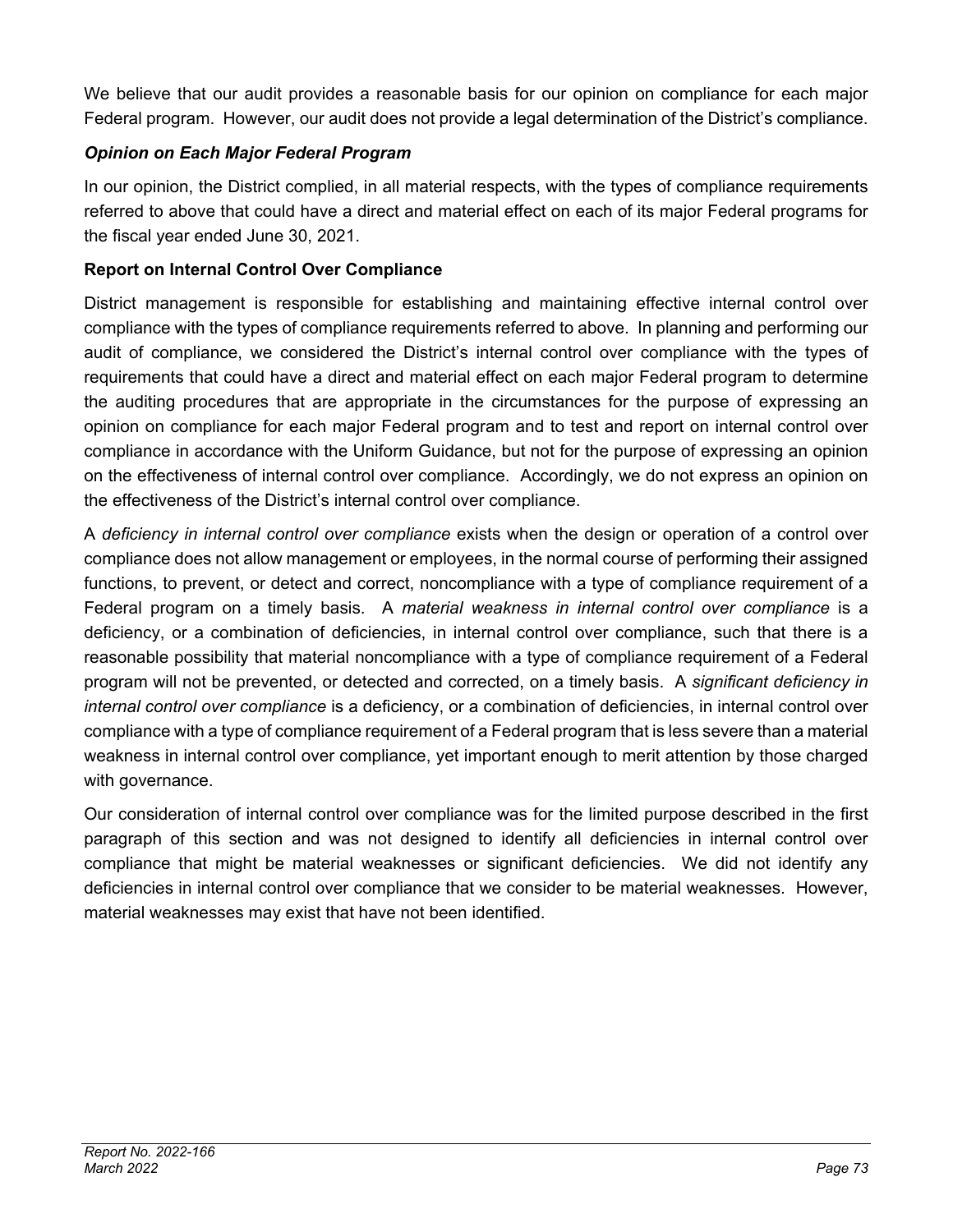We believe that our audit provides a reasonable basis for our opinion on compliance for each major Federal program. However, our audit does not provide a legal determination of the District's compliance.

### *Opinion on Each Major Federal Program*

In our opinion, the District complied, in all material respects, with the types of compliance requirements referred to above that could have a direct and material effect on each of its major Federal programs for the fiscal year ended June 30, 2021.

### Report on Internal Control Over Compliance

District management is responsible for establishing and maintaining effective internal control over compliance with the types of compliance requirements referred to above. In planning and performing our audit of compliance, we considered the District's internal control over compliance with the types of requirements that could have a direct and material effect on each major Federal program to determine the auditing procedures that are appropriate in the circumstances for the purpose of expressing an opinion on compliance for each major Federal program and to test and report on internal control over compliance in accordance with the Uniform Guidance, but not for the purpose of expressing an opinion on the effectiveness of internal control over compliance. Accordingly, we do not express an opinion on the effectiveness of the District's internal control over compliance.

A *deficiency in internal control over compliance* exists when the design or operation of a control over compliance does not allow management or employees, in the normal course of performing their assigned functions, to prevent, or detect and correct, noncompliance with a type of compliance requirement of a Federal program on a timely basis. A *material weakness in internal control over compliance* is a deficiency, or a combination of deficiencies, in internal control over compliance, such that there is a reasonable possibility that material noncompliance with a type of compliance requirement of a Federal program will not be prevented, or detected and corrected, on a timely basis. A *significant deficiency in internal control over compliance* is a deficiency, or a combination of deficiencies, in internal control over compliance with a type of compliance requirement of a Federal program that is less severe than a material weakness in internal control over compliance, yet important enough to merit attention by those charged with governance.

Our consideration of internal control over compliance was for the limited purpose described in the first paragraph of this section and was not designed to identify all deficiencies in internal control over compliance that might be material weaknesses or significant deficiencies. We did not identify any deficiencies in internal control over compliance that we consider to be material weaknesses. However, material weaknesses may exist that have not been identified.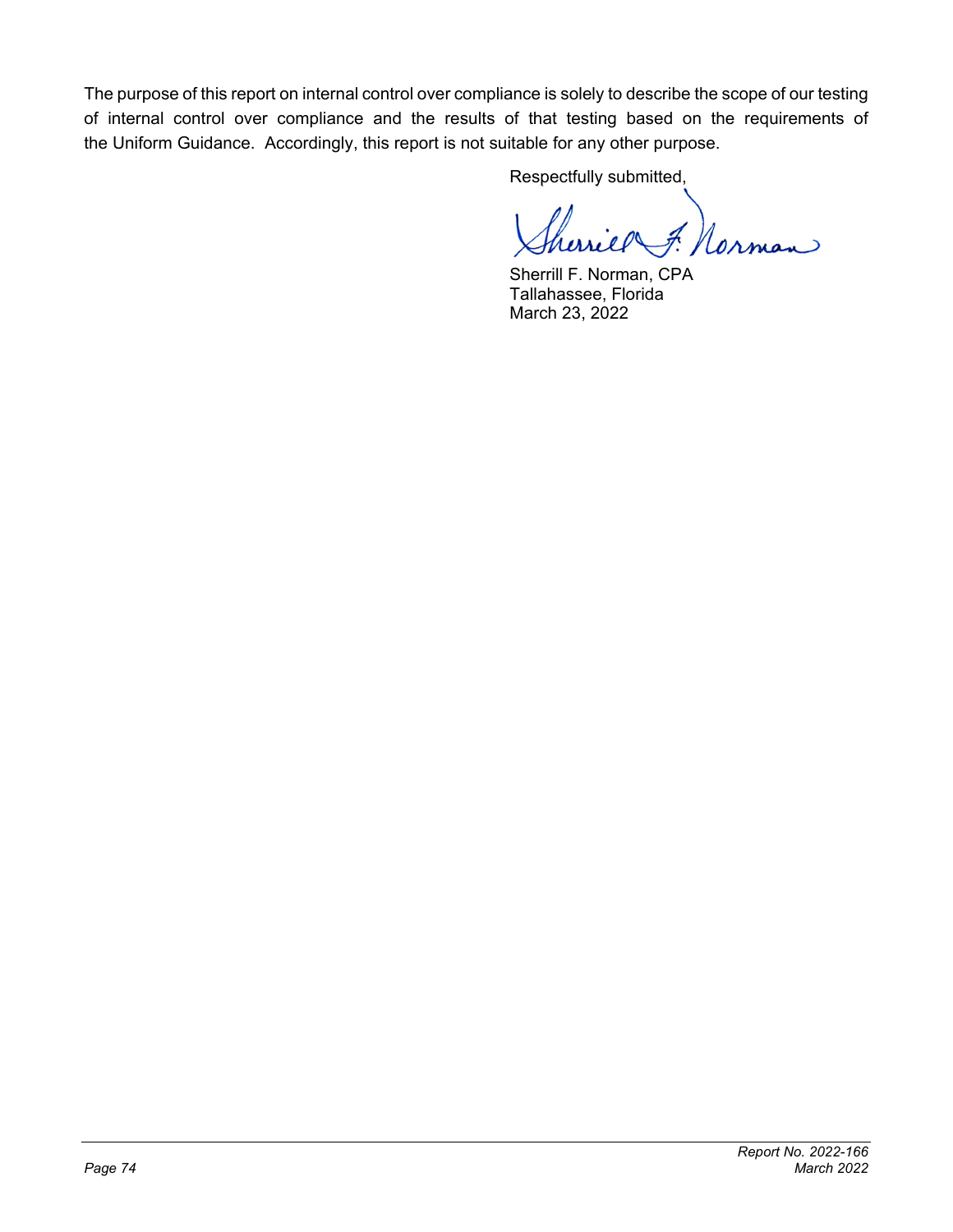The purpose of this report on internal control over compliance is solely to describe the scope of our testing of internal control over compliance and the results of that testing based on the requirements of the Uniform Guidance. Accordingly, this report is not suitable for any other purpose.

Respectfully submitted,

Sherrill F. Norman, CPA
Tallahassee, Florida
March 23, 2022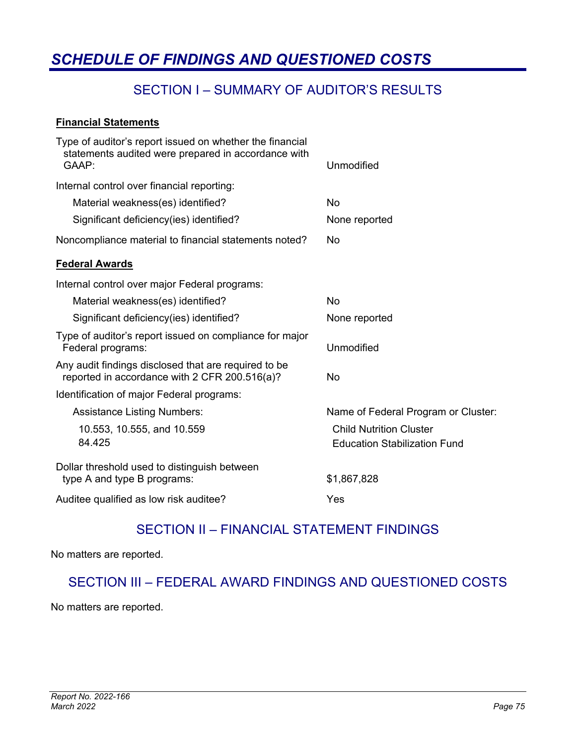# *SCHEDULE OF FINDINGS AND QUESTIONED COSTS*

## SECTION I – SUMMARY OF AUDITOR'S RESULTS

**Financial Statements**

| | |
|---|---|
| Type of auditor's report issued on whether the financial statements audited were prepared in accordance with GAAP: | Unmodified |
| Internal control over financial reporting: | |
| Material weakness(es) identified? | No |
| Significant deficiency(ies) identified? | None reported |
| Noncompliance material to financial statements noted? | No |

**Federal Awards**

| | |
|---|---|
| Internal control over major Federal programs: | |
| Material weakness(es) identified? | No |
| Significant deficiency(ies) identified? | None reported |
| Type of auditor's report issued on compliance for major Federal programs: | Unmodified |
| Any audit findings disclosed that are required to be reported in accordance with 2 CFR 200.516(a)? | No |
| Identification of major Federal programs: | |
| Assistance Listing Numbers: | Name of Federal Program or Cluster: |
| 10.553, 10.555, and 10.559 | Child Nutrition Cluster |
| 84.425 | Education Stabilization Fund |
| Dollar threshold used to distinguish between type A and type B programs: | $1,867,828 |
| Auditee qualified as low risk auditee? | Yes |

## SECTION II – FINANCIAL STATEMENT FINDINGS

No matters are reported.

## SECTION III – FEDERAL AWARD FINDINGS AND QUESTIONED COSTS

No matters are reported.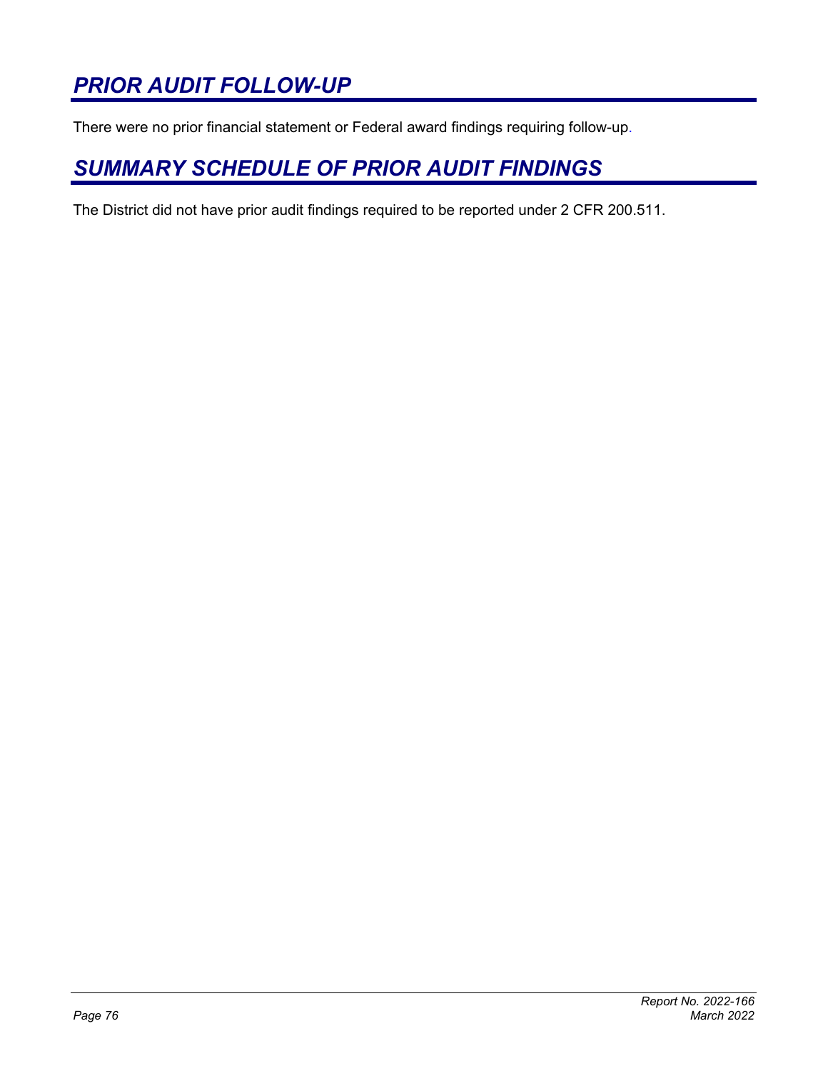## *PRIOR AUDIT FOLLOW-UP*

There were no prior financial statement or Federal award findings requiring follow-up.

## *SUMMARY SCHEDULE OF PRIOR AUDIT FINDINGS*

The District did not have prior audit findings required to be reported under 2 CFR 200.511.